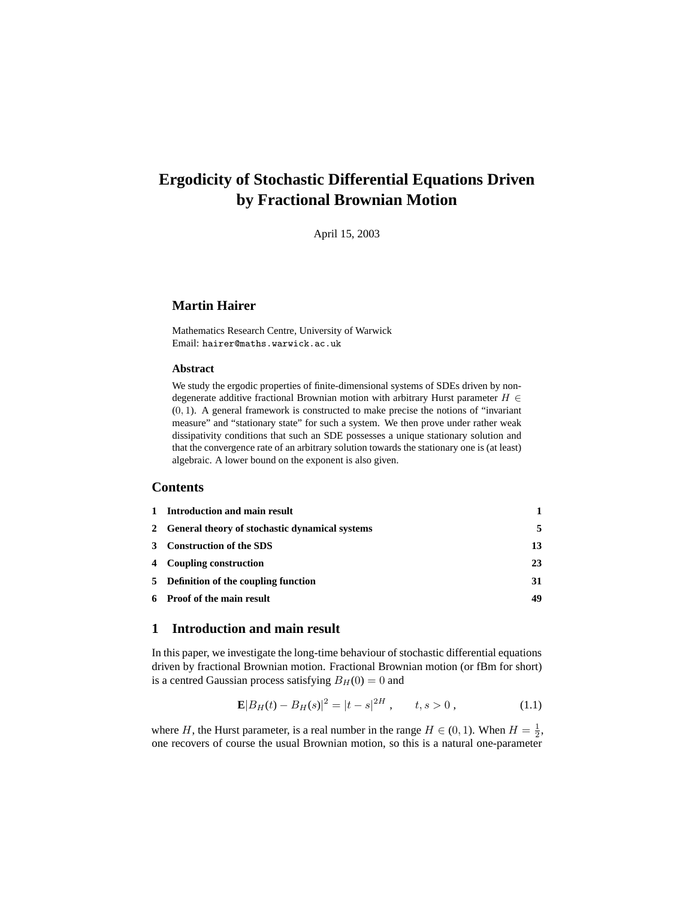# Ergodicity of Stochastic Differential Equations Driven by Fractional Brownian Motion

April 15, 2003

## Martin Hairer

Mathematics Research Centre, University of Warwick
Email: `hairer@maths.warwick.ac.uk`

### Abstract

We study the ergodic properties of finite-dimensional systems of SDEs driven by non-degenerate additive fractional Brownian motion with arbitrary Hurst parameter $H \in (0, 1)$. A general framework is constructed to make precise the notions of "invariant measure" and "stationary state" for such a system. We then prove under rather weak dissipativity conditions that such an SDE possesses a unique stationary solution and that the convergence rate of an arbitrary solution towards the stationary one is (at least) algebraic. A lower bound on the exponent is also given.

## Contents

| | | |
|---|---|---|
| **1** | **Introduction and main result** | **1** |
| **2** | **General theory of stochastic dynamical systems** | **5** |
| **3** | **Construction of the SDS** | **13** |
| **4** | **Coupling construction** | **23** |
| **5** | **Definition of the coupling function** | **31** |
| **6** | **Proof of the main result** | **49** |

## 1 Introduction and main result

In this paper, we investigate the long-time behaviour of stochastic differential equations driven by fractional Brownian motion. Fractional Brownian motion (or fBm for short) is a centred Gaussian process satisfying $B_H(0) = 0$ and

$$\mathbf{E}|B_H(t) - B_H(s)|^2 = |t - s|^{2H} , \qquad t, s > 0 , \tag{1.1}$$

where $H$, the Hurst parameter, is a real number in the range $H \in (0, 1)$. When $H = \frac{1}{2}$, one recovers of course the usual Brownian motion, so this is a natural one-parameter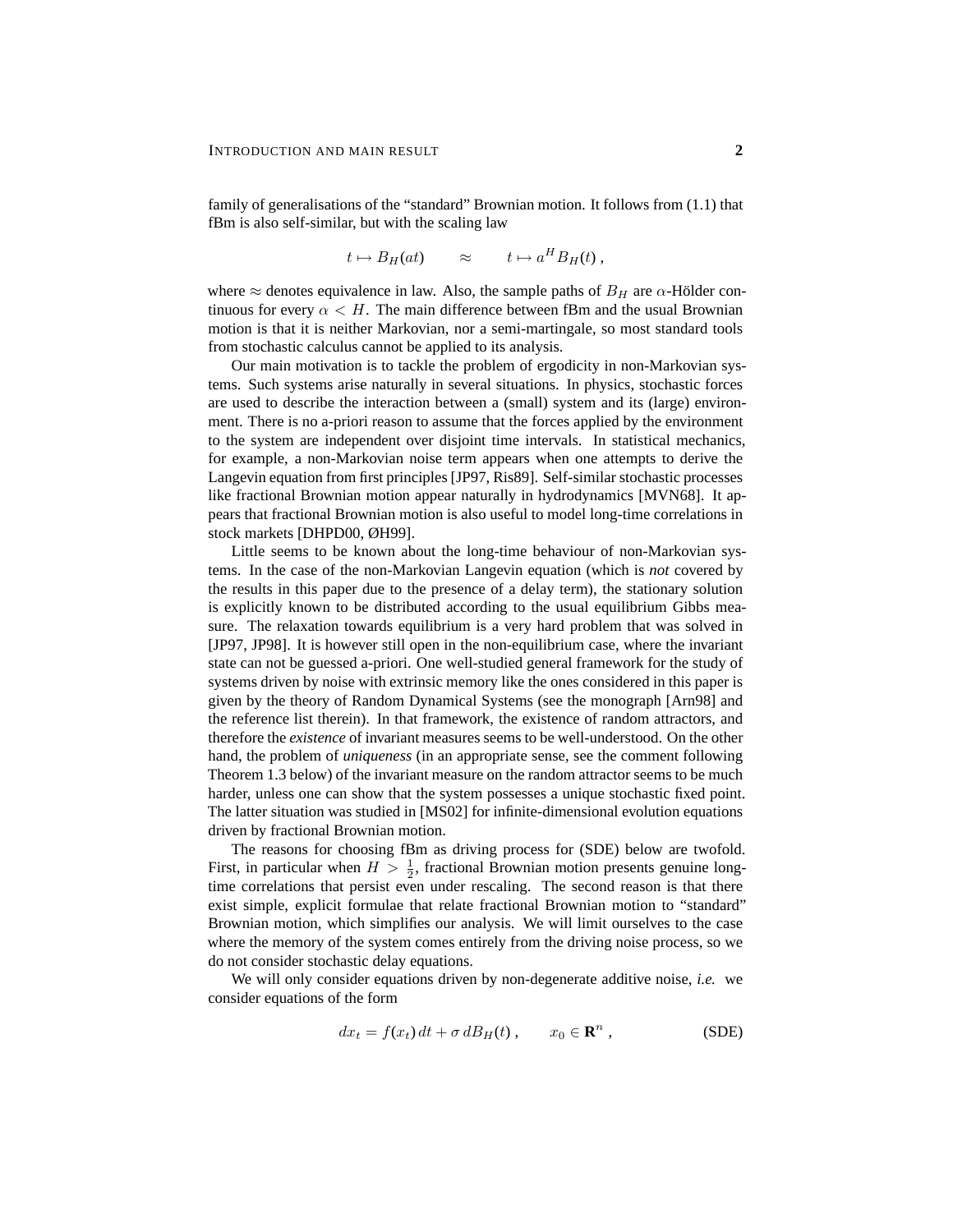family of generalisations of the "standard" Brownian motion. It follows from (1.1) that fBm is also self-similar, but with the scaling law

$$t \mapsto B_H(at) \qquad \approx \qquad t \mapsto a^H B_H(t) \;,$$

where $\approx$ denotes equivalence in law. Also, the sample paths of $B_H$ are $\alpha$-Hölder continuous for every $\alpha < H$. The main difference between fBm and the usual Brownian motion is that it is neither Markovian, nor a semi-martingale, so most standard tools from stochastic calculus cannot be applied to its analysis.

Our main motivation is to tackle the problem of ergodicity in non-Markovian systems. Such systems arise naturally in several situations. In physics, stochastic forces are used to describe the interaction between a (small) system and its (large) environment. There is no a-priori reason to assume that the forces applied by the environment to the system are independent over disjoint time intervals. In statistical mechanics, for example, a non-Markovian noise term appears when one attempts to derive the Langevin equation from first principles [JP97, Ris89]. Self-similar stochastic processes like fractional Brownian motion appear naturally in hydrodynamics [MVN68]. It appears that fractional Brownian motion is also useful to model long-time correlations in stock markets [DHPD00, ØH99].

Little seems to be known about the long-time behaviour of non-Markovian systems. In the case of the non-Markovian Langevin equation (which is *not* covered by the results in this paper due to the presence of a delay term), the stationary solution is explicitly known to be distributed according to the usual equilibrium Gibbs measure. The relaxation towards equilibrium is a very hard problem that was solved in [JP97, JP98]. It is however still open in the non-equilibrium case, where the invariant state can not be guessed a-priori. One well-studied general framework for the study of systems driven by noise with extrinsic memory like the ones considered in this paper is given by the theory of Random Dynamical Systems (see the monograph [Arn98] and the reference list therein). In that framework, the existence of random attractors, and therefore the *existence* of invariant measures seems to be well-understood. On the other hand, the problem of *uniqueness* (in an appropriate sense, see the comment following Theorem 1.3 below) of the invariant measure on the random attractor seems to be much harder, unless one can show that the system possesses a unique stochastic fixed point. The latter situation was studied in [MS02] for infinite-dimensional evolution equations driven by fractional Brownian motion.

The reasons for choosing fBm as driving process for (SDE) below are twofold. First, in particular when $H > \frac{1}{2}$, fractional Brownian motion presents genuine long-time correlations that persist even under rescaling. The second reason is that there exist simple, explicit formulae that relate fractional Brownian motion to "standard" Brownian motion, which simplifies our analysis. We will limit ourselves to the case where the memory of the system comes entirely from the driving noise process, so we do not consider stochastic delay equations.

We will only consider equations driven by non-degenerate additive noise, *i.e.* we consider equations of the form

$$dx_t = f(x_t)\,dt + \sigma\,dB_H(t)\;, \qquad x_0 \in \mathbf{R}^n\;, \tag{SDE}$$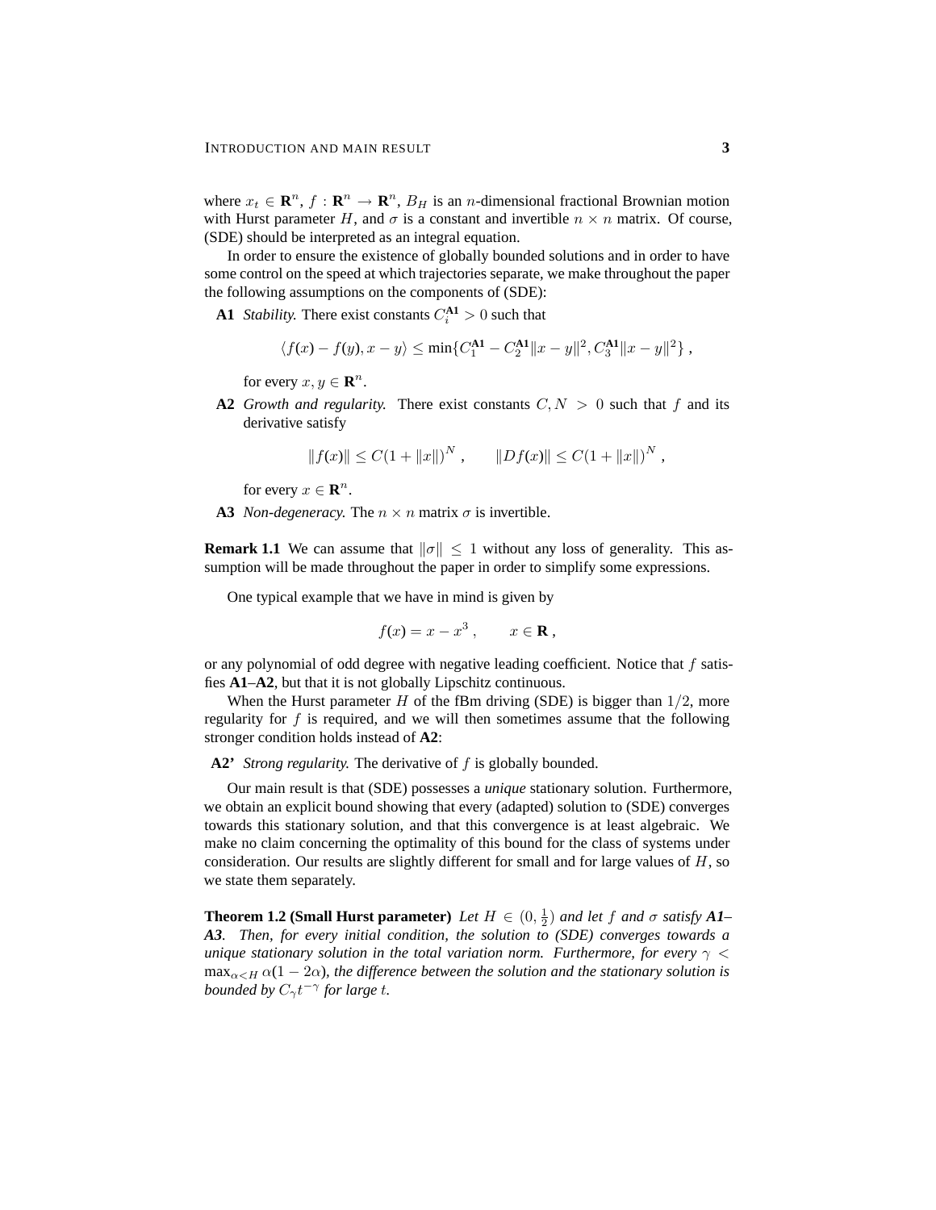where $x_t \in \mathbf{R}^n$, $f : \mathbf{R}^n \to \mathbf{R}^n$, $B_H$ is an $n$-dimensional fractional Brownian motion with Hurst parameter $H$, and $\sigma$ is a constant and invertible $n \times n$ matrix. Of course, (SDE) should be interpreted as an integral equation.

In order to ensure the existence of globally bounded solutions and in order to have some control on the speed at which trajectories separate, we make throughout the paper the following assumptions on the components of (SDE):

**A1** *Stability.* There exist constants $C_i^{\mathbf{A1}} > 0$ such that

$$\langle f(x) - f(y), x - y\rangle \le \min\{C_1^{\mathbf{A1}} - C_2^{\mathbf{A1}}\|x - y\|^2, C_3^{\mathbf{A1}}\|x - y\|^2\} ,$$

for every $x, y \in \mathbf{R}^n$.

**A2** *Growth and regularity.* There exist constants $C, N > 0$ such that $f$ and its derivative satisfy

$$\|f(x)\| \le C(1 + \|x\|)^N , \qquad \|Df(x)\| \le C(1 + \|x\|)^N ,$$

for every $x \in \mathbf{R}^n$.

**A3** *Non-degeneracy.* The $n \times n$ matrix $\sigma$ is invertible.

**Remark 1.1** We can assume that $\|\sigma\| \le 1$ without any loss of generality. This assumption will be made throughout the paper in order to simplify some expressions.

One typical example that we have in mind is given by

$$f(x) = x - x^3 , \qquad x \in \mathbf{R} ,$$

or any polynomial of odd degree with negative leading coefficient. Notice that $f$ satisfies **A1**–**A2**, but that it is not globally Lipschitz continuous.

When the Hurst parameter $H$ of the fBm driving (SDE) is bigger than $1/2$, more regularity for $f$ is required, and we will then sometimes assume that the following stronger condition holds instead of **A2**:

**A2'** *Strong regularity.* The derivative of $f$ is globally bounded.

Our main result is that (SDE) possesses a *unique* stationary solution. Furthermore, we obtain an explicit bound showing that every (adapted) solution to (SDE) converges towards this stationary solution, and that this convergence is at least algebraic. We make no claim concerning the optimality of this bound for the class of systems under consideration. Our results are slightly different for small and for large values of $H$, so we state them separately.

**Theorem 1.2 (Small Hurst parameter)** *Let $H \in (0, \frac{1}{2})$ and let $f$ and $\sigma$ satisfy **A1**–**A3**. Then, for every initial condition, the solution to (SDE) converges towards a unique stationary solution in the total variation norm. Furthermore, for every $\gamma < \max_{\alpha<H} \alpha(1 - 2\alpha)$, the difference between the solution and the stationary solution is bounded by $C_\gamma t^{-\gamma}$ for large $t$.*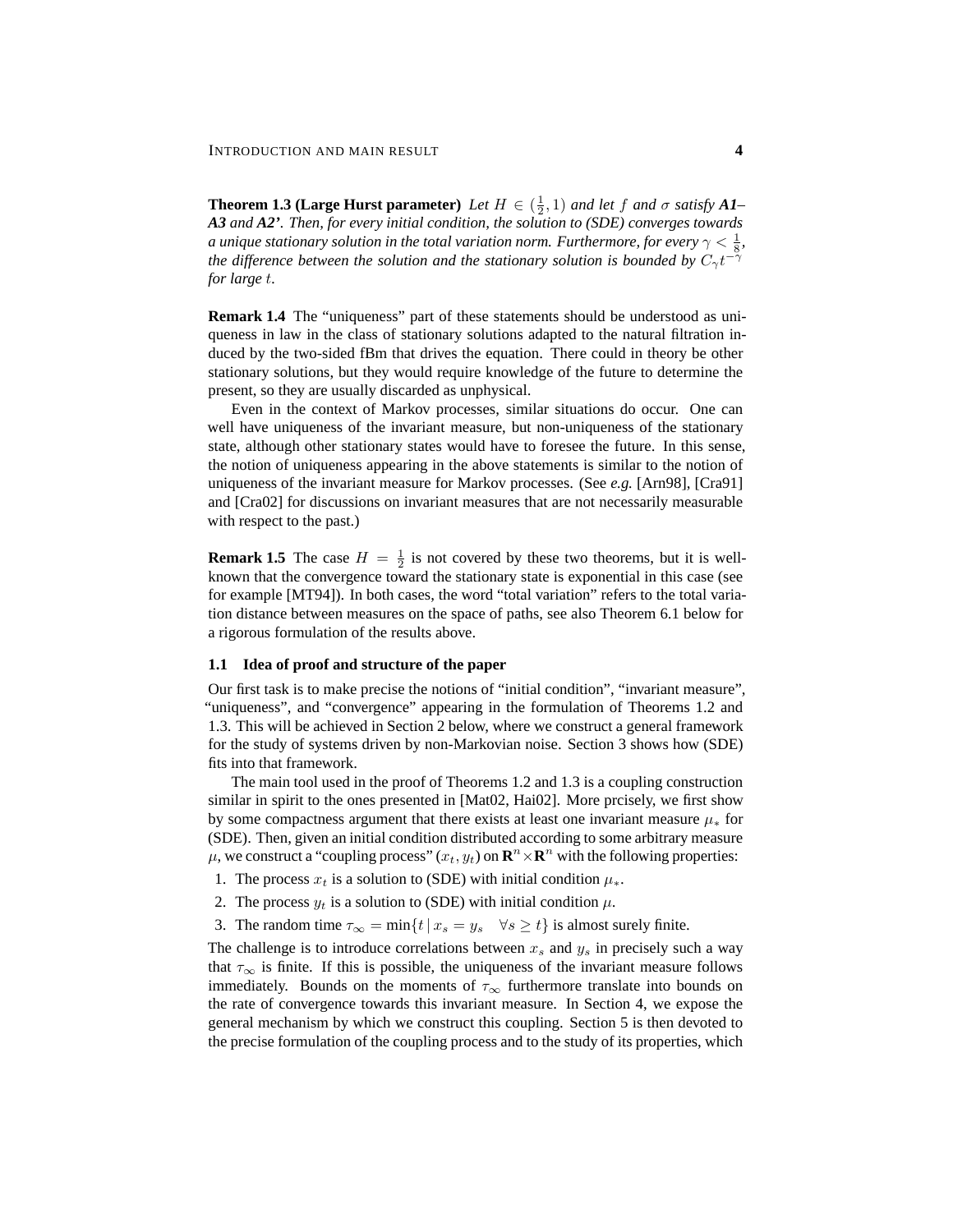**Theorem 1.3 (Large Hurst parameter)** *Let $H \in (\frac{1}{2}, 1)$ and let $f$ and $\sigma$ satisfy **A1**–**A3** and **A2'**. Then, for every initial condition, the solution to (SDE) converges towards a unique stationary solution in the total variation norm. Furthermore, for every $\gamma < \frac{1}{8}$, the difference between the solution and the stationary solution is bounded by $C_\gamma t^{-\gamma}$ for large $t$.*

**Remark 1.4** The "uniqueness" part of these statements should be understood as uniqueness in law in the class of stationary solutions adapted to the natural filtration induced by the two-sided fBm that drives the equation. There could in theory be other stationary solutions, but they would require knowledge of the future to determine the present, so they are usually discarded as unphysical.

Even in the context of Markov processes, similar situations do occur. One can well have uniqueness of the invariant measure, but non-uniqueness of the stationary state, although other stationary states would have to foresee the future. In this sense, the notion of uniqueness appearing in the above statements is similar to the notion of uniqueness of the invariant measure for Markov processes. (See *e.g.* [Arn98], [Cra91] and [Cra02] for discussions on invariant measures that are not necessarily measurable with respect to the past.)

**Remark 1.5** The case $H = \frac{1}{2}$ is not covered by these two theorems, but it is well-known that the convergence toward the stationary state is exponential in this case (see for example [MT94]). In both cases, the word "total variation" refers to the total variation distance between measures on the space of paths, see also Theorem 6.1 below for a rigorous formulation of the results above.

### 1.1 Idea of proof and structure of the paper

Our first task is to make precise the notions of "initial condition", "invariant measure", "uniqueness", and "convergence" appearing in the formulation of Theorems 1.2 and 1.3. This will be achieved in Section 2 below, where we construct a general framework for the study of systems driven by non-Markovian noise. Section 3 shows how (SDE) fits into that framework.

The main tool used in the proof of Theorems 1.2 and 1.3 is a coupling construction similar in spirit to the ones presented in [Mat02, Hai02]. More prcisely, we first show by some compactness argument that there exists at least one invariant measure $\mu_*$ for (SDE). Then, given an initial condition distributed according to some arbitrary measure $\mu$, we construct a "coupling process" $(x_t, y_t)$ on $\mathbf{R}^n \times \mathbf{R}^n$ with the following properties:

1. The process $x_t$ is a solution to (SDE) with initial condition $\mu_*$.
2. The process $y_t$ is a solution to (SDE) with initial condition $\mu$.
3. The random time $\tau_\infty = \min\{t \,|\, x_s = y_s \quad \forall s \geq t\}$ is almost surely finite.

The challenge is to introduce correlations between $x_s$ and $y_s$ in precisely such a way that $\tau_\infty$ is finite. If this is possible, the uniqueness of the invariant measure follows immediately. Bounds on the moments of $\tau_\infty$ furthermore translate into bounds on the rate of convergence towards this invariant measure. In Section 4, we expose the general mechanism by which we construct this coupling. Section 5 is then devoted to the precise formulation of the coupling process and to the study of its properties, which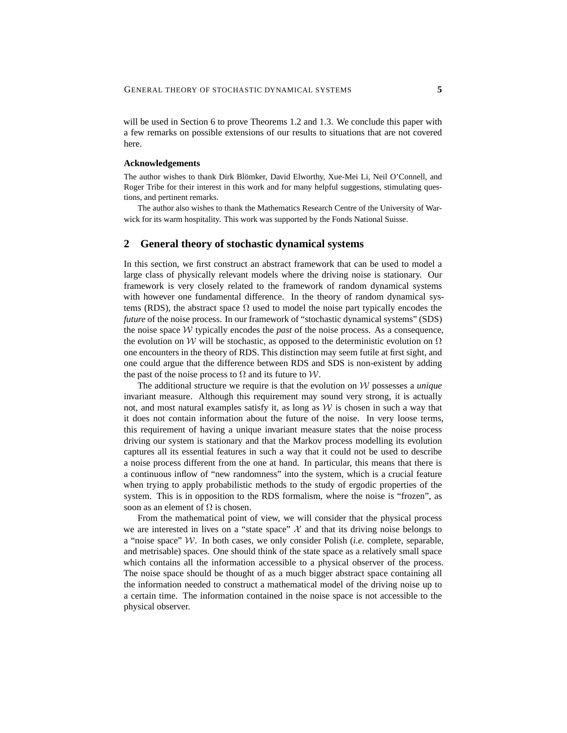will be used in Section 6 to prove Theorems 1.2 and 1.3. We conclude this paper with a few remarks on possible extensions of our results to situations that are not covered here.

#### Acknowledgements

The author wishes to thank Dirk Blömker, David Elworthy, Xue-Mei Li, Neil O'Connell, and Roger Tribe for their interest in this work and for many helpful suggestions, stimulating questions, and pertinent remarks.

The author also wishes to thank the Mathematics Research Centre of the University of Warwick for its warm hospitality. This work was supported by the Fonds National Suisse.

## 2 General theory of stochastic dynamical systems

In this section, we first construct an abstract framework that can be used to model a large class of physically relevant models where the driving noise is stationary. Our framework is very closely related to the framework of random dynamical systems with however one fundamental difference. In the theory of random dynamical systems (RDS), the abstract space $\Omega$ used to model the noise part typically encodes the *future* of the noise process. In our framework of "stochastic dynamical systems" (SDS) the noise space $\mathcal{W}$ typically encodes the *past* of the noise process. As a consequence, the evolution on $\mathcal{W}$ will be stochastic, as opposed to the deterministic evolution on $\Omega$ one encounters in the theory of RDS. This distinction may seem futile at first sight, and one could argue that the difference between RDS and SDS is non-existent by adding the past of the noise process to $\Omega$ and its future to $\mathcal{W}$.

The additional structure we require is that the evolution on $\mathcal{W}$ possesses a *unique* invariant measure. Although this requirement may sound very strong, it is actually not, and most natural examples satisfy it, as long as $\mathcal{W}$ is chosen in such a way that it does not contain information about the future of the noise. In very loose terms, this requirement of having a unique invariant measure states that the noise process driving our system is stationary and that the Markov process modelling its evolution captures all its essential features in such a way that it could not be used to describe a noise process different from the one at hand. In particular, this means that there is a continuous inflow of "new randomness" into the system, which is a crucial feature when trying to apply probabilistic methods to the study of ergodic properties of the system. This is in opposition to the RDS formalism, where the noise is "frozen", as soon as an element of $\Omega$ is chosen.

From the mathematical point of view, we will consider that the physical process we are interested in lives on a "state space" $\mathcal{X}$ and that its driving noise belongs to a "noise space" $\mathcal{W}$. In both cases, we only consider Polish (*i.e.* complete, separable, and metrisable) spaces. One should think of the state space as a relatively small space which contains all the information accessible to a physical observer of the process. The noise space should be thought of as a much bigger abstract space containing all the information needed to construct a mathematical model of the driving noise up to a certain time. The information contained in the noise space is not accessible to the physical observer.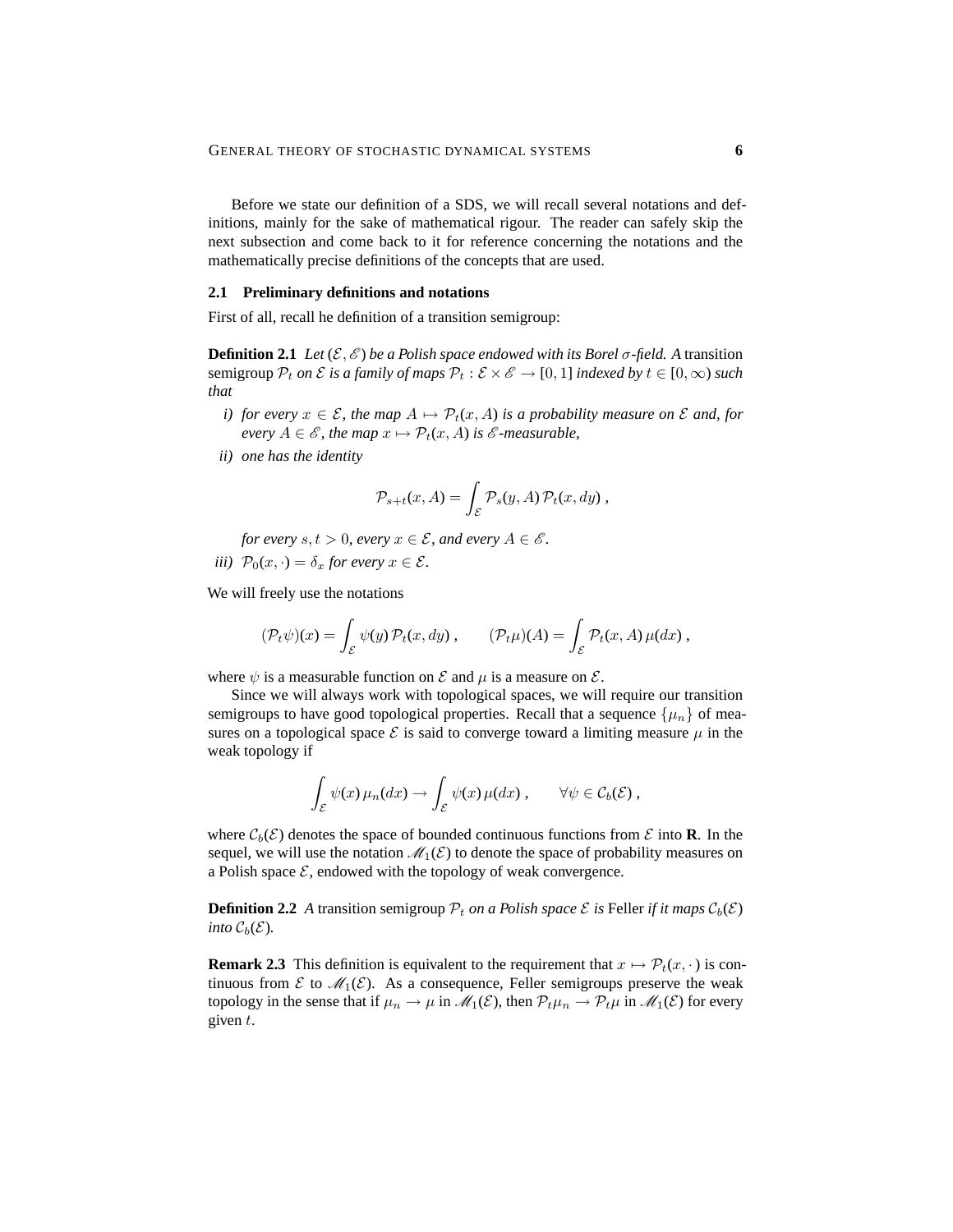Before we state our definition of a SDS, we will recall several notations and definitions, mainly for the sake of mathematical rigour. The reader can safely skip the next subsection and come back to it for reference concerning the notations and the mathematically precise definitions of the concepts that are used.

### 2.1 Preliminary definitions and notations

First of all, recall he definition of a transition semigroup:

**Definition 2.1** *Let $(\mathcal{E}, \mathscr{E})$ be a Polish space endowed with its Borel $\sigma$-field. A* transition semigroup *$\mathcal{P}_t$ on $\mathcal{E}$ is a family of maps $\mathcal{P}_t : \mathcal{E} \times \mathscr{E} \to [0,1]$ indexed by $t \in [0, \infty)$ such that*

*i) for every $x \in \mathcal{E}$, the map $A \mapsto \mathcal{P}_t(x, A)$ is a probability measure on $\mathcal{E}$ and, for every $A \in \mathscr{E}$, the map $x \mapsto \mathcal{P}_t(x, A)$ is $\mathscr{E}$-measurable,*

*ii) one has the identity*

$$\mathcal{P}_{s+t}(x, A) = \int_{\mathcal{E}} \mathcal{P}_s(y, A)\, \mathcal{P}_t(x, dy) ,$$

*for every $s, t > 0$, every $x \in \mathcal{E}$, and every $A \in \mathscr{E}$.*

*iii) $\mathcal{P}_0(x, \cdot) = \delta_x$ for every $x \in \mathcal{E}$.*

We will freely use the notations

$$(\mathcal{P}_t \psi)(x) = \int_{\mathcal{E}} \psi(y)\, \mathcal{P}_t(x, dy) , \qquad (\mathcal{P}_t \mu)(A) = \int_{\mathcal{E}} \mathcal{P}_t(x, A)\, \mu(dx) ,$$

where $\psi$ is a measurable function on $\mathcal{E}$ and $\mu$ is a measure on $\mathcal{E}$.

Since we will always work with topological spaces, we will require our transition semigroups to have good topological properties. Recall that a sequence $\{\mu_n\}$ of measures on a topological space $\mathcal{E}$ is said to converge toward a limiting measure $\mu$ in the weak topology if

$$\int_{\mathcal{E}} \psi(x)\, \mu_n(dx) \to \int_{\mathcal{E}} \psi(x)\, \mu(dx) , \qquad \forall \psi \in \mathcal{C}_b(\mathcal{E}) ,$$

where $\mathcal{C}_b(\mathcal{E})$ denotes the space of bounded continuous functions from $\mathcal{E}$ into $\mathbf{R}$. In the sequel, we will use the notation $\mathscr{M}_1(\mathcal{E})$ to denote the space of probability measures on a Polish space $\mathcal{E}$, endowed with the topology of weak convergence.

**Definition 2.2** *A* transition semigroup *$\mathcal{P}_t$ on a Polish space $\mathcal{E}$ is* Feller *if it maps $\mathcal{C}_b(\mathcal{E})$ into $\mathcal{C}_b(\mathcal{E})$.*

**Remark 2.3** This definition is equivalent to the requirement that $x \mapsto \mathcal{P}_t(x, \cdot)$ is continuous from $\mathcal{E}$ to $\mathscr{M}_1(\mathcal{E})$. As a consequence, Feller semigroups preserve the weak topology in the sense that if $\mu_n \to \mu$ in $\mathscr{M}_1(\mathcal{E})$, then $\mathcal{P}_t \mu_n \to \mathcal{P}_t \mu$ in $\mathscr{M}_1(\mathcal{E})$ for every given $t$.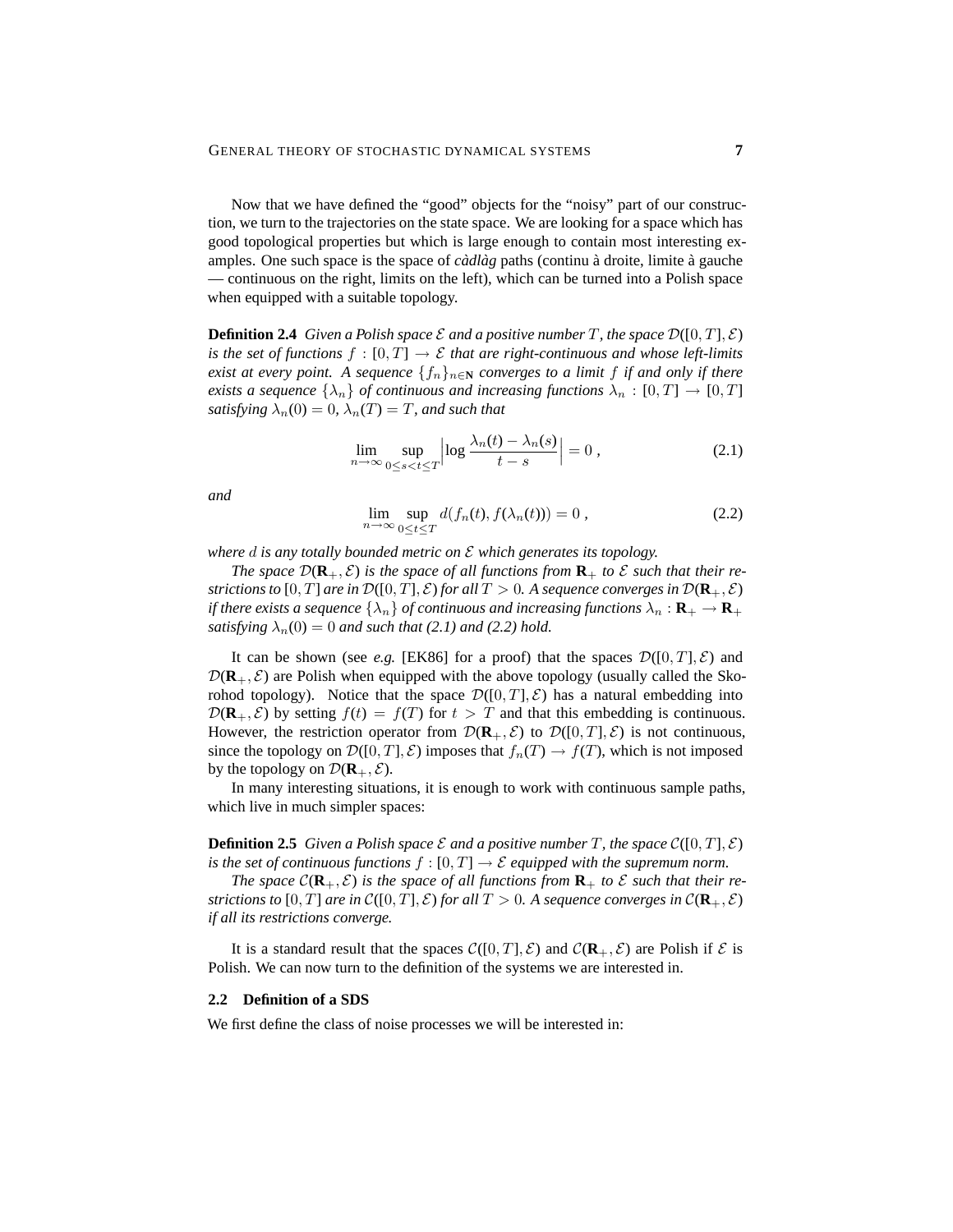Now that we have defined the “good” objects for the “noisy” part of our construction, we turn to the trajectories on the state space. We are looking for a space which has good topological properties but which is large enough to contain most interesting examples. One such space is the space of *càdlàg* paths (continu à droite, limite à gauche — continuous on the right, limits on the left), which can be turned into a Polish space when equipped with a suitable topology.

**Definition 2.4** *Given a Polish space $\mathcal{E}$ and a positive number $T$, the space $\mathcal{D}([0,T],\mathcal{E})$ is the set of functions $f : [0,T] \to \mathcal{E}$ that are right-continuous and whose left-limits exist at every point. A sequence $\{f_n\}_{n\in\mathbf{N}}$ converges to a limit $f$ if and only if there exists a sequence $\{\lambda_n\}$ of continuous and increasing functions $\lambda_n : [0,T] \to [0,T]$ satisfying $\lambda_n(0) = 0$, $\lambda_n(T) = T$, and such that*

$$\lim_{n\to\infty} \sup_{0\le s<t\le T} \Big|\log \frac{\lambda_n(t) - \lambda_n(s)}{t-s}\Big| = 0 \;, \tag{2.1}$$

*and*

$$\lim_{n\to\infty} \sup_{0\le t\le T} d(f_n(t), f(\lambda_n(t))) = 0 \;, \tag{2.2}$$

*where $d$ is any totally bounded metric on $\mathcal{E}$ which generates its topology.*

*The space $\mathcal{D}(\mathbf{R}_+,\mathcal{E})$ is the space of all functions from $\mathbf{R}_+$ to $\mathcal{E}$ such that their restrictions to $[0,T]$ are in $\mathcal{D}([0,T],\mathcal{E})$ for all $T > 0$. A sequence converges in $\mathcal{D}(\mathbf{R}_+,\mathcal{E})$ if there exists a sequence $\{\lambda_n\}$ of continuous and increasing functions $\lambda_n : \mathbf{R}_+ \to \mathbf{R}_+$ satisfying $\lambda_n(0) = 0$ and such that (2.1) and (2.2) hold.*

It can be shown (see *e.g.* [EK86] for a proof) that the spaces $\mathcal{D}([0,T],\mathcal{E})$ and $\mathcal{D}(\mathbf{R}_+,\mathcal{E})$ are Polish when equipped with the above topology (usually called the Skorohod topology). Notice that the space $\mathcal{D}([0,T],\mathcal{E})$ has a natural embedding into $\mathcal{D}(\mathbf{R}_+,\mathcal{E})$ by setting $f(t) = f(T)$ for $t > T$ and that this embedding is continuous. However, the restriction operator from $\mathcal{D}(\mathbf{R}_+,\mathcal{E})$ to $\mathcal{D}([0,T],\mathcal{E})$ is not continuous, since the topology on $\mathcal{D}([0,T],\mathcal{E})$ imposes that $f_n(T) \to f(T)$, which is not imposed by the topology on $\mathcal{D}(\mathbf{R}_+,\mathcal{E})$.

In many interesting situations, it is enough to work with continuous sample paths, which live in much simpler spaces:

**Definition 2.5** *Given a Polish space $\mathcal{E}$ and a positive number $T$, the space $\mathcal{C}([0,T],\mathcal{E})$ is the set of continuous functions $f : [0,T] \to \mathcal{E}$ equipped with the supremum norm.*

*The space $\mathcal{C}(\mathbf{R}_+,\mathcal{E})$ is the space of all functions from $\mathbf{R}_+$ to $\mathcal{E}$ such that their restrictions to $[0,T]$ are in $\mathcal{C}([0,T],\mathcal{E})$ for all $T > 0$. A sequence converges in $\mathcal{C}(\mathbf{R}_+,\mathcal{E})$ if all its restrictions converge.*

It is a standard result that the spaces $\mathcal{C}([0,T],\mathcal{E})$ and $\mathcal{C}(\mathbf{R}_+,\mathcal{E})$ are Polish if $\mathcal{E}$ is Polish. We can now turn to the definition of the systems we are interested in.

### 2.2 Definition of a SDS

We first define the class of noise processes we will be interested in: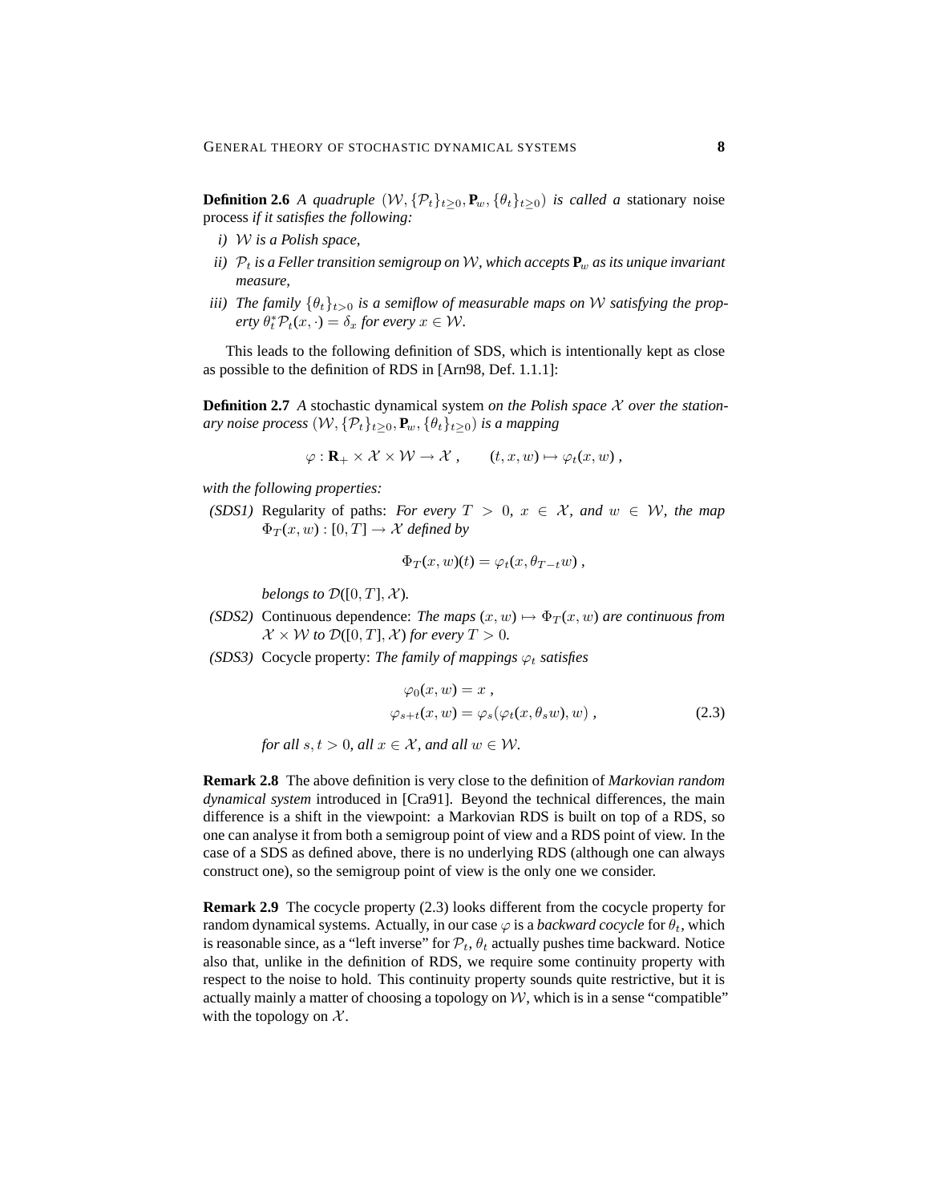**Definition 2.6** *A quadruple* $(\mathcal{W}, \{\mathcal{P}_t\}_{t\geq 0}, \mathbf{P}_w, \{\theta_t\}_{t\geq 0})$ *is called a* stationary noise process *if it satisfies the following:*

*i)* $\mathcal{W}$ *is a Polish space,*

*ii)* $\mathcal{P}_t$ *is a Feller transition semigroup on* $\mathcal{W}$*, which accepts* $\mathbf{P}_w$ *as its unique invariant measure,*

*iii) The family* $\{\theta_t\}_{t>0}$ *is a semiflow of measurable maps on* $\mathcal{W}$ *satisfying the property* $\theta_t^* \mathcal{P}_t(x, \cdot) = \delta_x$ *for every* $x \in \mathcal{W}$.

This leads to the following definition of SDS, which is intentionally kept as close as possible to the definition of RDS in [Arn98, Def. 1.1.1]:

**Definition 2.7** *A* stochastic dynamical system *on the Polish space* $\mathcal{X}$ *over the stationary noise process* $(\mathcal{W}, \{\mathcal{P}_t\}_{t\geq 0}, \mathbf{P}_w, \{\theta_t\}_{t\geq 0})$ *is a mapping*

$$\varphi : \mathbf{R}_+ \times \mathcal{X} \times \mathcal{W} \to \mathcal{X} \;, \qquad (t, x, w) \mapsto \varphi_t(x, w) \;,$$

*with the following properties:*

*(SDS1)* Regularity of paths: *For every* $T > 0$, $x \in \mathcal{X}$, *and* $w \in \mathcal{W}$, *the map* $\Phi_T(x, w) : [0, T] \to \mathcal{X}$ *defined by*

$$\Phi_T(x, w)(t) = \varphi_t(x, \theta_{T-t} w) \;,$$

*belongs to* $\mathcal{D}([0, T], \mathcal{X})$*.*

*(SDS2)* Continuous dependence: *The maps* $(x, w) \mapsto \Phi_T(x, w)$ *are continuous from* $\mathcal{X} \times \mathcal{W}$ *to* $\mathcal{D}([0, T], \mathcal{X})$ *for every* $T > 0$*.*

*(SDS3)* Cocycle property: *The family of mappings* $\varphi_t$ *satisfies*

$$\begin{aligned}
\varphi_0(x, w) &= x \;, \\
\varphi_{s+t}(x, w) &= \varphi_s(\varphi_t(x, \theta_s w), w) \;,
\end{aligned} \tag{2.3}$$

*for all* $s, t > 0$*, all* $x \in \mathcal{X}$*, and all* $w \in \mathcal{W}$*.*

**Remark 2.8** The above definition is very close to the definition of *Markovian random dynamical system* introduced in [Cra91]. Beyond the technical differences, the main difference is a shift in the viewpoint: a Markovian RDS is built on top of a RDS, so one can analyse it from both a semigroup point of view and a RDS point of view. In the case of a SDS as defined above, there is no underlying RDS (although one can always construct one), so the semigroup point of view is the only one we consider.

**Remark 2.9** The cocycle property (2.3) looks different from the cocycle property for random dynamical systems. Actually, in our case $\varphi$ is a *backward cocycle* for $\theta_t$, which is reasonable since, as a "left inverse" for $\mathcal{P}_t$, $\theta_t$ actually pushes time backward. Notice also that, unlike in the definition of RDS, we require some continuity property with respect to the noise to hold. This continuity property sounds quite restrictive, but it is actually mainly a matter of choosing a topology on $\mathcal{W}$, which is in a sense "compatible" with the topology on $\mathcal{X}$.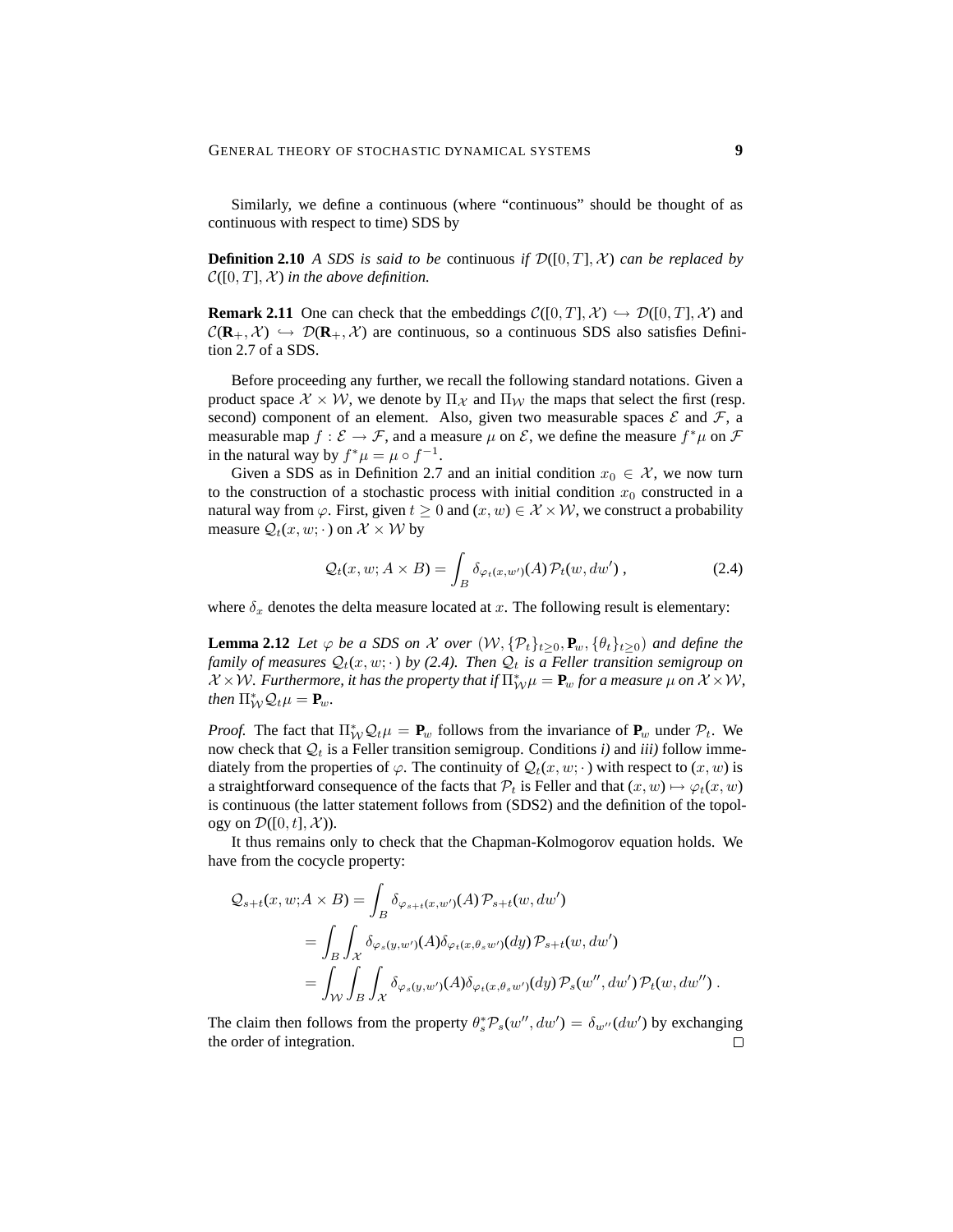Similarly, we define a continuous (where "continuous" should be thought of as continuous with respect to time) SDS by

**Definition 2.10** *A SDS is said to be* continuous *if* $\mathcal{D}([0,T],\mathcal{X})$ *can be replaced by* $\mathcal{C}([0,T],\mathcal{X})$ *in the above definition.*

**Remark 2.11** One can check that the embeddings $\mathcal{C}([0,T],\mathcal{X}) \hookrightarrow \mathcal{D}([0,T],\mathcal{X})$ and $\mathcal{C}(\mathbf{R}_+,\mathcal{X}) \hookrightarrow \mathcal{D}(\mathbf{R}_+,\mathcal{X})$ are continuous, so a continuous SDS also satisfies Definition 2.7 of a SDS.

Before proceeding any further, we recall the following standard notations. Given a product space $\mathcal{X} \times \mathcal{W}$, we denote by $\Pi_{\mathcal{X}}$ and $\Pi_{\mathcal{W}}$ the maps that select the first (resp. second) component of an element. Also, given two measurable spaces $\mathcal{E}$ and $\mathcal{F}$, a measurable map $f : \mathcal{E} \to \mathcal{F}$, and a measure $\mu$ on $\mathcal{E}$, we define the measure $f^*\mu$ on $\mathcal{F}$ in the natural way by $f^*\mu = \mu \circ f^{-1}$.

Given a SDS as in Definition 2.7 and an initial condition $x_0 \in \mathcal{X}$, we now turn to the construction of a stochastic process with initial condition $x_0$ constructed in a natural way from $\varphi$. First, given $t \geq 0$ and $(x,w) \in \mathcal{X} \times \mathcal{W}$, we construct a probability measure $\mathcal{Q}_t(x,w;\cdot\,)$ on $\mathcal{X} \times \mathcal{W}$ by

$$\mathcal{Q}_t(x,w;A \times B) = \int_B \delta_{\varphi_t(x,w')}(A)\,\mathcal{P}_t(w,dw')\;, \tag{2.4}$$

where $\delta_x$ denotes the delta measure located at $x$. The following result is elementary:

**Lemma 2.12** *Let $\varphi$ be a SDS on $\mathcal{X}$ over $(\mathcal{W},\{\mathcal{P}_t\}_{t\geq 0},\mathbf{P}_w,\{\theta_t\}_{t\geq 0})$ and define the family of measures $\mathcal{Q}_t(x,w;\cdot\,)$ by (2.4). Then $\mathcal{Q}_t$ is a Feller transition semigroup on $\mathcal{X}\times\mathcal{W}$. Furthermore, it has the property that if $\Pi_{\mathcal{W}}^*\mu = \mathbf{P}_w$ for a measure $\mu$ on $\mathcal{X}\times\mathcal{W}$, then $\Pi_{\mathcal{W}}^*\mathcal{Q}_t\mu = \mathbf{P}_w$.*

*Proof.* The fact that $\Pi_{\mathcal{W}}^*\mathcal{Q}_t\mu = \mathbf{P}_w$ follows from the invariance of $\mathbf{P}_w$ under $\mathcal{P}_t$. We now check that $\mathcal{Q}_t$ is a Feller transition semigroup. Conditions *i)* and *iii)* follow immediately from the properties of $\varphi$. The continuity of $\mathcal{Q}_t(x,w;\cdot\,)$ with respect to $(x,w)$ is a straightforward consequence of the facts that $\mathcal{P}_t$ is Feller and that $(x,w) \mapsto \varphi_t(x,w)$ is continuous (the latter statement follows from (SDS2) and the definition of the topology on $\mathcal{D}([0,t],\mathcal{X})$).

It thus remains only to check that the Chapman-Kolmogorov equation holds. We have from the cocycle property:

$$\begin{aligned}
\mathcal{Q}_{s+t}(x,w;A\times B) &= \int_B \delta_{\varphi_{s+t}(x,w')}(A)\,\mathcal{P}_{s+t}(w,dw') \\
&= \int_B\int_{\mathcal{X}} \delta_{\varphi_s(y,w')}(A)\delta_{\varphi_t(x,\theta_s w')}(dy)\,\mathcal{P}_{s+t}(w,dw') \\
&= \int_{\mathcal{W}}\int_B\int_{\mathcal{X}} \delta_{\varphi_s(y,w')}(A)\delta_{\varphi_t(x,\theta_s w')}(dy)\,\mathcal{P}_s(w'',dw')\,\mathcal{P}_t(w,dw'')\;.
\end{aligned}$$

The claim then follows from the property $\theta_s^*\mathcal{P}_s(w'',dw') = \delta_{w''}(dw')$ by exchanging the order of integration. □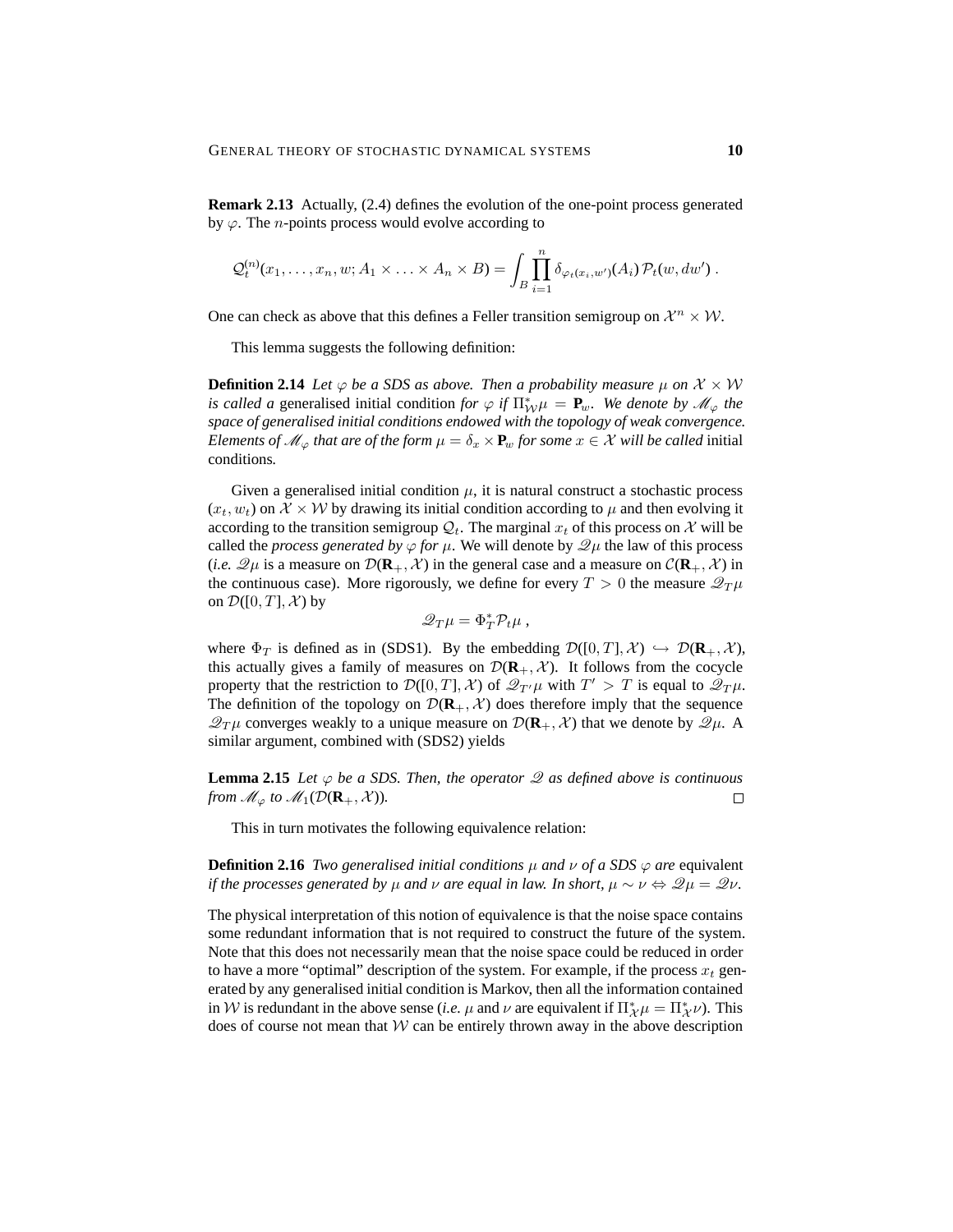**Remark 2.13** Actually, (2.4) defines the evolution of the one-point process generated by $\varphi$. The $n$-points process would evolve according to

$$\mathcal{Q}_t^{(n)}(x_1, \ldots, x_n, w; A_1 \times \ldots \times A_n \times B) = \int_B \prod_{i=1}^n \delta_{\varphi_t(x_i, w')}(A_i) \, \mathcal{P}_t(w, dw') \,.$$

One can check as above that this defines a Feller transition semigroup on $\mathcal{X}^n \times \mathcal{W}$.

This lemma suggests the following definition:

**Definition 2.14** *Let $\varphi$ be a SDS as above. Then a probability measure $\mu$ on $\mathcal{X} \times \mathcal{W}$ is called a* generalised initial condition *for $\varphi$ if $\Pi_{\mathcal{W}}^* \mu = \mathbf{P}_w$. We denote by $\mathscr{M}_\varphi$ the space of generalised initial conditions endowed with the topology of weak convergence. Elements of $\mathscr{M}_\varphi$ that are of the form $\mu = \delta_x \times \mathbf{P}_w$ for some $x \in \mathcal{X}$ will be called* initial conditions*.*

Given a generalised initial condition $\mu$, it is natural construct a stochastic process $(x_t, w_t)$ on $\mathcal{X} \times \mathcal{W}$ by drawing its initial condition according to $\mu$ and then evolving it according to the transition semigroup $\mathcal{Q}_t$. The marginal $x_t$ of this process on $\mathcal{X}$ will be called the *process generated by $\varphi$ for $\mu$*. We will denote by $\mathscr{Q}\mu$ the law of this process (*i.e.* $\mathscr{Q}\mu$ is a measure on $\mathcal{D}(\mathbf{R}_+, \mathcal{X})$ in the general case and a measure on $\mathcal{C}(\mathbf{R}_+, \mathcal{X})$ in the continuous case). More rigorously, we define for every $T > 0$ the measure $\mathscr{Q}_T\mu$ on $\mathcal{D}([0,T], \mathcal{X})$ by

$$\mathscr{Q}_T \mu = \Phi_T^* \mathcal{P}_t \mu \,,$$

where $\Phi_T$ is defined as in (SDS1). By the embedding $\mathcal{D}([0,T], \mathcal{X}) \hookrightarrow \mathcal{D}(\mathbf{R}_+, \mathcal{X})$, this actually gives a family of measures on $\mathcal{D}(\mathbf{R}_+, \mathcal{X})$. It follows from the cocycle property that the restriction to $\mathcal{D}([0,T], \mathcal{X})$ of $\mathscr{Q}_{T'}\mu$ with $T' > T$ is equal to $\mathscr{Q}_T\mu$. The definition of the topology on $\mathcal{D}(\mathbf{R}_+, \mathcal{X})$ does therefore imply that the sequence $\mathscr{Q}_T\mu$ converges weakly to a unique measure on $\mathcal{D}(\mathbf{R}_+, \mathcal{X})$ that we denote by $\mathscr{Q}\mu$. A similar argument, combined with (SDS2) yields

**Lemma 2.15** *Let $\varphi$ be a SDS. Then, the operator $\mathscr{Q}$ as defined above is continuous from $\mathscr{M}_\varphi$ to $\mathscr{M}_1(\mathcal{D}(\mathbf{R}_+, \mathcal{X}))$.* □

This in turn motivates the following equivalence relation:

**Definition 2.16** *Two generalised initial conditions $\mu$ and $\nu$ of a SDS $\varphi$ are* equivalent *if the processes generated by $\mu$ and $\nu$ are equal in law. In short, $\mu \sim \nu \Leftrightarrow \mathscr{Q}\mu = \mathscr{Q}\nu$.*

The physical interpretation of this notion of equivalence is that the noise space contains some redundant information that is not required to construct the future of the system. Note that this does not necessarily mean that the noise space could be reduced in order to have a more "optimal" description of the system. For example, if the process $x_t$ generated by any generalised initial condition is Markov, then all the information contained in $\mathcal{W}$ is redundant in the above sense (*i.e.* $\mu$ and $\nu$ are equivalent if $\Pi_{\mathcal{X}}^* \mu = \Pi_{\mathcal{X}}^* \nu$). This does of course not mean that $\mathcal{W}$ can be entirely thrown away in the above description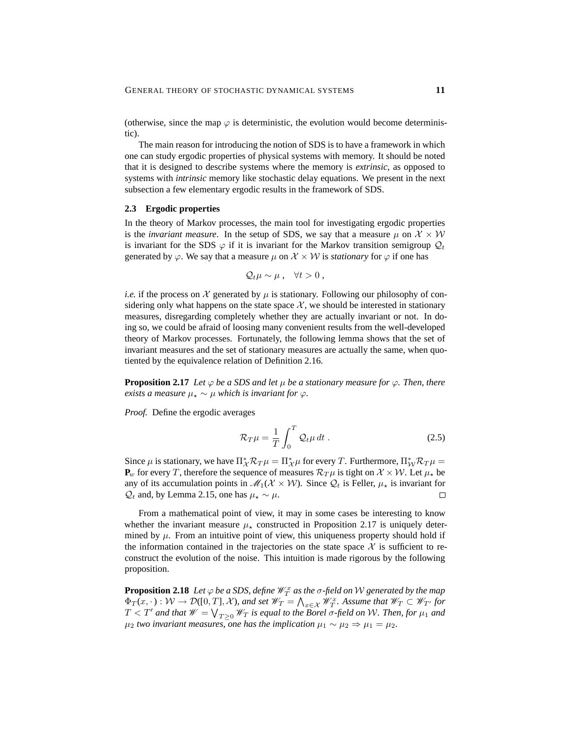(otherwise, since the map $\varphi$ is deterministic, the evolution would become deterministic).

The main reason for introducing the notion of SDS is to have a framework in which one can study ergodic properties of physical systems with memory. It should be noted that it is designed to describe systems where the memory is *extrinsic*, as opposed to systems with *intrinsic* memory like stochastic delay equations. We present in the next subsection a few elementary ergodic results in the framework of SDS.

### 2.3 Ergodic properties

In the theory of Markov processes, the main tool for investigating ergodic properties is the *invariant measure*. In the setup of SDS, we say that a measure $\mu$ on $\mathcal{X} \times \mathcal{W}$ is invariant for the SDS $\varphi$ if it is invariant for the Markov transition semigroup $\mathcal{Q}_t$ generated by $\varphi$. We say that a measure $\mu$ on $\mathcal{X} \times \mathcal{W}$ is *stationary* for $\varphi$ if one has

$$\mathcal{Q}_t \mu \sim \mu \;, \quad \forall t > 0 \;,$$

*i.e.* if the process on $\mathcal{X}$ generated by $\mu$ is stationary. Following our philosophy of considering only what happens on the state space $\mathcal{X}$, we should be interested in stationary measures, disregarding completely whether they are actually invariant or not. In doing so, we could be afraid of loosing many convenient results from the well-developed theory of Markov processes. Fortunately, the following lemma shows that the set of invariant measures and the set of stationary measures are actually the same, when quotiented by the equivalence relation of Definition 2.16.

**Proposition 2.17** *Let $\varphi$ be a SDS and let $\mu$ be a stationary measure for $\varphi$. Then, there exists a measure $\mu_\star \sim \mu$ which is invariant for $\varphi$.*

*Proof.* Define the ergodic averages

$$\mathcal{R}_T \mu = \frac{1}{T} \int_0^T \mathcal{Q}_t \mu \, dt \;. \tag{2.5}$$

Since $\mu$ is stationary, we have $\Pi_{\mathcal{X}}^* \mathcal{R}_T \mu = \Pi_{\mathcal{X}}^* \mu$ for every $T$. Furthermore, $\Pi_{\mathcal{W}}^* \mathcal{R}_T \mu = \mathbf{P}_w$ for every $T$, therefore the sequence of measures $\mathcal{R}_T \mu$ is tight on $\mathcal{X} \times \mathcal{W}$. Let $\mu_\star$ be any of its accumulation points in $\mathscr{M}_1(\mathcal{X} \times \mathcal{W})$. Since $\mathcal{Q}_t$ is Feller, $\mu_\star$ is invariant for $\mathcal{Q}_t$ and, by Lemma 2.15, one has $\mu_\star \sim \mu$. $\square$

From a mathematical point of view, it may in some cases be interesting to know whether the invariant measure $\mu_\star$ constructed in Proposition 2.17 is uniquely determined by $\mu$. From an intuitive point of view, this uniqueness property should hold if the information contained in the trajectories on the state space $\mathcal{X}$ is sufficient to reconstruct the evolution of the noise. This intuition is made rigorous by the following proposition.

**Proposition 2.18** *Let $\varphi$ be a SDS, define $\mathscr{W}_T^x$ as the $\sigma$-field on $\mathcal{W}$ generated by the map $\Phi_T(x, \cdot\,) : \mathcal{W} \to \mathcal{D}([0,T], \mathcal{X})$, and set $\mathscr{W}_T = \bigwedge_{x \in \mathcal{X}} \mathscr{W}_T^x$. Assume that $\mathscr{W}_T \subset \mathscr{W}_{T'}$ for $T < T'$ and that $\mathscr{W} = \bigvee_{T \geq 0} \mathscr{W}_T$ is equal to the Borel $\sigma$-field on $\mathcal{W}$. Then, for $\mu_1$ and $\mu_2$ two invariant measures, one has the implication $\mu_1 \sim \mu_2 \Rightarrow \mu_1 = \mu_2$.*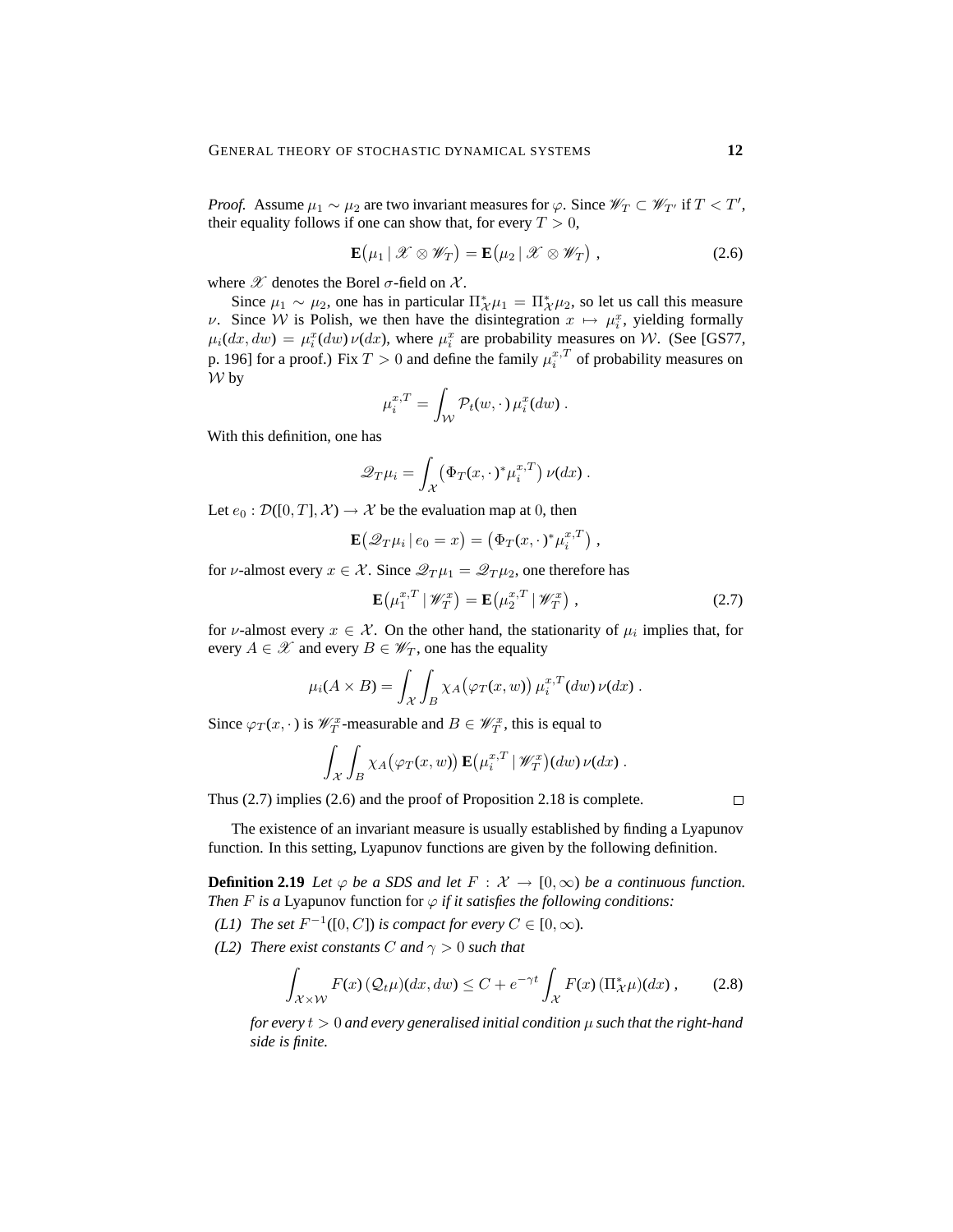*Proof.* Assume $\mu_1 \sim \mu_2$ are two invariant measures for $\varphi$. Since $\mathscr{W}_T \subset \mathscr{W}_{T'}$ if $T < T'$, their equality follows if one can show that, for every $T > 0$,

$$\mathbf{E}\big(\mu_1 \,|\, \mathscr{X} \otimes \mathscr{W}_T\big) = \mathbf{E}\big(\mu_2 \,|\, \mathscr{X} \otimes \mathscr{W}_T\big) \;, \tag{2.6}$$

where $\mathscr{X}$ denotes the Borel $\sigma$-field on $\mathcal{X}$.

Since $\mu_1 \sim \mu_2$, one has in particular $\Pi_{\mathcal{X}}^* \mu_1 = \Pi_{\mathcal{X}}^* \mu_2$, so let us call this measure $\nu$. Since $\mathcal{W}$ is Polish, we then have the disintegration $x \mapsto \mu_i^x$, yielding formally $\mu_i(dx, dw) = \mu_i^x(dw)\,\nu(dx)$, where $\mu_i^x$ are probability measures on $\mathcal{W}$. (See [GS77, p. 196] for a proof.) Fix $T > 0$ and define the family $\mu_i^{x,T}$ of probability measures on $\mathcal{W}$ by

$$\mu_i^{x,T} = \int_{\mathcal{W}} \mathcal{P}_t(w, \cdot\,)\, \mu_i^x(dw) \;.$$

With this definition, one has

$$\mathscr{Q}_T \mu_i = \int_{\mathcal{X}} \big(\Phi_T(x, \cdot\,)^* \mu_i^{x,T}\big)\, \nu(dx) \;.$$

Let $e_0 : \mathcal{D}([0,T], \mathcal{X}) \to \mathcal{X}$ be the evaluation map at $0$, then

$$\mathbf{E}\big(\mathscr{Q}_T \mu_i \,|\, e_0 = x\big) = \big(\Phi_T(x, \cdot\,)^* \mu_i^{x,T}\big) \;,$$

for $\nu$-almost every $x \in \mathcal{X}$. Since $\mathscr{Q}_T \mu_1 = \mathscr{Q}_T \mu_2$, one therefore has

$$\mathbf{E}\big(\mu_1^{x,T} \,|\, \mathscr{W}_T^x\big) = \mathbf{E}\big(\mu_2^{x,T} \,|\, \mathscr{W}_T^x\big) \;, \tag{2.7}$$

for $\nu$-almost every $x \in \mathcal{X}$. On the other hand, the stationarity of $\mu_i$ implies that, for every $A \in \mathscr{X}$ and every $B \in \mathscr{W}_T$, one has the equality

$$\mu_i(A \times B) = \int_{\mathcal{X}} \int_B \chi_A\big(\varphi_T(x, w)\big)\, \mu_i^{x,T}(dw)\, \nu(dx) \;.$$

Since $\varphi_T(x, \cdot\,)$ is $\mathscr{W}_T^x$-measurable and $B \in \mathscr{W}_T^x$, this is equal to

$$\int_{\mathcal{X}} \int_B \chi_A\big(\varphi_T(x, w)\big)\, \mathbf{E}\big(\mu_i^{x,T} \,|\, \mathscr{W}_T^x\big)(dw)\, \nu(dx) \;.$$

Thus (2.7) implies (2.6) and the proof of Proposition 2.18 is complete. □

The existence of an invariant measure is usually established by finding a Lyapunov function. In this setting, Lyapunov functions are given by the following definition.

**Definition 2.19** *Let $\varphi$ be a SDS and let $F : \mathcal{X} \to [0, \infty)$ be a continuous function. Then $F$ is a* Lyapunov function *for $\varphi$ if it satisfies the following conditions:*

*(L1) The set $F^{-1}([0, C])$ is compact for every $C \in [0, \infty)$.*

*(L2) There exist constants $C$ and $\gamma > 0$ such that*

$$\int_{\mathcal{X} \times \mathcal{W}} F(x)\, (\mathcal{Q}_t \mu)(dx, dw) \le C + e^{-\gamma t} \int_{\mathcal{X}} F(x)\, (\Pi_{\mathcal{X}}^* \mu)(dx) \;, \tag{2.8}$$

*for every $t > 0$ and every generalised initial condition $\mu$ such that the right-hand side is finite.*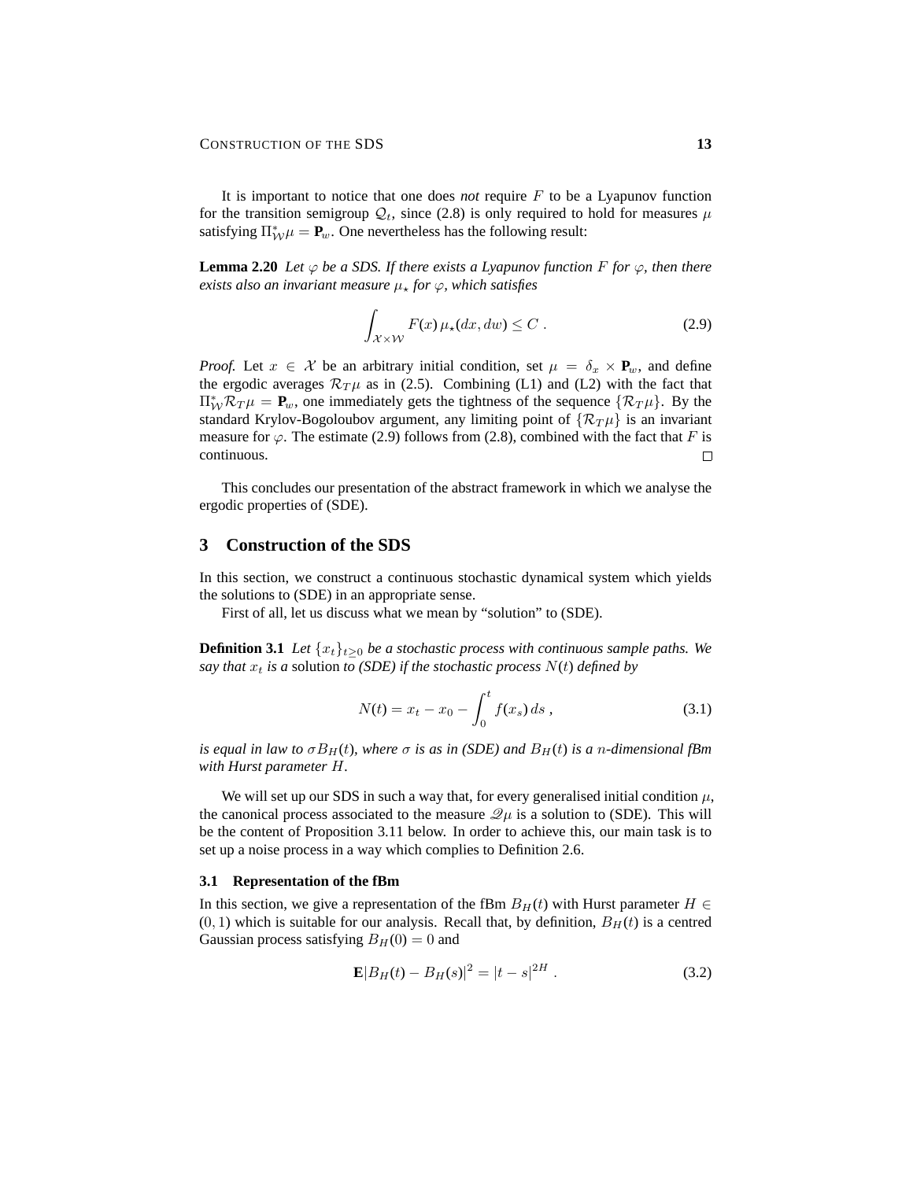It is important to notice that one does *not* require $F$ to be a Lyapunov function for the transition semigroup $\mathcal{Q}_t$, since (2.8) is only required to hold for measures $\mu$ satisfying $\Pi_{\mathcal{W}}^* \mu = \mathbf{P}_w$. One nevertheless has the following result:

**Lemma 2.20** *Let $\varphi$ be a SDS. If there exists a Lyapunov function $F$ for $\varphi$, then there exists also an invariant measure $\mu_\star$ for $\varphi$, which satisfies*

$$\int_{\mathcal{X}\times\mathcal{W}} F(x)\,\mu_\star(dx, dw) \le C \;. \tag{2.9}$$

*Proof.* Let $x \in \mathcal{X}$ be an arbitrary initial condition, set $\mu = \delta_x \times \mathbf{P}_w$, and define the ergodic averages $\mathcal{R}_T\mu$ as in (2.5). Combining (L1) and (L2) with the fact that $\Pi_{\mathcal{W}}^* \mathcal{R}_T \mu = \mathbf{P}_w$, one immediately gets the tightness of the sequence $\{\mathcal{R}_T\mu\}$. By the standard Krylov-Bogoloubov argument, any limiting point of $\{\mathcal{R}_T\mu\}$ is an invariant measure for $\varphi$. The estimate (2.9) follows from (2.8), combined with the fact that $F$ is continuous. □

This concludes our presentation of the abstract framework in which we analyse the ergodic properties of (SDE).

## 3 Construction of the SDS

In this section, we construct a continuous stochastic dynamical system which yields the solutions to (SDE) in an appropriate sense.

First of all, let us discuss what we mean by "solution" to (SDE).

**Definition 3.1** *Let $\{x_t\}_{t\ge 0}$ be a stochastic process with continuous sample paths. We say that $x_t$ is a* solution *to (SDE) if the stochastic process $N(t)$ defined by*

$$N(t) = x_t - x_0 - \int_0^t f(x_s)\,ds \;, \tag{3.1}$$

*is equal in law to $\sigma B_H(t)$, where $\sigma$ is as in (SDE) and $B_H(t)$ is a $n$-dimensional fBm with Hurst parameter $H$.*

We will set up our SDS in such a way that, for every generalised initial condition $\mu$, the canonical process associated to the measure $\mathscr{Q}\mu$ is a solution to (SDE). This will be the content of Proposition 3.11 below. In order to achieve this, our main task is to set up a noise process in a way which complies to Definition 2.6.

### 3.1 Representation of the fBm

In this section, we give a representation of the fBm $B_H(t)$ with Hurst parameter $H \in (0, 1)$ which is suitable for our analysis. Recall that, by definition, $B_H(t)$ is a centred Gaussian process satisfying $B_H(0) = 0$ and

$$\mathbf{E}|B_H(t) - B_H(s)|^2 = |t - s|^{2H} \;. \tag{3.2}$$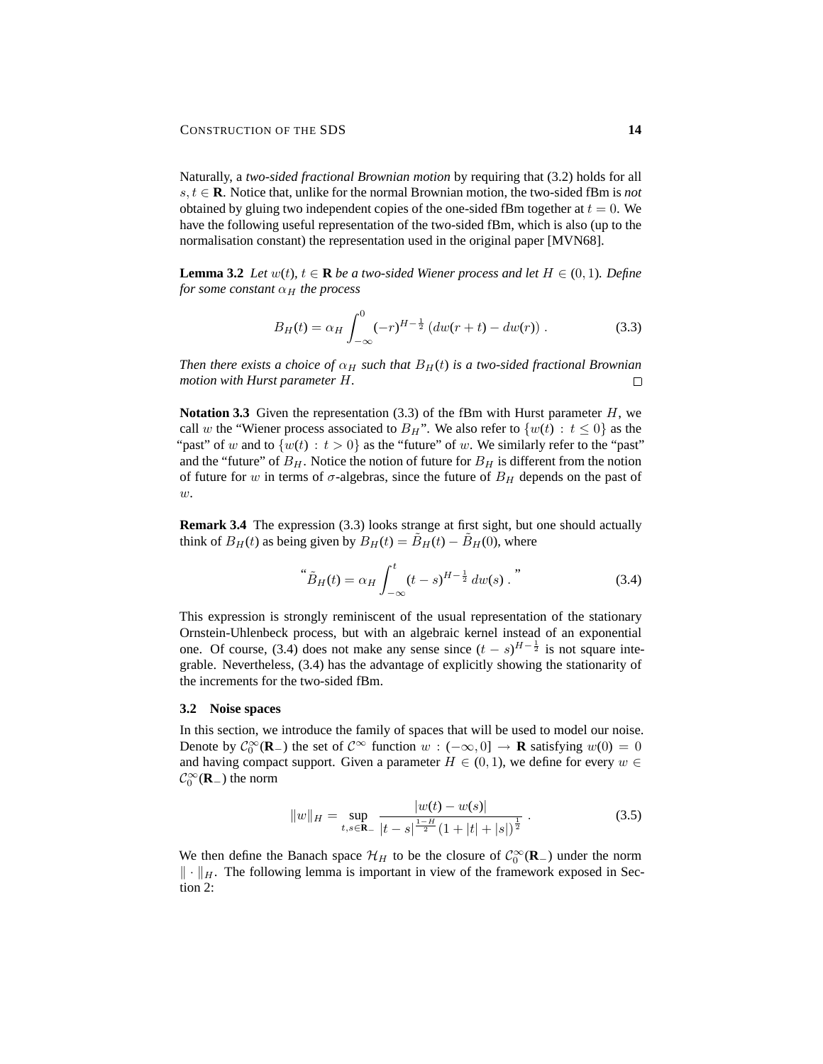Naturally, a *two-sided fractional Brownian motion* by requiring that (3.2) holds for all $s, t \in \mathbf{R}$. Notice that, unlike for the normal Brownian motion, the two-sided fBm is *not* obtained by gluing two independent copies of the one-sided fBm together at $t = 0$. We have the following useful representation of the two-sided fBm, which is also (up to the normalisation constant) the representation used in the original paper [MVN68].

**Lemma 3.2** *Let $w(t)$, $t \in \mathbf{R}$ be a two-sided Wiener process and let $H \in (0,1)$. Define for some constant $\alpha_H$ the process*

$$B_H(t) = \alpha_H \int_{-\infty}^{0} (-r)^{H-\frac{1}{2}} \left( dw(r+t) - dw(r) \right) . \tag{3.3}$$

*Then there exists a choice of $\alpha_H$ such that $B_H(t)$ is a two-sided fractional Brownian motion with Hurst parameter $H$.* □

**Notation 3.3** Given the representation (3.3) of the fBm with Hurst parameter $H$, we call $w$ the "Wiener process associated to $B_H$". We also refer to $\{w(t) : t \le 0\}$ as the "past" of $w$ and to $\{w(t) : t > 0\}$ as the "future" of $w$. We similarly refer to the "past" and the "future" of $B_H$. Notice the notion of future for $B_H$ is different from the notion of future for $w$ in terms of $\sigma$-algebras, since the future of $B_H$ depends on the past of $w$.

**Remark 3.4** The expression (3.3) looks strange at first sight, but one should actually think of $B_H(t)$ as being given by $B_H(t) = \tilde{B}_H(t) - \tilde{B}_H(0)$, where

$$\text{“}\tilde{B}_H(t) = \alpha_H \int_{-\infty}^{t} (t-s)^{H-\frac{1}{2}} \, dw(s) \, .\text{”} \tag{3.4}$$

This expression is strongly reminiscent of the usual representation of the stationary Ornstein-Uhlenbeck process, but with an algebraic kernel instead of an exponential one. Of course, (3.4) does not make any sense since $(t-s)^{H-\frac{1}{2}}$ is not square integrable. Nevertheless, (3.4) has the advantage of explicitly showing the stationarity of the increments for the two-sided fBm.

### 3.2 Noise spaces

In this section, we introduce the family of spaces that will be used to model our noise. Denote by $\mathcal{C}_0^\infty(\mathbf{R}_-)$ the set of $\mathcal{C}^\infty$ function $w : (-\infty, 0] \to \mathbf{R}$ satisfying $w(0) = 0$ and having compact support. Given a parameter $H \in (0,1)$, we define for every $w \in \mathcal{C}_0^\infty(\mathbf{R}_-)$ the norm

$$\|w\|_H = \sup_{t,s \in \mathbf{R}_-} \frac{|w(t) - w(s)|}{|t-s|^{\frac{1-H}{2}} (1 + |t| + |s|)^{\frac{1}{2}}} \, . \tag{3.5}$$

We then define the Banach space $\mathcal{H}_H$ to be the closure of $\mathcal{C}_0^\infty(\mathbf{R}_-)$ under the norm $\|\cdot\|_H$. The following lemma is important in view of the framework exposed in Section 2: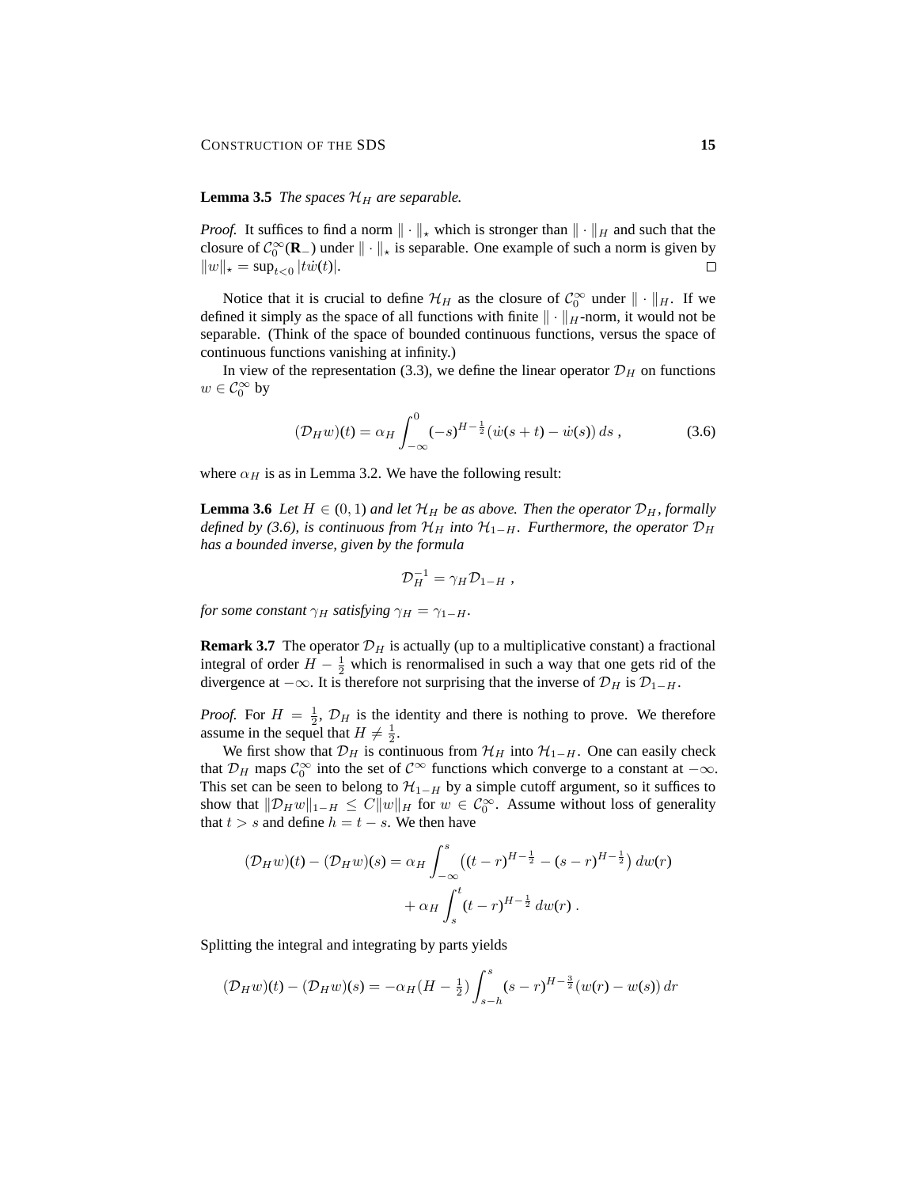**Lemma 3.5** *The spaces $\mathcal{H}_H$ are separable.*

*Proof.* It suffices to find a norm $\|\cdot\|_\star$ which is stronger than $\|\cdot\|_H$ and such that the closure of $\mathcal{C}_0^\infty(\mathbf{R}_-)$ under $\|\cdot\|_\star$ is separable. One example of such a norm is given by $\|w\|_\star = \sup_{t<0} |t\dot{w}(t)|$. $\square$

Notice that it is crucial to define $\mathcal{H}_H$ as the closure of $\mathcal{C}_0^\infty$ under $\|\cdot\|_H$. If we defined it simply as the space of all functions with finite $\|\cdot\|_H$-norm, it would not be separable. (Think of the space of bounded continuous functions, versus the space of continuous functions vanishing at infinity.)

In view of the representation (3.3), we define the linear operator $\mathcal{D}_H$ on functions $w \in \mathcal{C}_0^\infty$ by

$$(\mathcal{D}_H w)(t) = \alpha_H \int_{-\infty}^0 (-s)^{H-\frac{1}{2}} (\dot{w}(s+t) - \dot{w}(s))\, ds\;, \tag{3.6}$$

where $\alpha_H$ is as in Lemma 3.2. We have the following result:

**Lemma 3.6** *Let $H \in (0,1)$ and let $\mathcal{H}_H$ be as above. Then the operator $\mathcal{D}_H$, formally defined by (3.6), is continuous from $\mathcal{H}_H$ into $\mathcal{H}_{1-H}$. Furthermore, the operator $\mathcal{D}_H$ has a bounded inverse, given by the formula*

$$\mathcal{D}_H^{-1} = \gamma_H \mathcal{D}_{1-H}\;,$$

*for some constant $\gamma_H$ satisfying $\gamma_H = \gamma_{1-H}$.*

**Remark 3.7** The operator $\mathcal{D}_H$ is actually (up to a multiplicative constant) a fractional integral of order $H - \frac{1}{2}$ which is renormalised in such a way that one gets rid of the divergence at $-\infty$. It is therefore not surprising that the inverse of $\mathcal{D}_H$ is $\mathcal{D}_{1-H}$.

*Proof.* For $H = \frac{1}{2}$, $\mathcal{D}_H$ is the identity and there is nothing to prove. We therefore assume in the sequel that $H \neq \frac{1}{2}$.

We first show that $\mathcal{D}_H$ is continuous from $\mathcal{H}_H$ into $\mathcal{H}_{1-H}$. One can easily check that $\mathcal{D}_H$ maps $\mathcal{C}_0^\infty$ into the set of $\mathcal{C}^\infty$ functions which converge to a constant at $-\infty$. This set can be seen to belong to $\mathcal{H}_{1-H}$ by a simple cutoff argument, so it suffices to show that $\|\mathcal{D}_H w\|_{1-H} \le C\|w\|_H$ for $w \in \mathcal{C}_0^\infty$. Assume without loss of generality that $t > s$ and define $h = t - s$. We then have

$$\begin{aligned}(\mathcal{D}_H w)(t) - (\mathcal{D}_H w)(s) &= \alpha_H \int_{-\infty}^s \big((t-r)^{H-\frac{1}{2}} - (s-r)^{H-\frac{1}{2}}\big)\, dw(r) \\ &\quad + \alpha_H \int_s^t (t-r)^{H-\frac{1}{2}}\, dw(r)\;.\end{aligned}$$

Splitting the integral and integrating by parts yields

$$(\mathcal{D}_H w)(t) - (\mathcal{D}_H w)(s) = -\alpha_H (H - \tfrac{1}{2}) \int_{s-h}^s (s-r)^{H-\frac{3}{2}} (w(r) - w(s))\, dr$$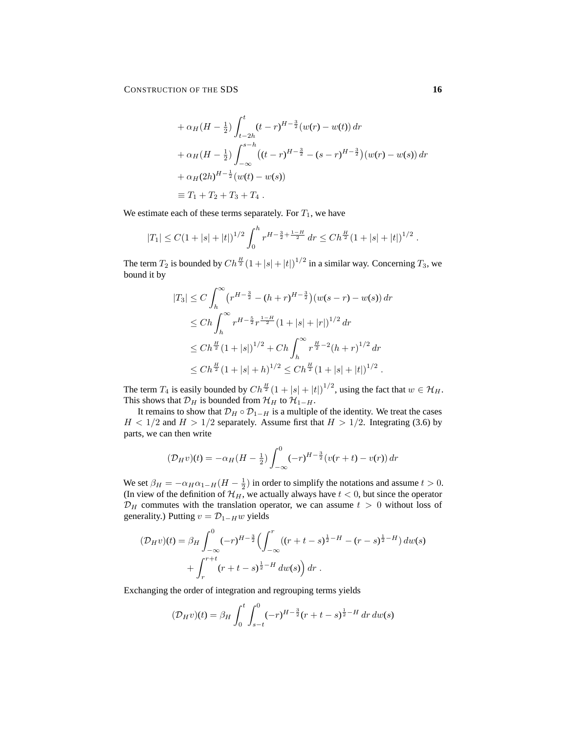$$
\begin{aligned}
&+ \alpha_H (H - \tfrac{1}{2}) \int_{t-2h}^{t} (t-r)^{H-\frac{3}{2}} (w(r) - w(t))\, dr \\
&+ \alpha_H (H - \tfrac{1}{2}) \int_{-\infty}^{s-h} \big((t-r)^{H-\frac{3}{2}} - (s-r)^{H-\frac{3}{2}}\big)(w(r) - w(s))\, dr \\
&+ \alpha_H (2h)^{H-\frac{1}{2}} (w(t) - w(s)) \\
&\equiv T_1 + T_2 + T_3 + T_4 \;.
\end{aligned}
$$

We estimate each of these terms separately. For $T_1$, we have

$$
|T_1| \le C(1+|s|+|t|)^{1/2} \int_0^h r^{H-\frac{3}{2}+\frac{1-H}{2}}\, dr \le C h^{\frac{H}{2}} (1+|s|+|t|)^{1/2} \;.
$$

The term $T_2$ is bounded by $C h^{\frac{H}{2}} (1+|s|+|t|)^{1/2}$ in a similar way. Concerning $T_3$, we bound it by

$$
\begin{aligned}
|T_3| &\le C \int_h^\infty \big(r^{H-\frac{3}{2}} - (h+r)^{H-\frac{3}{2}}\big)(w(s-r) - w(s))\, dr \\
&\le C h \int_h^\infty r^{H-\frac{5}{2}} r^{\frac{1-H}{2}} (1+|s|+|r|)^{1/2}\, dr \\
&\le C h^{\frac{H}{2}} (1+|s|)^{1/2} + C h \int_h^\infty r^{\frac{H}{2}-2} (h+r)^{1/2}\, dr \\
&\le C h^{\frac{H}{2}} (1+|s|+h)^{1/2} \le C h^{\frac{H}{2}} (1+|s|+|t|)^{1/2} \;.
\end{aligned}
$$

The term $T_4$ is easily bounded by $C h^{\frac{H}{2}} (1+|s|+|t|)^{1/2}$, using the fact that $w \in \mathcal{H}_H$. This shows that $\mathcal{D}_H$ is bounded from $\mathcal{H}_H$ to $\mathcal{H}_{1-H}$.

It remains to show that $\mathcal{D}_H \circ \mathcal{D}_{1-H}$ is a multiple of the identity. We treat the cases $H < 1/2$ and $H > 1/2$ separately. Assume first that $H > 1/2$. Integrating (3.6) by parts, we can then write

$$
(\mathcal{D}_H v)(t) = -\alpha_H (H - \tfrac{1}{2}) \int_{-\infty}^0 (-r)^{H-\frac{3}{2}} (v(r+t) - v(r))\, dr
$$

We set $\beta_H = -\alpha_H \alpha_{1-H} (H - \frac{1}{2})$ in order to simplify the notations and assume $t > 0$. (In view of the definition of $\mathcal{H}_H$, we actually always have $t < 0$, but since the operator $\mathcal{D}_H$ commutes with the translation operator, we can assume $t > 0$ without loss of generality.) Putting $v = \mathcal{D}_{1-H} w$ yields

$$
\begin{aligned}
(\mathcal{D}_H v)(t) = \beta_H \int_{-\infty}^0 (-r)^{H-\frac{3}{2}} \Big( &\int_{-\infty}^r \big((r+t-s)^{\frac{1}{2}-H} - (r-s)^{\frac{1}{2}-H}\big)\, dw(s) \\
&+ \int_r^{r+t} (r+t-s)^{\frac{1}{2}-H}\, dw(s) \Big)\, dr \;.
\end{aligned}
$$

Exchanging the order of integration and regrouping terms yields

$$
(\mathcal{D}_H v)(t) = \beta_H \int_0^t \int_{s-t}^0 (-r)^{H-\frac{3}{2}} (r+t-s)^{\frac{1}{2}-H}\, dr\, dw(s)
$$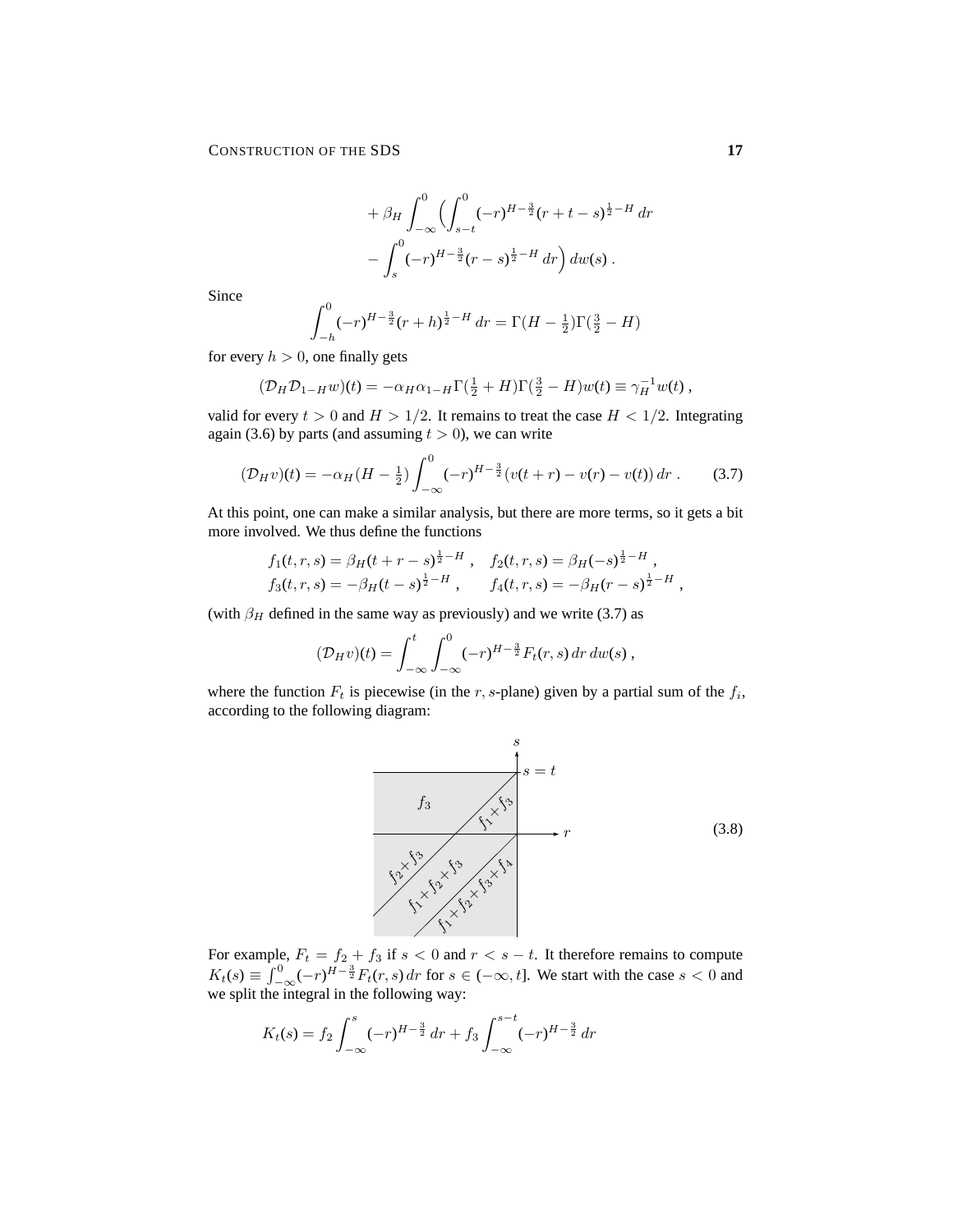$$
\begin{aligned}
&+ \beta_H \int_{-\infty}^{0} \Big( \int_{s-t}^{0} (-r)^{H-\frac{3}{2}} (r+t-s)^{\frac{1}{2}-H} \, dr \\
&- \int_{s}^{0} (-r)^{H-\frac{3}{2}} (r-s)^{\frac{1}{2}-H} \, dr \Big) \, dw(s) \, .
\end{aligned}
$$

Since

$$
\int_{-h}^{0} (-r)^{H-\frac{3}{2}} (r+h)^{\frac{1}{2}-H} \, dr = \Gamma(H - \tfrac{1}{2}) \Gamma(\tfrac{3}{2} - H)
$$

for every $h > 0$, one finally gets

$$
(\mathcal{D}_H \mathcal{D}_{1-H} w)(t) = -\alpha_H \alpha_{1-H} \Gamma(\tfrac{1}{2} + H) \Gamma(\tfrac{3}{2} - H) w(t) \equiv \gamma_H^{-1} w(t) \, ,
$$

valid for every $t > 0$ and $H > 1/2$. It remains to treat the case $H < 1/2$. Integrating again (3.6) by parts (and assuming $t > 0$), we can write

$$
(\mathcal{D}_H v)(t) = -\alpha_H (H - \tfrac{1}{2}) \int_{-\infty}^{0} (-r)^{H-\frac{3}{2}} \big(v(t+r) - v(r) - v(t)\big) \, dr \, . \tag{3.7}
$$

At this point, one can make a similar analysis, but there are more terms, so it gets a bit more involved. We thus define the functions

$$
\begin{aligned}
f_1(t,r,s) &= \beta_H (t+r-s)^{\frac{1}{2}-H} \, , \quad & f_2(t,r,s) &= \beta_H (-s)^{\frac{1}{2}-H} \, , \\
f_3(t,r,s) &= -\beta_H (t-s)^{\frac{1}{2}-H} \, , \quad & f_4(t,r,s) &= -\beta_H (r-s)^{\frac{1}{2}-H} \, ,
\end{aligned}
$$

(with $\beta_H$ defined in the same way as previously) and we write (3.7) as

$$
(\mathcal{D}_H v)(t) = \int_{-\infty}^{t} \int_{-\infty}^{0} (-r)^{H-\frac{3}{2}} F_t(r,s) \, dr \, dw(s) \, ,
$$

where the function $F_t$ is piecewise (in the $r,s$-plane) given by a partial sum of the $f_i$, according to the following diagram:

$$
\text{Regions in the } (r,s)\text{-plane (for } r<0,\ s<t\text{): } f_3;\ f_1+f_3;\ f_2+f_3;\ f_1+f_2+f_3;\ f_1+f_2+f_3+f_4 \tag{3.8}
$$

For example, $F_t = f_2 + f_3$ if $s < 0$ and $r < s - t$. It therefore remains to compute $K_t(s) \equiv \int_{-\infty}^{0} (-r)^{H-\frac{3}{2}} F_t(r,s) \, dr$ for $s \in (-\infty, t]$. We start with the case $s < 0$ and we split the integral in the following way:

$$
K_t(s) = f_2 \int_{-\infty}^{s} (-r)^{H-\frac{3}{2}} \, dr + f_3 \int_{-\infty}^{s-t} (-r)^{H-\frac{3}{2}} \, dr
$$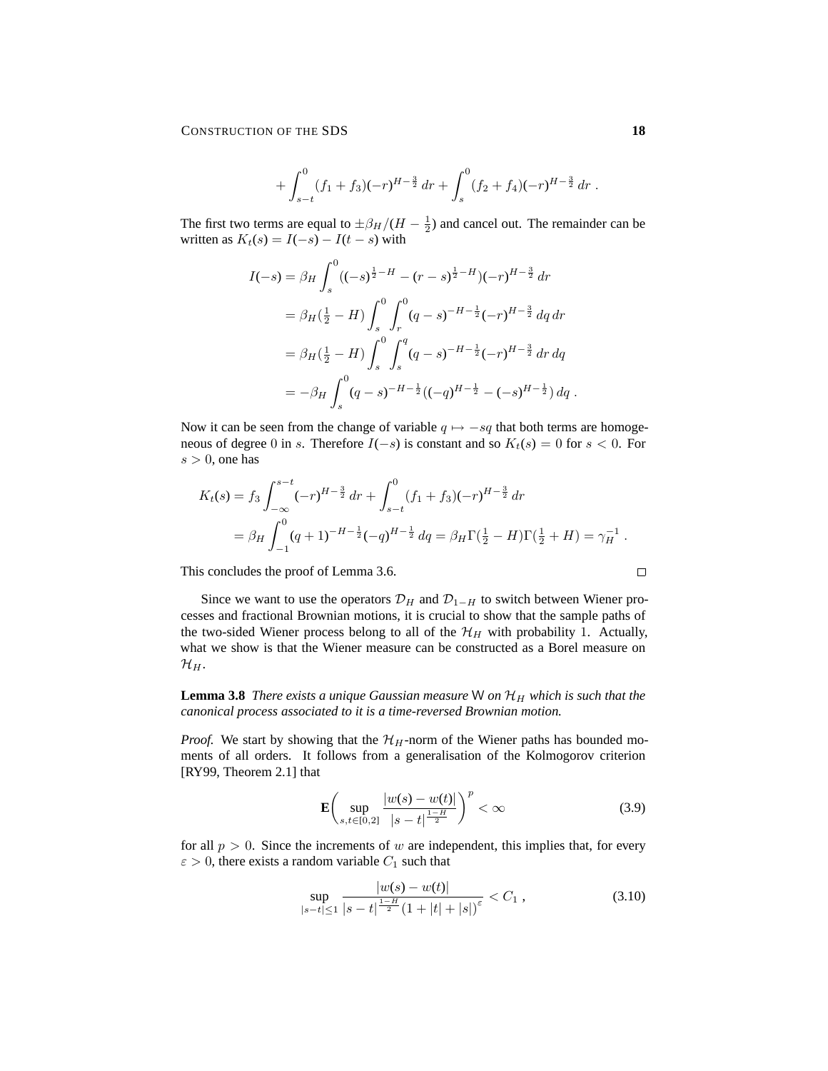$$+ \int_{s-t}^{0} (f_1 + f_3)(-r)^{H-\frac{3}{2}}\, dr + \int_{s}^{0} (f_2 + f_4)(-r)^{H-\frac{3}{2}}\, dr \;.$$

The first two terms are equal to $\pm\beta_H/(H-\frac{1}{2})$ and cancel out. The remainder can be written as $K_t(s) = I(-s) - I(t-s)$ with

$$\begin{aligned}
I(-s) &= \beta_H \int_s^0 ((-s)^{\frac{1}{2}-H} - (r-s)^{\frac{1}{2}-H})(-r)^{H-\frac{3}{2}}\, dr \\
&= \beta_H(\tfrac{1}{2}-H) \int_s^0 \int_r^0 (q-s)^{-H-\frac{1}{2}}(-r)^{H-\frac{3}{2}}\, dq\, dr \\
&= \beta_H(\tfrac{1}{2}-H) \int_s^0 \int_s^q (q-s)^{-H-\frac{1}{2}}(-r)^{H-\frac{3}{2}}\, dr\, dq \\
&= -\beta_H \int_s^0 (q-s)^{-H-\frac{1}{2}}((-q)^{H-\frac{1}{2}} - (-s)^{H-\frac{1}{2}})\, dq \;.
\end{aligned}$$

Now it can be seen from the change of variable $q \mapsto -sq$ that both terms are homogeneous of degree $0$ in $s$. Therefore $I(-s)$ is constant and so $K_t(s) = 0$ for $s < 0$. For $s > 0$, one has

$$\begin{aligned}
K_t(s) &= f_3 \int_{-\infty}^{s-t} (-r)^{H-\frac{3}{2}}\, dr + \int_{s-t}^{0} (f_1 + f_3)(-r)^{H-\frac{3}{2}}\, dr \\
&= \beta_H \int_{-1}^{0} (q+1)^{-H-\frac{1}{2}}(-q)^{H-\frac{1}{2}}\, dq = \beta_H \Gamma(\tfrac{1}{2}-H)\Gamma(\tfrac{1}{2}+H) = \gamma_H^{-1} \;.
\end{aligned}$$

This concludes the proof of Lemma 3.6. □

Since we want to use the operators $\mathcal{D}_H$ and $\mathcal{D}_{1-H}$ to switch between Wiener processes and fractional Brownian motions, it is crucial to show that the sample paths of the two-sided Wiener process belong to all of the $\mathcal{H}_H$ with probability 1. Actually, what we show is that the Wiener measure can be constructed as a Borel measure on $\mathcal{H}_H$.

**Lemma 3.8** *There exists a unique Gaussian measure* $\mathsf{W}$ *on* $\mathcal{H}_H$ *which is such that the canonical process associated to it is a time-reversed Brownian motion.*

*Proof.* We start by showing that the $\mathcal{H}_H$-norm of the Wiener paths has bounded moments of all orders. It follows from a generalisation of the Kolmogorov criterion [RY99, Theorem 2.1] that

$$\mathbf{E}\biggl( \sup_{s,t\in[0,2]} \frac{|w(s) - w(t)|}{|s-t|^{\frac{1-H}{2}}} \biggr)^p < \infty \tag{3.9}$$

for all $p > 0$. Since the increments of $w$ are independent, this implies that, for every $\varepsilon > 0$, there exists a random variable $C_1$ such that

$$\sup_{|s-t|\le 1} \frac{|w(s) - w(t)|}{|s-t|^{\frac{1-H}{2}}(1+|t|+|s|)^{\varepsilon}} < C_1 \;, \tag{3.10}$$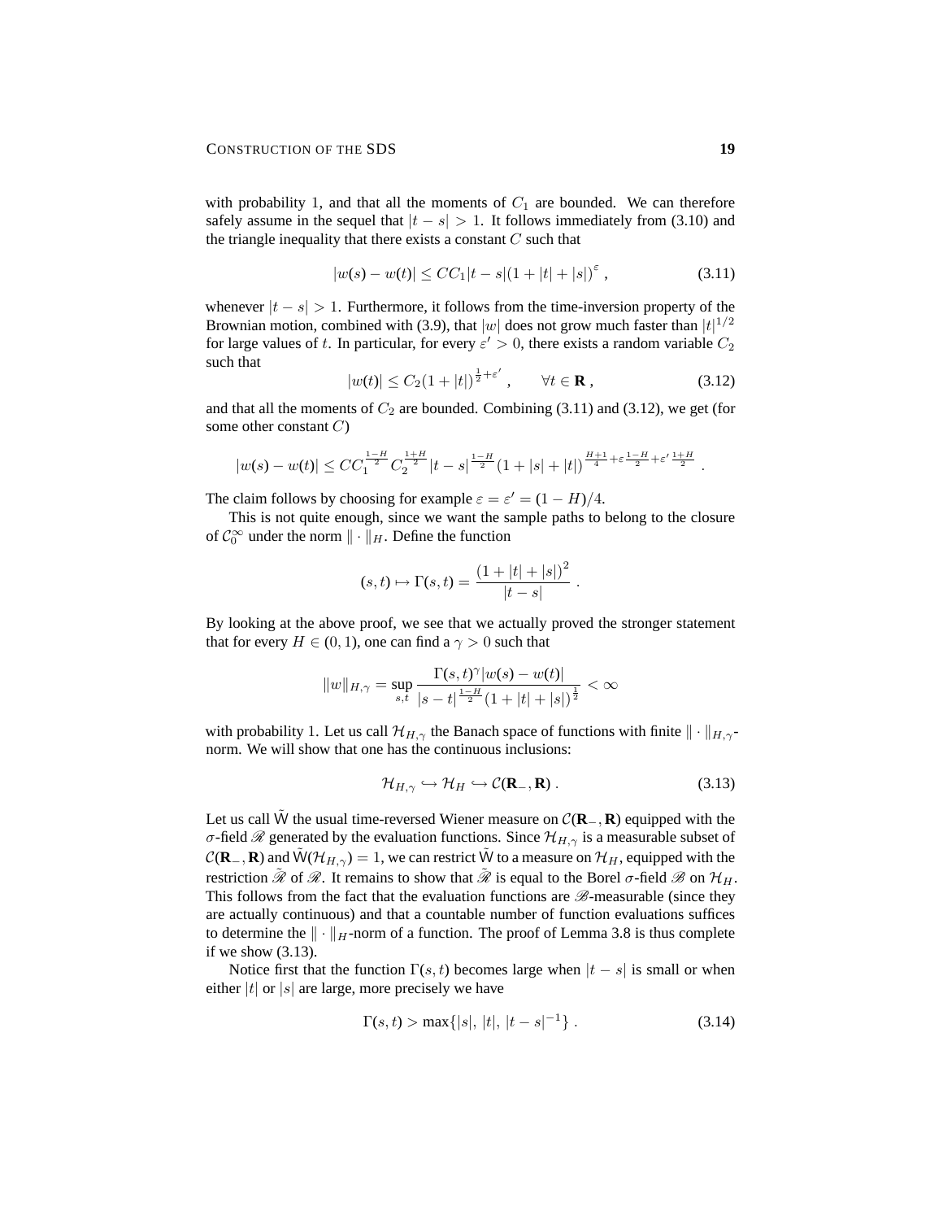with probability 1, and that all the moments of $C_1$ are bounded. We can therefore safely assume in the sequel that $|t-s|>1$. It follows immediately from (3.10) and the triangle inequality that there exists a constant $C$ such that

$$|w(s)-w(t)| \le CC_1|t-s|(1+|t|+|s|)^{\varepsilon}\;, \tag{3.11}$$

whenever $|t-s|>1$. Furthermore, it follows from the time-inversion property of the Brownian motion, combined with (3.9), that $|w|$ does not grow much faster than $|t|^{1/2}$ for large values of $t$. In particular, for every $\varepsilon'>0$, there exists a random variable $C_2$ such that

$$|w(t)| \le C_2(1+|t|)^{\frac{1}{2}+\varepsilon'}\;, \qquad \forall t\in\mathbf{R}\;, \tag{3.12}$$

and that all the moments of $C_2$ are bounded. Combining (3.11) and (3.12), we get (for some other constant $C$)

$$|w(s)-w(t)| \le CC_1^{\frac{1-H}{2}}C_2^{\frac{1+H}{2}}|t-s|^{\frac{1-H}{2}}(1+|s|+|t|)^{\frac{H+1}{4}+\varepsilon\frac{1-H}{2}+\varepsilon'\frac{1+H}{2}}\;.$$

The claim follows by choosing for example $\varepsilon=\varepsilon'=(1-H)/4$.

This is not quite enough, since we want the sample paths to belong to the closure of $\mathcal{C}_0^\infty$ under the norm $\|\cdot\|_H$. Define the function

$$(s,t)\mapsto\Gamma(s,t)=\frac{(1+|t|+|s|)^2}{|t-s|}\;.$$

By looking at the above proof, we see that we actually proved the stronger statement that for every $H\in(0,1)$, one can find a $\gamma>0$ such that

$$\|w\|_{H,\gamma}=\sup_{s,t}\frac{\Gamma(s,t)^\gamma|w(s)-w(t)|}{|s-t|^{\frac{1-H}{2}}(1+|t|+|s|)^{\frac{1}{2}}}<\infty$$

with probability 1. Let us call $\mathcal{H}_{H,\gamma}$ the Banach space of functions with finite $\|\cdot\|_{H,\gamma}$-norm. We will show that one has the continuous inclusions:

$$\mathcal{H}_{H,\gamma}\hookrightarrow\mathcal{H}_H\hookrightarrow\mathcal{C}(\mathbf{R}_-,\mathbf{R})\;. \tag{3.13}$$

Let us call $\tilde{\mathsf{W}}$ the usual time-reversed Wiener measure on $\mathcal{C}(\mathbf{R}_-,\mathbf{R})$ equipped with the $\sigma$-field $\mathscr{R}$ generated by the evaluation functions. Since $\mathcal{H}_{H,\gamma}$ is a measurable subset of $\mathcal{C}(\mathbf{R}_-,\mathbf{R})$ and $\tilde{\mathsf{W}}(\mathcal{H}_{H,\gamma})=1$, we can restrict $\tilde{\mathsf{W}}$ to a measure on $\mathcal{H}_H$, equipped with the restriction $\tilde{\mathscr{R}}$ of $\mathscr{R}$. It remains to show that $\tilde{\mathscr{R}}$ is equal to the Borel $\sigma$-field $\mathscr{B}$ on $\mathcal{H}_H$. This follows from the fact that the evaluation functions are $\mathscr{B}$-measurable (since they are actually continuous) and that a countable number of function evaluations suffices to determine the $\|\cdot\|_H$-norm of a function. The proof of Lemma 3.8 is thus complete if we show (3.13).

Notice first that the function $\Gamma(s,t)$ becomes large when $|t-s|$ is small or when either $|t|$ or $|s|$ are large, more precisely we have

$$\Gamma(s,t)>\max\{|s|,\,|t|,\,|t-s|^{-1}\}\;. \tag{3.14}$$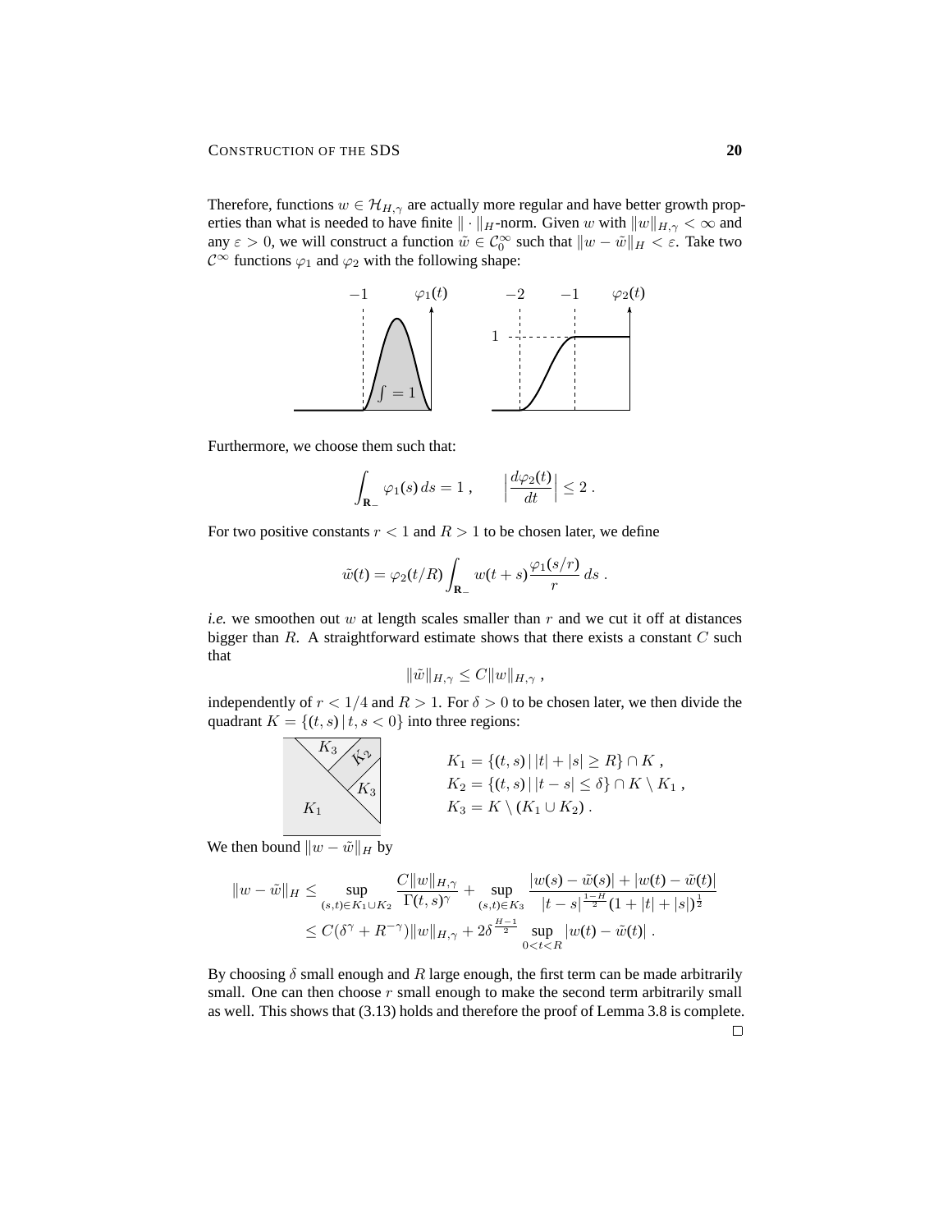Therefore, functions $w \in \mathcal{H}_{H,\gamma}$ are actually more regular and have better growth properties than what is needed to have finite $\|\cdot\|_H$-norm. Given $w$ with $\|w\|_{H,\gamma} < \infty$ and any $\varepsilon > 0$, we will construct a function $\tilde{w} \in \mathcal{C}_0^\infty$ such that $\|w - \tilde{w}\|_H < \varepsilon$. Take two $\mathcal{C}^\infty$ functions $\varphi_1$ and $\varphi_2$ with the following shape:

Furthermore, we choose them such that:

$$\int_{\mathbf{R}_-} \varphi_1(s)\,ds = 1\;, \qquad \Big|\frac{d\varphi_2(t)}{dt}\Big| \le 2\;.$$

For two positive constants $r < 1$ and $R > 1$ to be chosen later, we define

$$\tilde{w}(t) = \varphi_2(t/R) \int_{\mathbf{R}_-} w(t+s) \frac{\varphi_1(s/r)}{r}\,ds\;.$$

*i.e.* we smoothen out $w$ at length scales smaller than $r$ and we cut it off at distances bigger than $R$. A straightforward estimate shows that there exists a constant $C$ such that

$$\|\tilde{w}\|_{H,\gamma} \le C\|w\|_{H,\gamma}\;,$$

independently of $r < 1/4$ and $R > 1$. For $\delta > 0$ to be chosen later, we then divide the quadrant $K = \{(t,s)\,|\, t,s < 0\}$ into three regions:

$$K_1 = \{(t,s)\,|\,|t| + |s| \ge R\} \cap K\;,$$
$$K_2 = \{(t,s)\,|\,|t - s| \le \delta\} \cap K \setminus K_1\;,$$
$$K_3 = K \setminus (K_1 \cup K_2)\;.$$

We then bound $\|w - \tilde{w}\|_H$ by

$$\begin{aligned}
\|w - \tilde{w}\|_H &\le \sup_{(s,t)\in K_1\cup K_2} \frac{C\|w\|_{H,\gamma}}{\Gamma(t,s)^\gamma} + \sup_{(s,t)\in K_3} \frac{|w(s) - \tilde{w}(s)| + |w(t) - \tilde{w}(t)|}{|t-s|^{\frac{1-H}{2}}(1 + |t| + |s|)^{\frac{1}{2}}} \\
&\le C(\delta^\gamma + R^{-\gamma})\|w\|_{H,\gamma} + 2\delta^{\frac{H-1}{2}} \sup_{0<t<R} |w(t) - \tilde{w}(t)|\;.
\end{aligned}$$

By choosing $\delta$ small enough and $R$ large enough, the first term can be made arbitrarily small. One can then choose $r$ small enough to make the second term arbitrarily small as well. This shows that (3.13) holds and therefore the proof of Lemma 3.8 is complete. □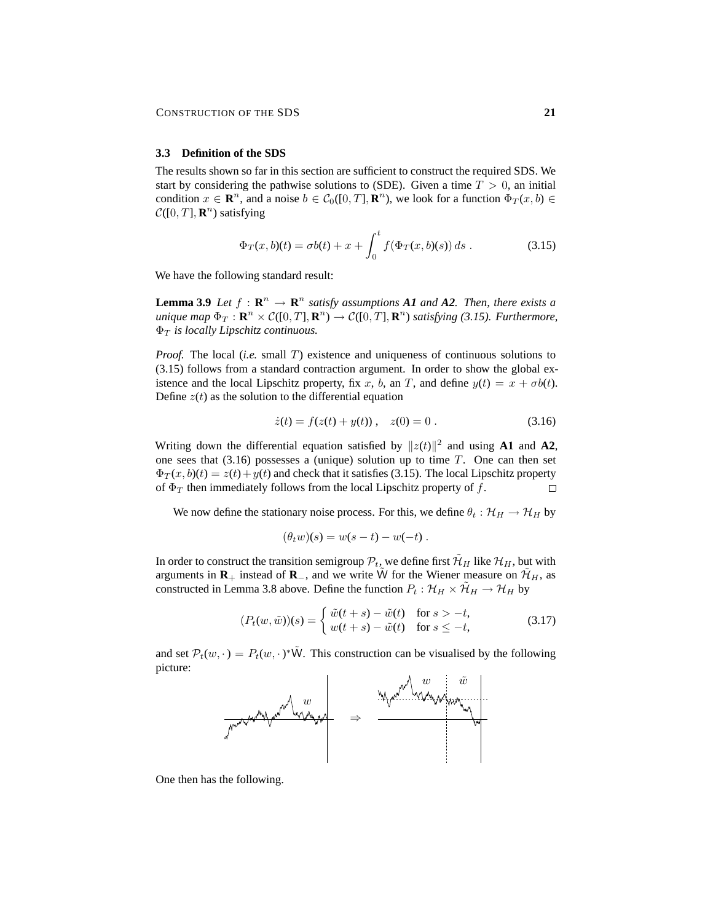### 3.3 Definition of the SDS

The results shown so far in this section are sufficient to construct the required SDS. We start by considering the pathwise solutions to (SDE). Given a time $T > 0$, an initial condition $x \in \mathbf{R}^n$, and a noise $b \in \mathcal{C}_0([0,T], \mathbf{R}^n)$, we look for a function $\Phi_T(x,b) \in \mathcal{C}([0,T], \mathbf{R}^n)$ satisfying

$$\Phi_T(x,b)(t) = \sigma b(t) + x + \int_0^t f(\Phi_T(x,b)(s))\, ds\;. \tag{3.15}$$

We have the following standard result:

**Lemma 3.9** *Let $f : \mathbf{R}^n \to \mathbf{R}^n$ satisfy assumptions **A1** and **A2**. Then, there exists a unique map $\Phi_T : \mathbf{R}^n \times \mathcal{C}([0,T], \mathbf{R}^n) \to \mathcal{C}([0,T], \mathbf{R}^n)$ satisfying (3.15). Furthermore, $\Phi_T$ is locally Lipschitz continuous.*

*Proof.* The local (*i.e.* small $T$) existence and uniqueness of continuous solutions to (3.15) follows from a standard contraction argument. In order to show the global existence and the local Lipschitz property, fix $x$, $b$, an $T$, and define $y(t) = x + \sigma b(t)$. Define $z(t)$ as the solution to the differential equation

$$\dot z(t) = f(z(t) + y(t))\;, \quad z(0) = 0\;. \tag{3.16}$$

Writing down the differential equation satisfied by $\|z(t)\|^2$ and using **A1** and **A2**, one sees that (3.16) possesses a (unique) solution up to time $T$. One can then set $\Phi_T(x,b)(t) = z(t) + y(t)$ and check that it satisfies (3.15). The local Lipschitz property of $\Phi_T$ then immediately follows from the local Lipschitz property of $f$. □

We now define the stationary noise process. For this, we define $\theta_t : \mathcal{H}_H \to \mathcal{H}_H$ by

$$(\theta_t w)(s) = w(s-t) - w(-t)\;.$$

In order to construct the transition semigroup $\mathcal{P}_t$, we define first $\tilde{\mathcal{H}}_H$ like $\mathcal{H}_H$, but with arguments in $\mathbf{R}_+$ instead of $\mathbf{R}_-$, and we write $\tilde{\mathsf{W}}$ for the Wiener measure on $\tilde{\mathcal{H}}_H$, as constructed in Lemma 3.8 above. Define the function $P_t : \mathcal{H}_H \times \tilde{\mathcal{H}}_H \to \mathcal{H}_H$ by

$$(P_t(w,\tilde w))(s) = \begin{cases} \tilde w(t+s) - \tilde w(t) & \text{for } s > -t,\\ w(t+s) - \tilde w(t) & \text{for } s \le -t,\end{cases} \tag{3.17}$$

and set $\mathcal{P}_t(w,\cdot\,) = P_t(w,\cdot\,)^* \tilde{\mathsf{W}}$. This construction can be visualised by the following picture:

One then has the following.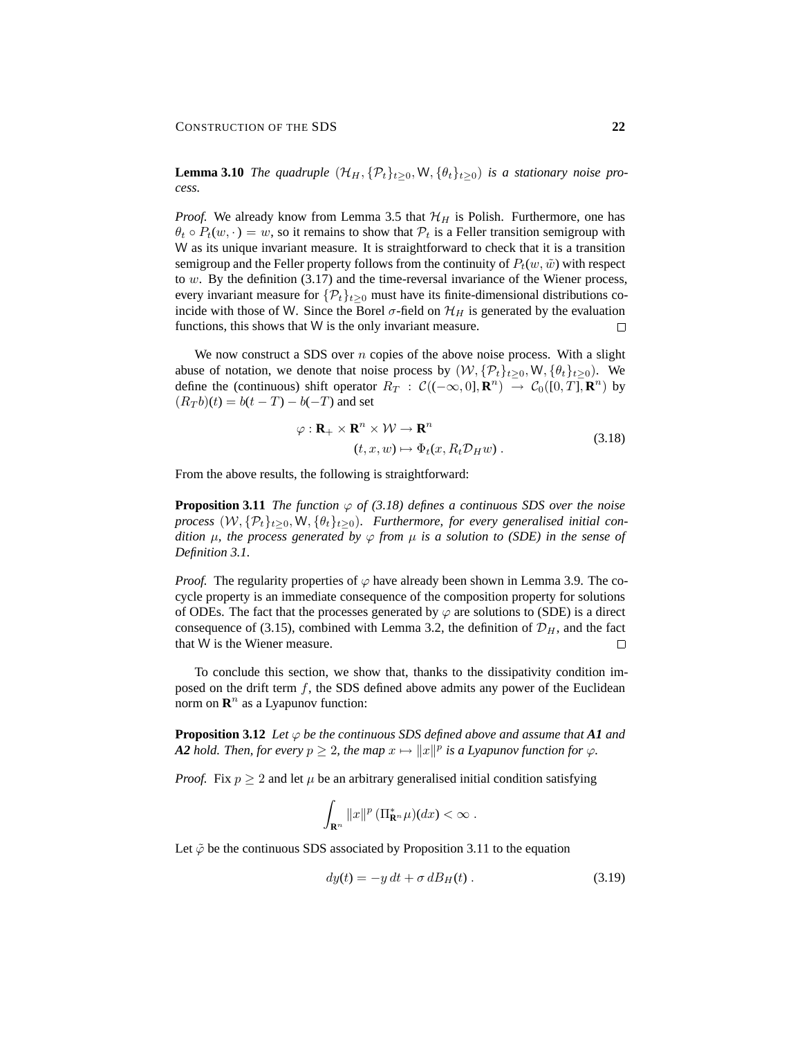**Lemma 3.10** *The quadruple $(\mathcal{H}_H, \{\mathcal{P}_t\}_{t\geq 0}, \mathsf{W}, \{\theta_t\}_{t\geq 0})$ is a stationary noise process.*

*Proof.* We already know from Lemma 3.5 that $\mathcal{H}_H$ is Polish. Furthermore, one has $\theta_t \circ P_t(w, \cdot) = w$, so it remains to show that $\mathcal{P}_t$ is a Feller transition semigroup with $\mathsf{W}$ as its unique invariant measure. It is straightforward to check that it is a transition semigroup and the Feller property follows from the continuity of $P_t(w, \tilde{w})$ with respect to $w$. By the definition (3.17) and the time-reversal invariance of the Wiener process, every invariant measure for $\{\mathcal{P}_t\}_{t\geq 0}$ must have its finite-dimensional distributions coincide with those of $\mathsf{W}$. Since the Borel $\sigma$-field on $\mathcal{H}_H$ is generated by the evaluation functions, this shows that $\mathsf{W}$ is the only invariant measure. $\square$

We now construct a SDS over $n$ copies of the above noise process. With a slight abuse of notation, we denote that noise process by $(\mathcal{W}, \{\mathcal{P}_t\}_{t\geq 0}, \mathsf{W}, \{\theta_t\}_{t\geq 0})$. We define the (continuous) shift operator $R_T : \mathcal{C}((-\infty, 0], \mathbf{R}^n) \to \mathcal{C}_0([0, T], \mathbf{R}^n)$ by $(R_T b)(t) = b(t - T) - b(-T)$ and set

$$
\begin{aligned}
\varphi : \mathbf{R}_+ \times \mathbf{R}^n \times \mathcal{W} &\to \mathbf{R}^n \\
(t, x, w) &\mapsto \Phi_t(x, R_t \mathcal{D}_H w) .
\end{aligned}
\tag{3.18}
$$

From the above results, the following is straightforward:

**Proposition 3.11** *The function $\varphi$ of (3.18) defines a continuous SDS over the noise process $(\mathcal{W}, \{\mathcal{P}_t\}_{t\geq 0}, \mathsf{W}, \{\theta_t\}_{t\geq 0})$. Furthermore, for every generalised initial condition $\mu$, the process generated by $\varphi$ from $\mu$ is a solution to (SDE) in the sense of Definition 3.1.*

*Proof.* The regularity properties of $\varphi$ have already been shown in Lemma 3.9. The cocycle property is an immediate consequence of the composition property for solutions of ODEs. The fact that the processes generated by $\varphi$ are solutions to (SDE) is a direct consequence of (3.15), combined with Lemma 3.2, the definition of $\mathcal{D}_H$, and the fact that $\mathsf{W}$ is the Wiener measure. $\square$

To conclude this section, we show that, thanks to the dissipativity condition imposed on the drift term $f$, the SDS defined above admits any power of the Euclidean norm on $\mathbf{R}^n$ as a Lyapunov function:

**Proposition 3.12** *Let $\varphi$ be the continuous SDS defined above and assume that **A1** and **A2** hold. Then, for every $p \geq 2$, the map $x \mapsto \|x\|^p$ is a Lyapunov function for $\varphi$.*

*Proof.* Fix $p \geq 2$ and let $\mu$ be an arbitrary generalised initial condition satisfying

$$
\int_{\mathbf{R}^n} \|x\|^p \, (\Pi^*_{\mathbf{R}^n} \mu)(dx) < \infty .
$$

Let $\tilde{\varphi}$ be the continuous SDS associated by Proposition 3.11 to the equation

$$
dy(t) = -y \, dt + \sigma \, dB_H(t) .
\tag{3.19}
$$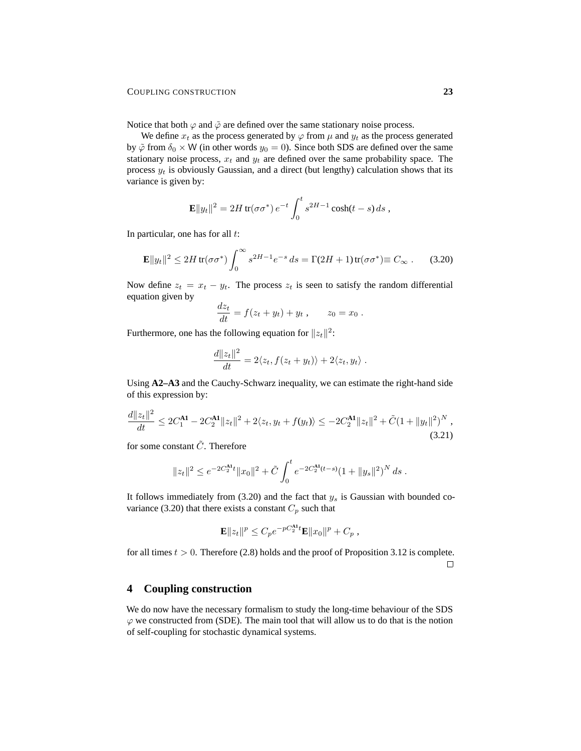Notice that both $\varphi$ and $\tilde{\varphi}$ are defined over the same stationary noise process.

We define $x_t$ as the process generated by $\varphi$ from $\mu$ and $y_t$ as the process generated by $\tilde{\varphi}$ from $\delta_0 \times \mathsf{W}$ (in other words $y_0 = 0$). Since both SDS are defined over the same stationary noise process, $x_t$ and $y_t$ are defined over the same probability space. The process $y_t$ is obviously Gaussian, and a direct (but lengthy) calculation shows that its variance is given by:

$$\mathbf{E}\|y_t\|^2 = 2H \operatorname{tr}(\sigma\sigma^*)\, e^{-t} \int_0^t s^{2H-1} \cosh(t-s)\, ds \;,$$

In particular, one has for all $t$:

$$\mathbf{E}\|y_t\|^2 \le 2H \operatorname{tr}(\sigma\sigma^*) \int_0^\infty s^{2H-1} e^{-s}\, ds = \Gamma(2H+1) \operatorname{tr}(\sigma\sigma^*) \equiv C_\infty \;. \qquad (3.20)$$

Now define $z_t = x_t - y_t$. The process $z_t$ is seen to satisfy the random differential equation given by

$$\frac{dz_t}{dt} = f(z_t + y_t) + y_t \;, \qquad z_0 = x_0 \;.$$

Furthermore, one has the following equation for $\|z_t\|^2$:

$$\frac{d\|z_t\|^2}{dt} = 2\langle z_t, f(z_t + y_t)\rangle + 2\langle z_t, y_t\rangle \;.$$

Using **A2–A3** and the Cauchy-Schwarz inequality, we can estimate the right-hand side of this expression by:

$$\frac{d\|z_t\|^2}{dt} \le 2C_1^{\mathbf{A1}} - 2C_2^{\mathbf{A1}}\|z_t\|^2 + 2\langle z_t, y_t + f(y_t)\rangle \le -2C_2^{\mathbf{A1}}\|z_t\|^2 + \tilde{C}(1 + \|y_t\|^2)^N \;, \qquad (3.21)$$

for some constant $\tilde{C}$. Therefore

$$\|z_t\|^2 \le e^{-2C_2^{\mathbf{A1}} t}\|x_0\|^2 + \tilde{C} \int_0^t e^{-2C_2^{\mathbf{A1}}(t-s)}(1 + \|y_s\|^2)^N\, ds \;.$$

It follows immediately from (3.20) and the fact that $y_s$ is Gaussian with bounded covariance (3.20) that there exists a constant $C_p$ such that

$$\mathbf{E}\|z_t\|^p \le C_p e^{-pC_2^{\mathbf{A1}} t}\mathbf{E}\|x_0\|^p + C_p \;,$$

for all times $t > 0$. Therefore (2.8) holds and the proof of Proposition 3.12 is complete. □

# 4 Coupling construction

We do now have the necessary formalism to study the long-time behaviour of the SDS $\varphi$ we constructed from (SDE). The main tool that will allow us to do that is the notion of self-coupling for stochastic dynamical systems.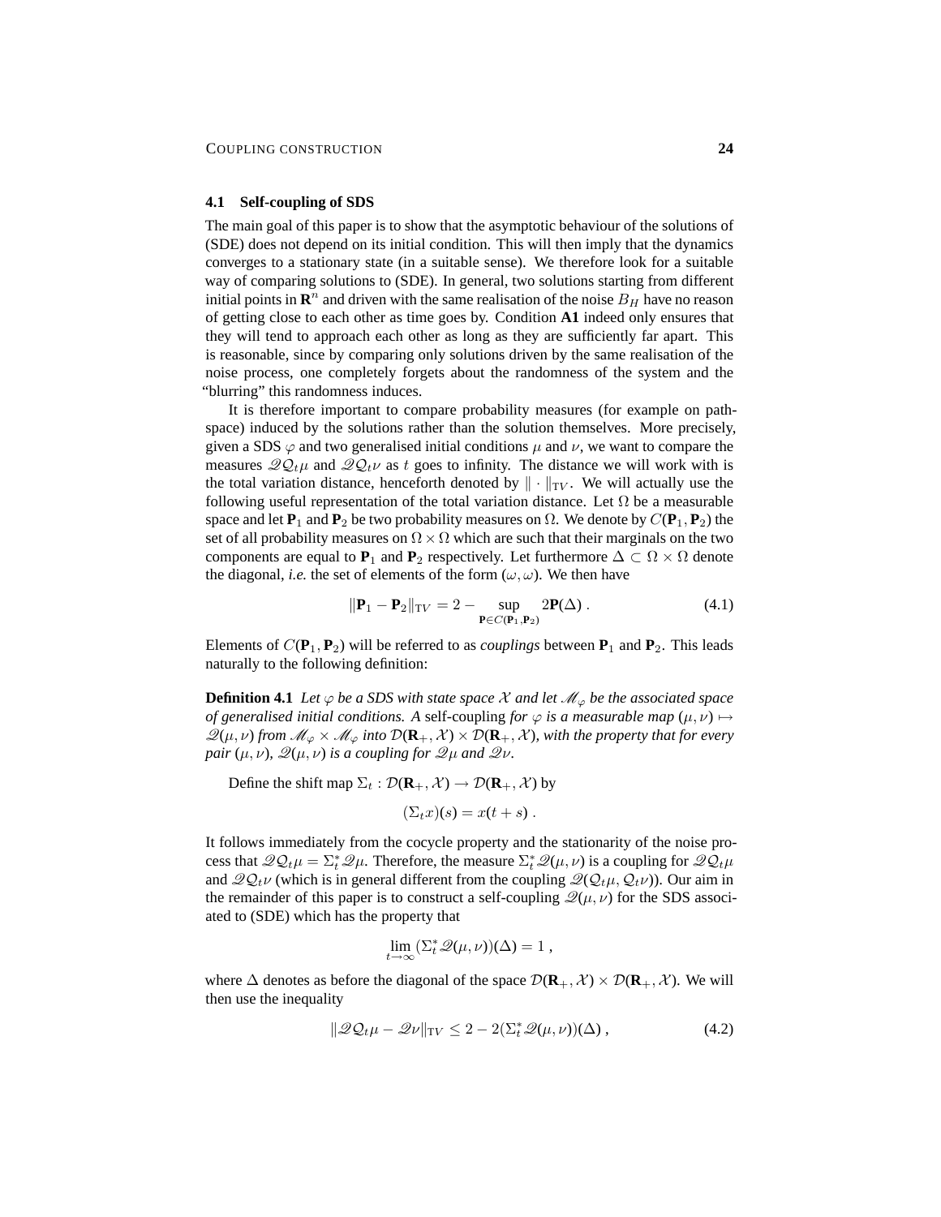### 4.1 Self-coupling of SDS

The main goal of this paper is to show that the asymptotic behaviour of the solutions of (SDE) does not depend on its initial condition. This will then imply that the dynamics converges to a stationary state (in a suitable sense). We therefore look for a suitable way of comparing solutions to (SDE). In general, two solutions starting from different initial points in $\mathbf{R}^n$ and driven with the same realisation of the noise $B_H$ have no reason of getting close to each other as time goes by. Condition **A1** indeed only ensures that they will tend to approach each other as long as they are sufficiently far apart. This is reasonable, since by comparing only solutions driven by the same realisation of the noise process, one completely forgets about the randomness of the system and the "blurring" this randomness induces.

It is therefore important to compare probability measures (for example on path-space) induced by the solutions rather than the solution themselves. More precisely, given a SDS $\varphi$ and two generalised initial conditions $\mu$ and $\nu$, we want to compare the measures $\mathscr{Q}\mathcal{Q}_t\mu$ and $\mathscr{Q}\mathcal{Q}_t\nu$ as $t$ goes to infinity. The distance we will work with is the total variation distance, henceforth denoted by $\|\cdot\|_{TV}$. We will actually use the following useful representation of the total variation distance. Let $\Omega$ be a measurable space and let $\mathbf{P}_1$ and $\mathbf{P}_2$ be two probability measures on $\Omega$. We denote by $C(\mathbf{P}_1, \mathbf{P}_2)$ the set of all probability measures on $\Omega \times \Omega$ which are such that their marginals on the two components are equal to $\mathbf{P}_1$ and $\mathbf{P}_2$ respectively. Let furthermore $\Delta \subset \Omega \times \Omega$ denote the diagonal, *i.e.* the set of elements of the form $(\omega, \omega)$. We then have

$$\|\mathbf{P}_1 - \mathbf{P}_2\|_{TV} = 2 - \sup_{\mathbf{P} \in C(\mathbf{P}_1, \mathbf{P}_2)} 2\mathbf{P}(\Delta) . \tag{4.1}$$

Elements of $C(\mathbf{P}_1, \mathbf{P}_2)$ will be referred to as *couplings* between $\mathbf{P}_1$ and $\mathbf{P}_2$. This leads naturally to the following definition:

**Definition 4.1** *Let $\varphi$ be a SDS with state space $\mathcal{X}$ and let $\mathscr{M}_\varphi$ be the associated space of generalised initial conditions. A* self-coupling *for $\varphi$ is a measurable map $(\mu, \nu) \mapsto \mathscr{Q}(\mu, \nu)$ from $\mathscr{M}_\varphi \times \mathscr{M}_\varphi$ into $\mathcal{D}(\mathbf{R}_+, \mathcal{X}) \times \mathcal{D}(\mathbf{R}_+, \mathcal{X})$, with the property that for every pair $(\mu, \nu)$, $\mathscr{Q}(\mu, \nu)$ is a coupling for $\mathscr{Q}\mu$ and $\mathscr{Q}\nu$.*

Define the shift map $\Sigma_t : \mathcal{D}(\mathbf{R}_+, \mathcal{X}) \to \mathcal{D}(\mathbf{R}_+, \mathcal{X})$ by

$$(\Sigma_t x)(s) = x(t + s) .$$

It follows immediately from the cocycle property and the stationarity of the noise process that $\mathscr{Q}\mathcal{Q}_t\mu = \Sigma_t^* \mathscr{Q}\mu$. Therefore, the measure $\Sigma_t^* \mathscr{Q}(\mu, \nu)$ is a coupling for $\mathscr{Q}\mathcal{Q}_t\mu$ and $\mathscr{Q}\mathcal{Q}_t\nu$ (which is in general different from the coupling $\mathscr{Q}(\mathcal{Q}_t\mu, \mathcal{Q}_t\nu)$). Our aim in the remainder of this paper is to construct a self-coupling $\mathscr{Q}(\mu, \nu)$ for the SDS associated to (SDE) which has the property that

$$\lim_{t \to \infty} (\Sigma_t^* \mathscr{Q}(\mu, \nu))(\Delta) = 1 ,$$

where $\Delta$ denotes as before the diagonal of the space $\mathcal{D}(\mathbf{R}_+, \mathcal{X}) \times \mathcal{D}(\mathbf{R}_+, \mathcal{X})$. We will then use the inequality

$$\|\mathscr{Q}\mathcal{Q}_t\mu - \mathscr{Q}\nu\|_{TV} \leq 2 - 2(\Sigma_t^* \mathscr{Q}(\mu, \nu))(\Delta) , \tag{4.2}$$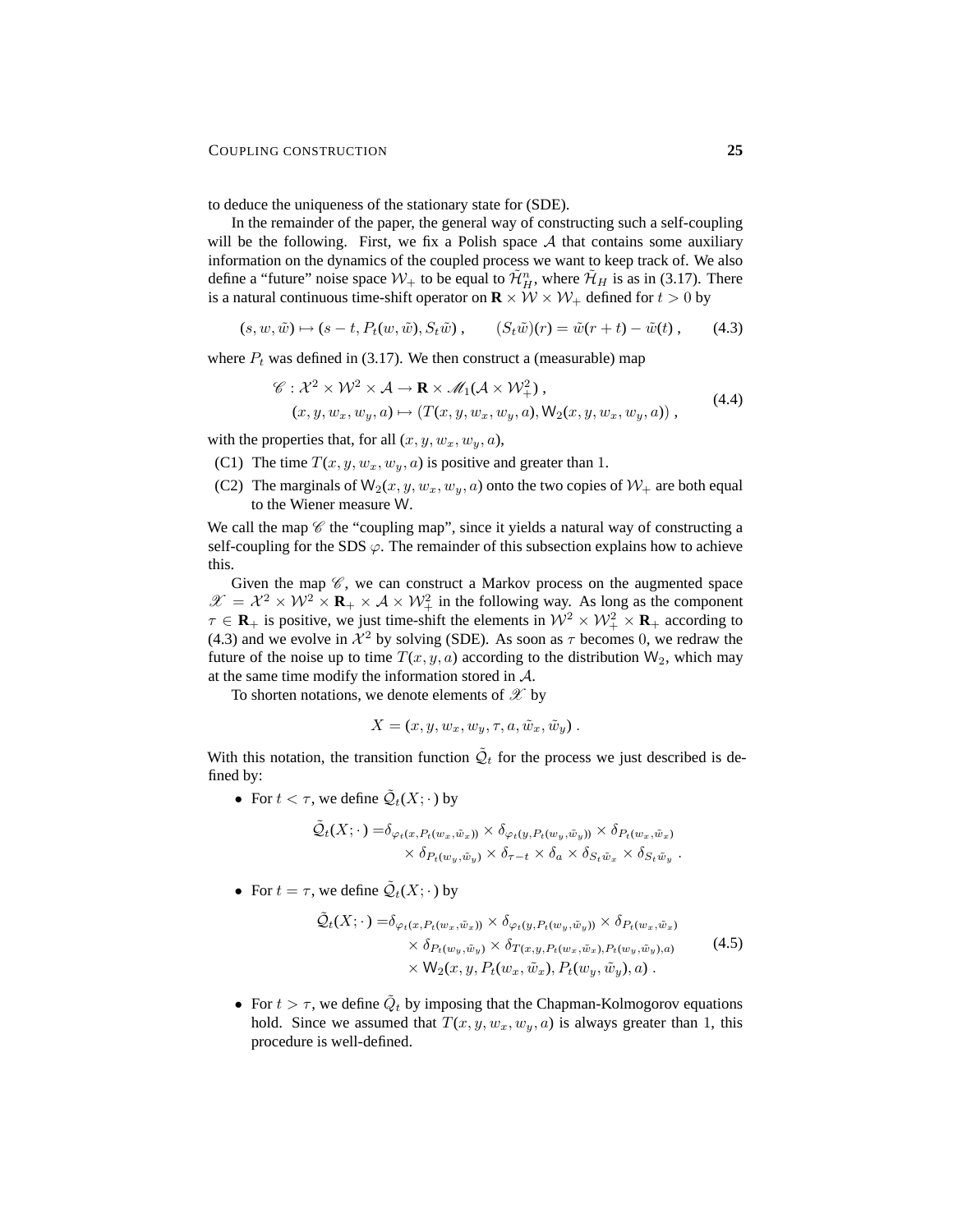to deduce the uniqueness of the stationary state for (SDE).

In the remainder of the paper, the general way of constructing such a self-coupling will be the following. First, we fix a Polish space $\mathcal{A}$ that contains some auxiliary information on the dynamics of the coupled process we want to keep track of. We also define a "future" noise space $\mathcal{W}_+$ to be equal to $\tilde{\mathcal{H}}_H^n$, where $\tilde{\mathcal{H}}_H$ is as in (3.17). There is a natural continuous time-shift operator on $\mathbf{R} \times \mathcal{W} \times \mathcal{W}_+$ defined for $t > 0$ by

$$(s, w, \tilde{w}) \mapsto (s - t, P_t(w, \tilde{w}), S_t \tilde{w}) , \qquad (S_t \tilde{w})(r) = \tilde{w}(r + t) - \tilde{w}(t) , \tag{4.3}$$

where $P_t$ was defined in (3.17). We then construct a (measurable) map

$$\begin{aligned} \mathscr{C} : \mathcal{X}^2 \times \mathcal{W}^2 \times \mathcal{A} &\to \mathbf{R} \times \mathscr{M}_1(\mathcal{A} \times \mathcal{W}_+^2) , \\ (x, y, w_x, w_y, a) &\mapsto (T(x, y, w_x, w_y, a), \mathsf{W}_2(x, y, w_x, w_y, a)) , \end{aligned} \tag{4.4}$$

with the properties that, for all $(x, y, w_x, w_y, a)$,

(C1) The time $T(x, y, w_x, w_y, a)$ is positive and greater than $1$.

(C2) The marginals of $\mathsf{W}_2(x, y, w_x, w_y, a)$ onto the two copies of $\mathcal{W}_+$ are both equal to the Wiener measure $\mathsf{W}$.

We call the map $\mathscr{C}$ the "coupling map", since it yields a natural way of constructing a self-coupling for the SDS $\varphi$. The remainder of this subsection explains how to achieve this.

Given the map $\mathscr{C}$, we can construct a Markov process on the augmented space $\mathscr{X} = \mathcal{X}^2 \times \mathcal{W}^2 \times \mathbf{R}_+ \times \mathcal{A} \times \mathcal{W}_+^2$ in the following way. As long as the component $\tau \in \mathbf{R}_+$ is positive, we just time-shift the elements in $\mathcal{W}^2 \times \mathcal{W}_+^2 \times \mathbf{R}_+$ according to (4.3) and we evolve in $\mathcal{X}^2$ by solving (SDE). As soon as $\tau$ becomes $0$, we redraw the future of the noise up to time $T(x, y, a)$ according to the distribution $\mathsf{W}_2$, which may at the same time modify the information stored in $\mathcal{A}$.

To shorten notations, we denote elements of $\mathscr{X}$ by

$$X = (x, y, w_x, w_y, \tau, a, \tilde{w}_x, \tilde{w}_y) .$$

With this notation, the transition function $\tilde{\mathcal{Q}}_t$ for the process we just described is defined by:

- For $t < \tau$, we define $\tilde{\mathcal{Q}}_t(X; \cdot)$ by

$$\begin{aligned} \tilde{\mathcal{Q}}_t(X; \cdot) =& \delta_{\varphi_t(x, P_t(w_x, \tilde{w}_x))} \times \delta_{\varphi_t(y, P_t(w_y, \tilde{w}_y))} \times \delta_{P_t(w_x, \tilde{w}_x)} \\ &\times \delta_{P_t(w_y, \tilde{w}_y)} \times \delta_{\tau - t} \times \delta_a \times \delta_{S_t \tilde{w}_x} \times \delta_{S_t \tilde{w}_y} . \end{aligned}$$

- For $t = \tau$, we define $\tilde{\mathcal{Q}}_t(X; \cdot)$ by

$$\begin{aligned} \tilde{\mathcal{Q}}_t(X; \cdot) =& \delta_{\varphi_t(x, P_t(w_x, \tilde{w}_x))} \times \delta_{\varphi_t(y, P_t(w_y, \tilde{w}_y))} \times \delta_{P_t(w_x, \tilde{w}_x)} \\ &\times \delta_{P_t(w_y, \tilde{w}_y)} \times \delta_{T(x, y, P_t(w_x, \tilde{w}_x), P_t(w_y, \tilde{w}_y), a)} \\ &\times \mathsf{W}_2(x, y, P_t(w_x, \tilde{w}_x), P_t(w_y, \tilde{w}_y), a) . \end{aligned} \tag{4.5}$$

- For $t > \tau$, we define $\tilde{Q}_t$ by imposing that the Chapman-Kolmogorov equations hold. Since we assumed that $T(x, y, w_x, w_y, a)$ is always greater than $1$, this procedure is well-defined.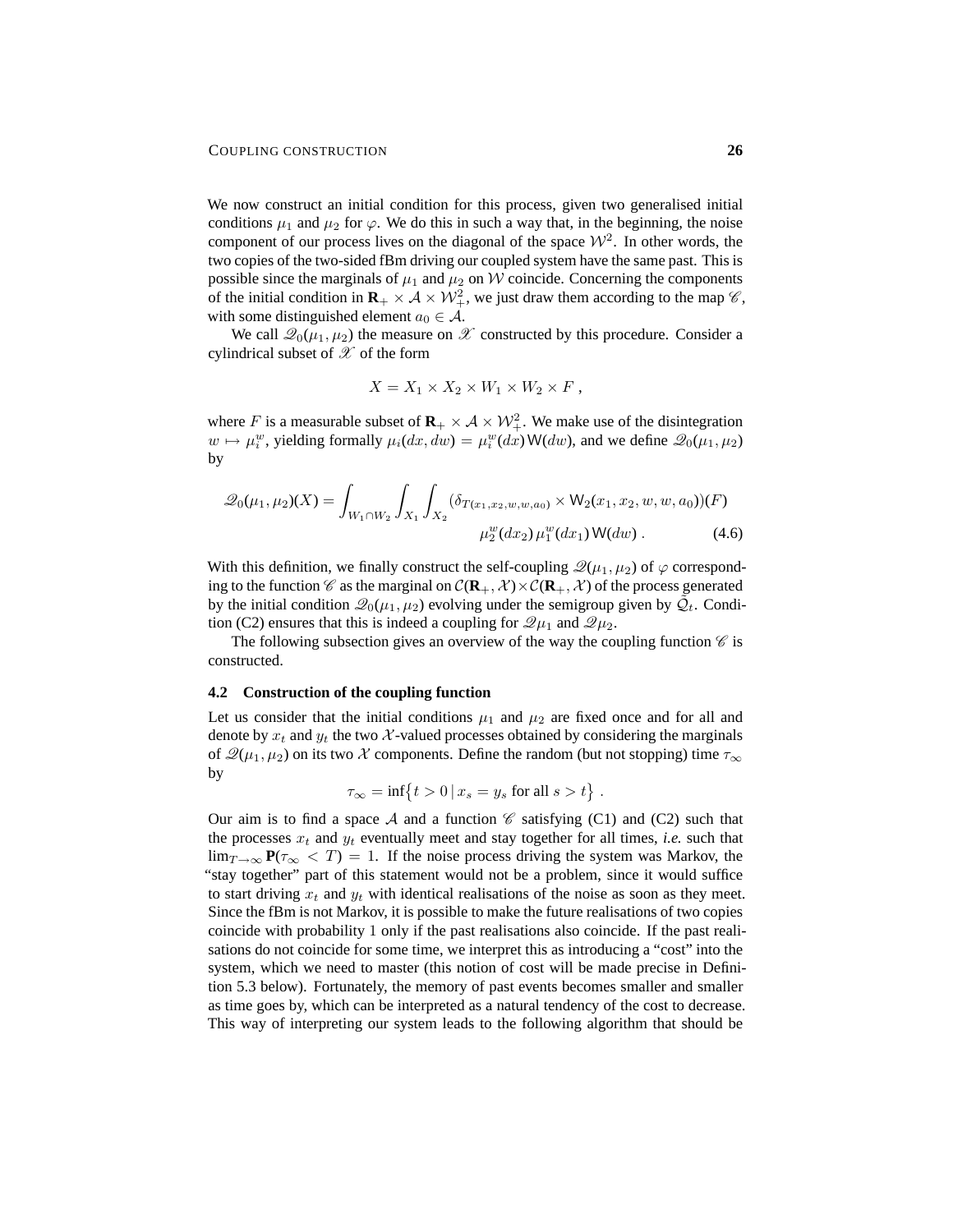We now construct an initial condition for this process, given two generalised initial conditions $\mu_1$ and $\mu_2$ for $\varphi$. We do this in such a way that, in the beginning, the noise component of our process lives on the diagonal of the space $\mathcal{W}^2$. In other words, the two copies of the two-sided fBm driving our coupled system have the same past. This is possible since the marginals of $\mu_1$ and $\mu_2$ on $\mathcal{W}$ coincide. Concerning the components of the initial condition in $\mathbf{R}_+ \times \mathcal{A} \times \mathcal{W}_+^2$, we just draw them according to the map $\mathscr{C}$, with some distinguished element $a_0 \in \mathcal{A}$.

We call $\mathscr{Q}_0(\mu_1, \mu_2)$ the measure on $\mathscr{X}$ constructed by this procedure. Consider a cylindrical subset of $\mathscr{X}$ of the form

$$X = X_1 \times X_2 \times W_1 \times W_2 \times F \;,$$

where $F$ is a measurable subset of $\mathbf{R}_+ \times \mathcal{A} \times \mathcal{W}_+^2$. We make use of the disintegration $w \mapsto \mu_i^w$, yielding formally $\mu_i(dx, dw) = \mu_i^w(dx)\,\mathsf{W}(dw)$, and we define $\mathscr{Q}_0(\mu_1, \mu_2)$ by

$$\mathscr{Q}_0(\mu_1,\mu_2)(X) = \int_{W_1\cap W_2} \int_{X_1} \int_{X_2} (\delta_{T(x_1,x_2,w,w,a_0)} \times \mathsf{W}_2(x_1,x_2,w,w,a_0))(F) \\ \mu_2^w(dx_2)\,\mu_1^w(dx_1)\,\mathsf{W}(dw)\;. \qquad (4.6)$$

With this definition, we finally construct the self-coupling $\mathscr{Q}(\mu_1, \mu_2)$ of $\varphi$ corresponding to the function $\mathscr{C}$ as the marginal on $\mathcal{C}(\mathbf{R}_+, \mathcal{X}) \times \mathcal{C}(\mathbf{R}_+, \mathcal{X})$ of the process generated by the initial condition $\mathscr{Q}_0(\mu_1, \mu_2)$ evolving under the semigroup given by $\tilde{\mathcal{Q}}_t$. Condition (C2) ensures that this is indeed a coupling for $\mathscr{Q}\mu_1$ and $\mathscr{Q}\mu_2$.

The following subsection gives an overview of the way the coupling function $\mathscr{C}$ is constructed.

### 4.2 Construction of the coupling function

Let us consider that the initial conditions $\mu_1$ and $\mu_2$ are fixed once and for all and denote by $x_t$ and $y_t$ the two $\mathcal{X}$-valued processes obtained by considering the marginals of $\mathscr{Q}(\mu_1, \mu_2)$ on its two $\mathcal{X}$ components. Define the random (but not stopping) time $\tau_\infty$ by

$$\tau_\infty = \inf\{t > 0 \,|\, x_s = y_s \text{ for all } s > t\}\;.$$

Our aim is to find a space $\mathcal{A}$ and a function $\mathscr{C}$ satisfying (C1) and (C2) such that the processes $x_t$ and $y_t$ eventually meet and stay together for all times, *i.e.* such that $\lim_{T\to\infty} \mathbf{P}(\tau_\infty < T) = 1$. If the noise process driving the system was Markov, the "stay together" part of this statement would not be a problem, since it would suffice to start driving $x_t$ and $y_t$ with identical realisations of the noise as soon as they meet. Since the fBm is not Markov, it is possible to make the future realisations of two copies coincide with probability 1 only if the past realisations also coincide. If the past realisations do not coincide for some time, we interpret this as introducing a "cost" into the system, which we need to master (this notion of cost will be made precise in Definition 5.3 below). Fortunately, the memory of past events becomes smaller and smaller as time goes by, which can be interpreted as a natural tendency of the cost to decrease. This way of interpreting our system leads to the following algorithm that should be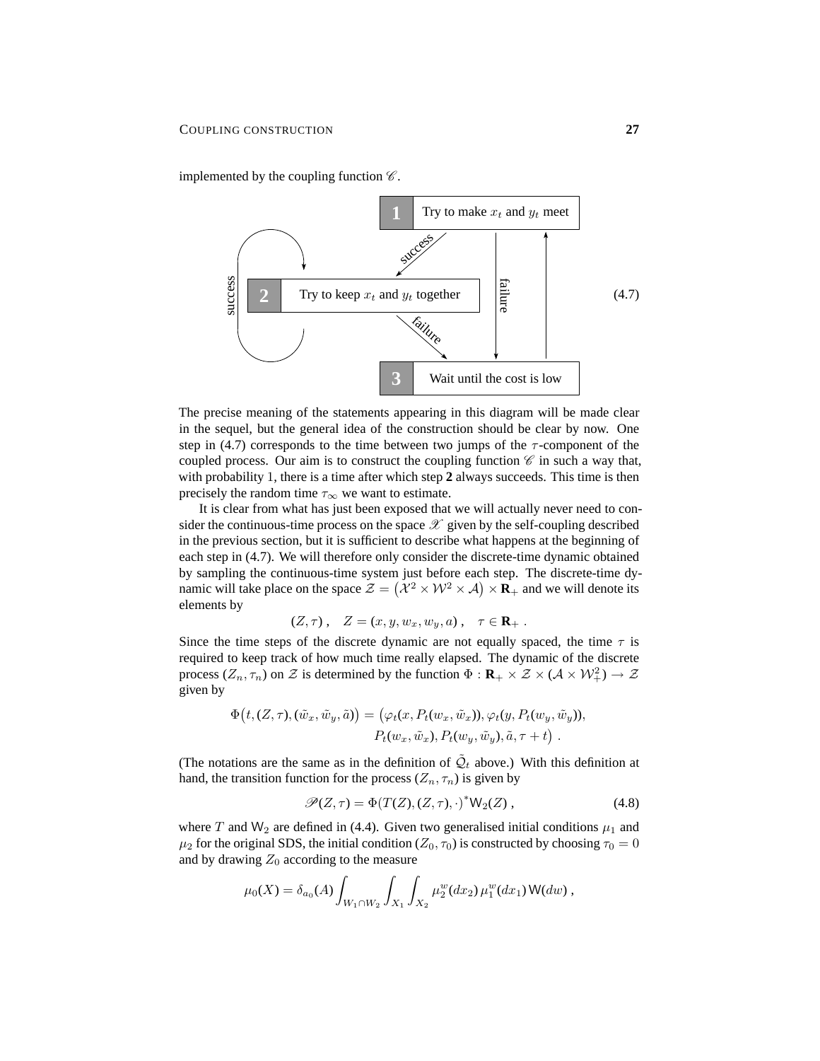implemented by the coupling function $\mathscr{C}$.

**1** Try to make $x_t$ and $y_t$ meet

**2** Try to keep $x_t$ and $y_t$ together

**3** Wait until the cost is low

(4.7)

(Diagram: 1 —success→ 2; 2 —success→ 2; 2 —failure→ 3; 1 —failure→ 3; 3 → 1.)

The precise meaning of the statements appearing in this diagram will be made clear in the sequel, but the general idea of the construction should be clear by now. One step in (4.7) corresponds to the time between two jumps of the $\tau$-component of the coupled process. Our aim is to construct the coupling function $\mathscr{C}$ in such a way that, with probability 1, there is a time after which step **2** always succeeds. This time is then precisely the random time $\tau_\infty$ we want to estimate.

It is clear from what has just been exposed that we will actually never need to consider the continuous-time process on the space $\mathscr{X}$ given by the self-coupling described in the previous section, but it is sufficient to describe what happens at the beginning of each step in (4.7). We will therefore only consider the discrete-time dynamic obtained by sampling the continuous-time system just before each step. The discrete-time dynamic will take place on the space $\mathcal{Z} = \big(\mathcal{X}^2 \times \mathcal{W}^2 \times \mathcal{A}\big) \times \mathbf{R}_+$ and we will denote its elements by

$$(Z, \tau)\;, \quad Z = (x, y, w_x, w_y, a)\;, \quad \tau \in \mathbf{R}_+\;.$$

Since the time steps of the discrete dynamic are not equally spaced, the time $\tau$ is required to keep track of how much time really elapsed. The dynamic of the discrete process $(Z_n, \tau_n)$ on $\mathcal{Z}$ is determined by the function $\Phi : \mathbf{R}_+ \times \mathcal{Z} \times (\mathcal{A} \times \mathcal{W}_+^2) \to \mathcal{Z}$ given by

$$\begin{aligned}\Phi\big(t, (Z, \tau), (\tilde w_x, \tilde w_y, \tilde a)\big) = \big(&\varphi_t(x, P_t(w_x, \tilde w_x)), \varphi_t(y, P_t(w_y, \tilde w_y)),\\ &P_t(w_x, \tilde w_x), P_t(w_y, \tilde w_y), \tilde a, \tau + t\big)\;.\end{aligned}$$

(The notations are the same as in the definition of $\tilde{\mathcal{Q}}_t$ above.) With this definition at hand, the transition function for the process $(Z_n, \tau_n)$ is given by

$$\mathscr{P}(Z, \tau) = \Phi(T(Z), (Z, \tau), \cdot)^* \mathsf{W}_2(Z)\;, \tag{4.8}$$

where $T$ and $\mathsf{W}_2$ are defined in (4.4). Given two generalised initial conditions $\mu_1$ and $\mu_2$ for the original SDS, the initial condition $(Z_0, \tau_0)$ is constructed by choosing $\tau_0 = 0$ and by drawing $Z_0$ according to the measure

$$\mu_0(X) = \delta_{a_0}(A) \int_{W_1 \cap W_2} \int_{X_1} \int_{X_2} \mu_2^w(dx_2)\, \mu_1^w(dx_1)\, \mathsf{W}(dw)\;,$$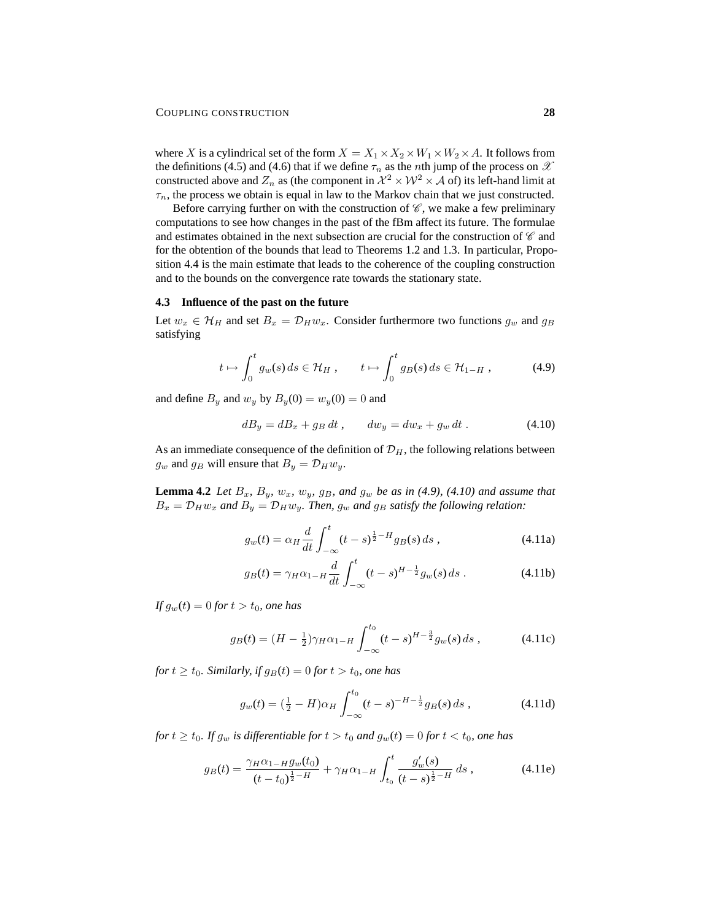where $X$ is a cylindrical set of the form $X = X_1 \times X_2 \times W_1 \times W_2 \times A$. It follows from the definitions (4.5) and (4.6) that if we define $\tau_n$ as the $n$th jump of the process on $\mathscr{X}$ constructed above and $Z_n$ as (the component in $\mathcal{X}^2 \times \mathcal{W}^2 \times \mathcal{A}$ of) its left-hand limit at $\tau_n$, the process we obtain is equal in law to the Markov chain that we just constructed.

Before carrying further on with the construction of $\mathscr{C}$, we make a few preliminary computations to see how changes in the past of the fBm affect its future. The formulae and estimates obtained in the next subsection are crucial for the construction of $\mathscr{C}$ and for the obtention of the bounds that lead to Theorems 1.2 and 1.3. In particular, Proposition 4.4 is the main estimate that leads to the coherence of the coupling construction and to the bounds on the convergence rate towards the stationary state.

### 4.3 Influence of the past on the future

Let $w_x \in \mathcal{H}_H$ and set $B_x = \mathcal{D}_H w_x$. Consider furthermore two functions $g_w$ and $g_B$ satisfying

$$t \mapsto \int_0^t g_w(s)\, ds \in \mathcal{H}_H \;, \qquad t \mapsto \int_0^t g_B(s)\, ds \in \mathcal{H}_{1-H} \;, \tag{4.9}$$

and define $B_y$ and $w_y$ by $B_y(0) = w_y(0) = 0$ and

$$dB_y = dB_x + g_B\, dt \;, \qquad dw_y = dw_x + g_w\, dt \;. \tag{4.10}$$

As an immediate consequence of the definition of $\mathcal{D}_H$, the following relations between $g_w$ and $g_B$ will ensure that $B_y = \mathcal{D}_H w_y$.

**Lemma 4.2** *Let $B_x$, $B_y$, $w_x$, $w_y$, $g_B$, and $g_w$ be as in (4.9), (4.10) and assume that $B_x = \mathcal{D}_H w_x$ and $B_y = \mathcal{D}_H w_y$. Then, $g_w$ and $g_B$ satisfy the following relation:*

$$g_w(t) = \alpha_H \frac{d}{dt} \int_{-\infty}^t (t-s)^{\frac{1}{2}-H} g_B(s)\, ds \;, \tag{4.11a}$$

$$g_B(t) = \gamma_H \alpha_{1-H} \frac{d}{dt} \int_{-\infty}^t (t-s)^{H-\frac{1}{2}} g_w(s)\, ds \;. \tag{4.11b}$$

*If $g_w(t) = 0$ for $t > t_0$, one has*

$$g_B(t) = (H - \tfrac{1}{2}) \gamma_H \alpha_{1-H} \int_{-\infty}^{t_0} (t-s)^{H-\frac{3}{2}} g_w(s)\, ds \;, \tag{4.11c}$$

*for $t \geq t_0$. Similarly, if $g_B(t) = 0$ for $t > t_0$, one has*

$$g_w(t) = (\tfrac{1}{2} - H) \alpha_H \int_{-\infty}^{t_0} (t-s)^{-H-\frac{1}{2}} g_B(s)\, ds \;, \tag{4.11d}$$

*for $t \geq t_0$. If $g_w$ is differentiable for $t > t_0$ and $g_w(t) = 0$ for $t < t_0$, one has*

$$g_B(t) = \frac{\gamma_H \alpha_{1-H} g_w(t_0)}{(t-t_0)^{\frac{1}{2}-H}} + \gamma_H \alpha_{1-H} \int_{t_0}^t \frac{g_w'(s)}{(t-s)^{\frac{1}{2}-H}}\, ds \;, \tag{4.11e}$$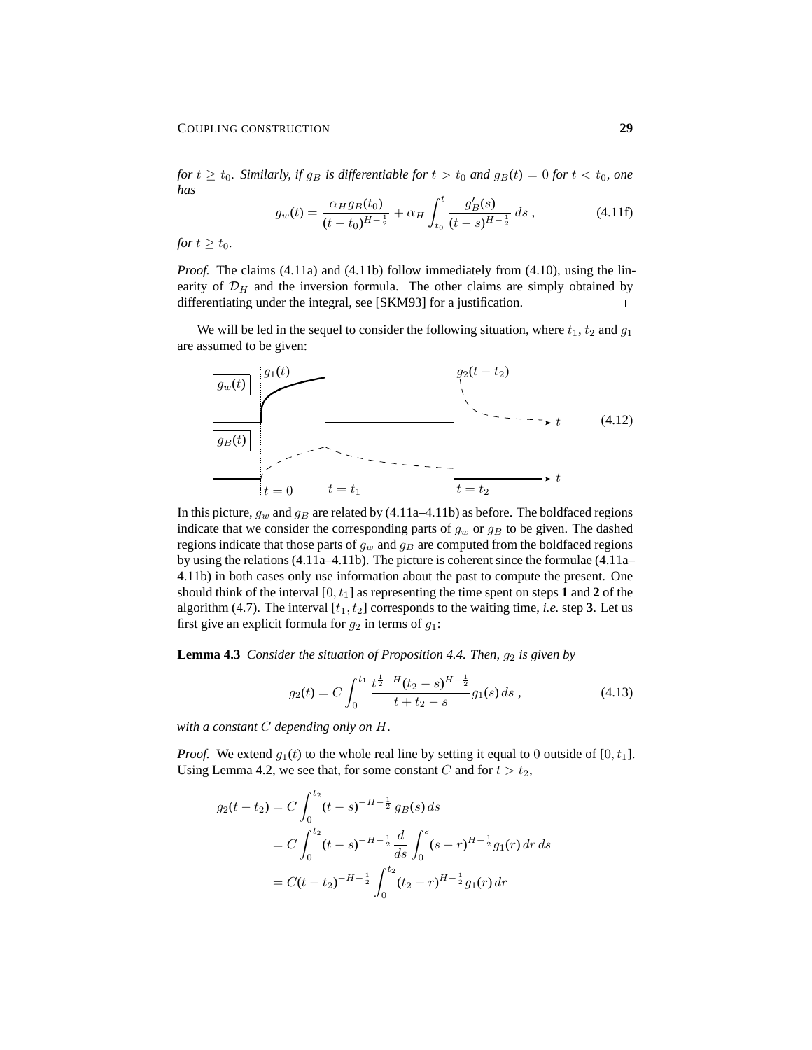*for $t \geq t_0$. Similarly, if $g_B$ is differentiable for $t > t_0$ and $g_B(t) = 0$ for $t < t_0$, one has*

$$g_w(t) = \frac{\alpha_H g_B(t_0)}{(t-t_0)^{H-\frac{1}{2}}} + \alpha_H \int_{t_0}^{t} \frac{g_B'(s)}{(t-s)^{H-\frac{1}{2}}}\, ds\;, \tag{4.11f}$$

*for $t \geq t_0$.*

*Proof.* The claims (4.11a) and (4.11b) follow immediately from (4.10), using the linearity of $\mathcal{D}_H$ and the inversion formula. The other claims are simply obtained by differentiating under the integral, see [SKM93] for a justification. □

We will be led in the sequel to consider the following situation, where $t_1$, $t_2$ and $g_1$ are assumed to be given:

$$\text{(4.12)}$$

In this picture, $g_w$ and $g_B$ are related by (4.11a–4.11b) as before. The boldfaced regions indicate that we consider the corresponding parts of $g_w$ or $g_B$ to be given. The dashed regions indicate that those parts of $g_w$ and $g_B$ are computed from the boldfaced regions by using the relations (4.11a–4.11b). The picture is coherent since the formulae (4.11a–4.11b) in both cases only use information about the past to compute the present. One should think of the interval $[0, t_1]$ as representing the time spent on steps **1** and **2** of the algorithm (4.7). The interval $[t_1, t_2]$ corresponds to the waiting time, *i.e.* step **3**. Let us first give an explicit formula for $g_2$ in terms of $g_1$:

**Lemma 4.3** *Consider the situation of Proposition 4.4. Then, $g_2$ is given by*

$$g_2(t) = C \int_0^{t_1} \frac{t^{\frac{1}{2}-H}(t_2 - s)^{H-\frac{1}{2}}}{t + t_2 - s} g_1(s)\, ds\;, \tag{4.13}$$

*with a constant $C$ depending only on $H$.*

*Proof.* We extend $g_1(t)$ to the whole real line by setting it equal to $0$ outside of $[0, t_1]$. Using Lemma 4.2, we see that, for some constant $C$ and for $t > t_2$,

$$\begin{aligned}
g_2(t - t_2) &= C \int_0^{t_2} (t-s)^{-H-\frac{1}{2}}\, g_B(s)\, ds \\
&= C \int_0^{t_2} (t-s)^{-H-\frac{1}{2}} \frac{d}{ds} \int_0^{s} (s-r)^{H-\frac{1}{2}} g_1(r)\, dr\, ds \\
&= C(t-t_2)^{-H-\frac{1}{2}} \int_0^{t_2} (t_2 - r)^{H-\frac{1}{2}} g_1(r)\, dr
\end{aligned}$$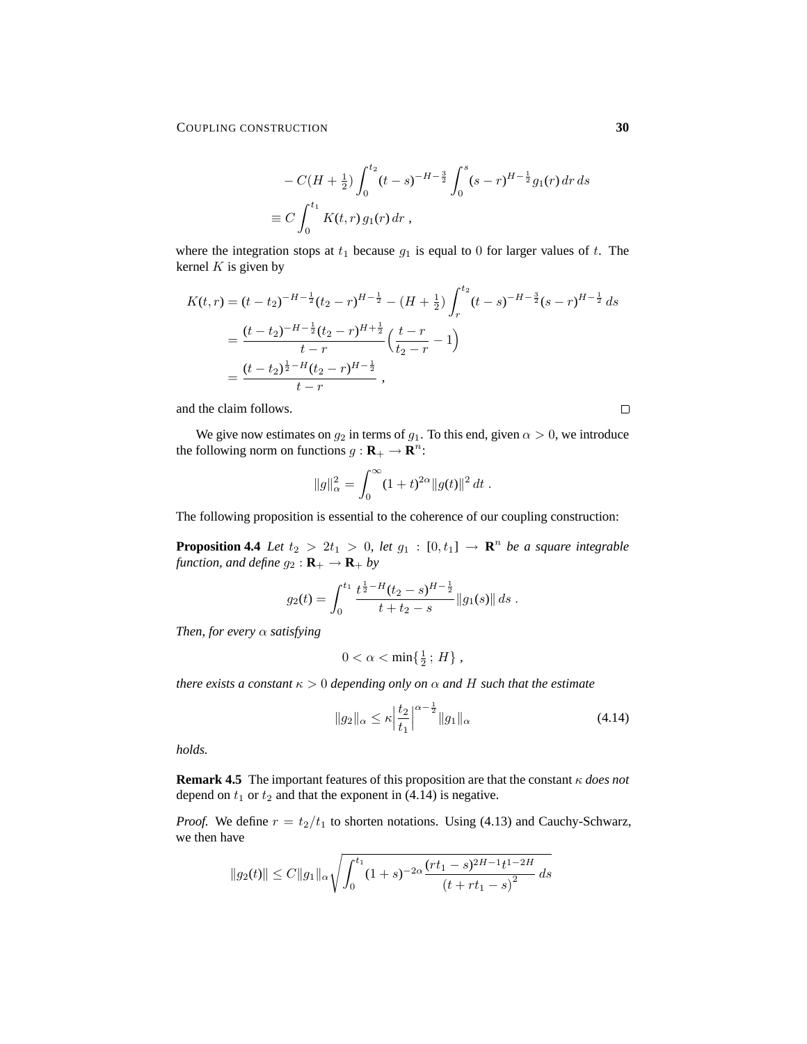$$
\begin{aligned}
&- C(H+\tfrac{1}{2})\int_0^{t_2} (t-s)^{-H-\frac{3}{2}} \int_0^s (s-r)^{H-\frac{1}{2}} g_1(r)\,dr\,ds \\
&\equiv C\int_0^{t_1} K(t,r)\,g_1(r)\,dr\;,
\end{aligned}
$$

where the integration stops at $t_1$ because $g_1$ is equal to $0$ for larger values of $t$. The kernel $K$ is given by

$$
\begin{aligned}
K(t,r) &= (t-t_2)^{-H-\frac{1}{2}}(t_2-r)^{H-\frac{1}{2}} - (H+\tfrac{1}{2})\int_r^{t_2} (t-s)^{-H-\frac{3}{2}}(s-r)^{H-\frac{1}{2}}\,ds \\
&= \frac{(t-t_2)^{-H-\frac{1}{2}}(t_2-r)^{H+\frac{1}{2}}}{t-r}\Big(\frac{t-r}{t_2-r}-1\Big) \\
&= \frac{(t-t_2)^{\frac{1}{2}-H}(t_2-r)^{H-\frac{1}{2}}}{t-r}\;,
\end{aligned}
$$

and the claim follows. $\square$

We give now estimates on $g_2$ in terms of $g_1$. To this end, given $\alpha > 0$, we introduce the following norm on functions $g : \mathbf{R}_+ \to \mathbf{R}^n$:

$$
\|g\|_\alpha^2 = \int_0^\infty (1+t)^{2\alpha}\|g(t)\|^2\,dt\;.
$$

The following proposition is essential to the coherence of our coupling construction:

**Proposition 4.4** *Let $t_2 > 2t_1 > 0$, let $g_1 : [0,t_1] \to \mathbf{R}^n$ be a square integrable function, and define $g_2 : \mathbf{R}_+ \to \mathbf{R}_+$ by*

$$
g_2(t) = \int_0^{t_1} \frac{t^{\frac{1}{2}-H}(t_2-s)^{H-\frac{1}{2}}}{t+t_2-s}\|g_1(s)\|\,ds\;.
$$

*Then, for every $\alpha$ satisfying*

$$
0 < \alpha < \min\{\tfrac{1}{2}\,;\,H\}\;,
$$

*there exists a constant $\kappa > 0$ depending only on $\alpha$ and $H$ such that the estimate*

$$
\|g_2\|_\alpha \le \kappa\Big|\frac{t_2}{t_1}\Big|^{\alpha-\frac{1}{2}}\|g_1\|_\alpha \tag{4.14}
$$

*holds.*

**Remark 4.5** The important features of this proposition are that the constant $\kappa$ *does not* depend on $t_1$ or $t_2$ and that the exponent in (4.14) is negative.

*Proof.* We define $r = t_2/t_1$ to shorten notations. Using (4.13) and Cauchy-Schwarz, we then have

$$
\|g_2(t)\| \le C\|g_1\|_\alpha \sqrt{\int_0^{t_1} (1+s)^{-2\alpha}\frac{(rt_1-s)^{2H-1}t^{1-2H}}{(t+rt_1-s)^2}\,ds}
$$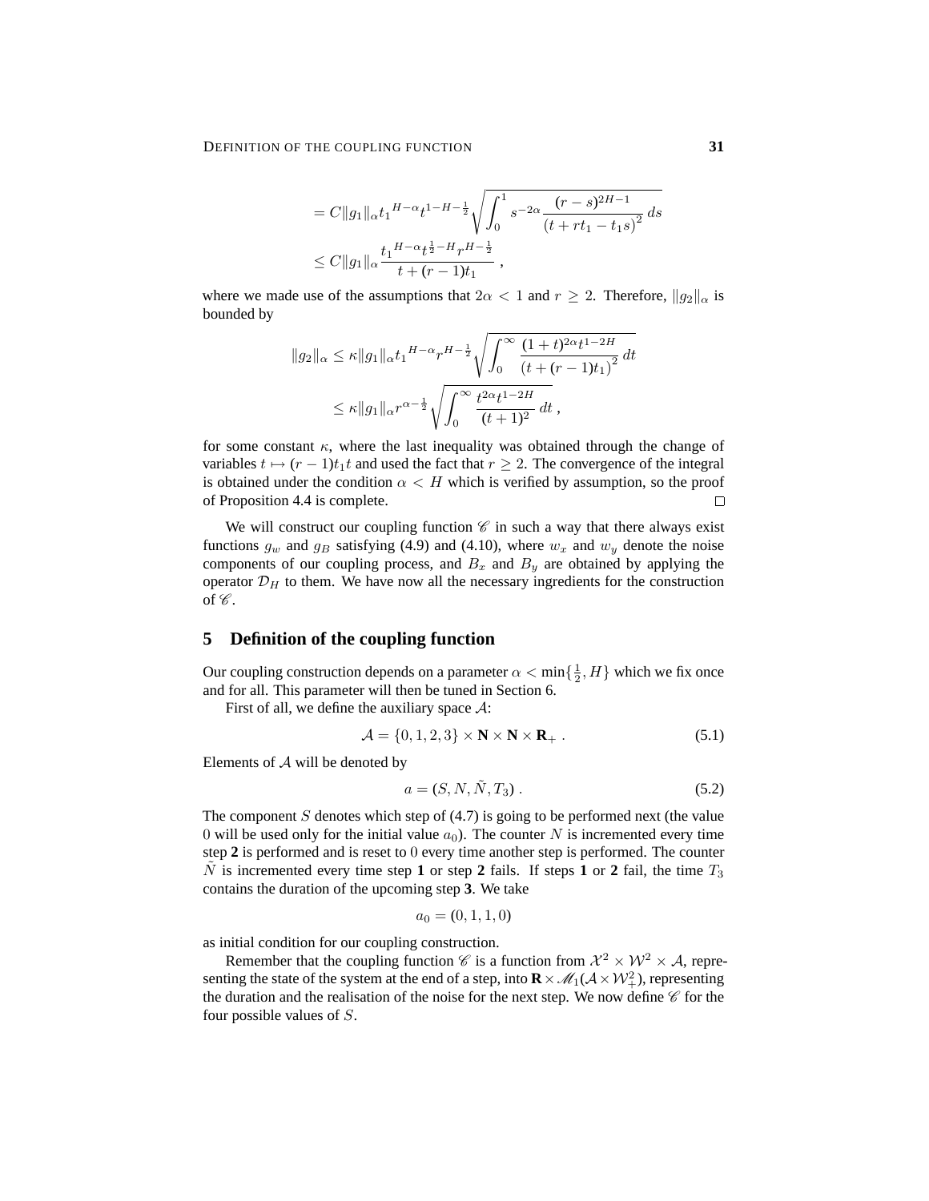$$
\begin{aligned}
&= C\|g_1\|_\alpha {t_1}^{H-\alpha} t^{1-H-\frac{1}{2}} \sqrt{\int_0^1 s^{-2\alpha} \frac{(r-s)^{2H-1}}{\left(t + rt_1 - t_1 s\right)^2}\, ds} \\
&\leq C\|g_1\|_\alpha \frac{{t_1}^{H-\alpha} t^{\frac{1}{2}-H} r^{H-\frac{1}{2}}}{t + (r-1)t_1}\;,
\end{aligned}
$$

where we made use of the assumptions that $2\alpha < 1$ and $r \geq 2$. Therefore, $\|g_2\|_\alpha$ is bounded by

$$
\begin{aligned}
\|g_2\|_\alpha &\leq \kappa \|g_1\|_\alpha {t_1}^{H-\alpha} r^{H-\frac{1}{2}} \sqrt{\int_0^\infty \frac{(1+t)^{2\alpha} t^{1-2H}}{\left(t + (r-1)t_1\right)^2}\, dt} \\
&\leq \kappa \|g_1\|_\alpha r^{\alpha - \frac{1}{2}} \sqrt{\int_0^\infty \frac{t^{2\alpha} t^{1-2H}}{(t+1)^2}\, dt}\;,
\end{aligned}
$$

for some constant $\kappa$, where the last inequality was obtained through the change of variables $t \mapsto (r-1)t_1 t$ and used the fact that $r \geq 2$. The convergence of the integral is obtained under the condition $\alpha < H$ which is verified by assumption, so the proof of Proposition 4.4 is complete. □

We will construct our coupling function $\mathscr{C}$ in such a way that there always exist functions $g_w$ and $g_B$ satisfying (4.9) and (4.10), where $w_x$ and $w_y$ denote the noise components of our coupling process, and $B_x$ and $B_y$ are obtained by applying the operator $\mathcal{D}_H$ to them. We have now all the necessary ingredients for the construction of $\mathscr{C}$.

## 5 Definition of the coupling function

Our coupling construction depends on a parameter $\alpha < \min\{\frac{1}{2}, H\}$ which we fix once and for all. This parameter will then be tuned in Section 6.

First of all, we define the auxiliary space $\mathcal{A}$:

$$
\mathcal{A} = \{0, 1, 2, 3\} \times \mathbf{N} \times \mathbf{N} \times \mathbf{R}_+\;. \tag{5.1}
$$

Elements of $\mathcal{A}$ will be denoted by

$$
a = (S, N, \tilde{N}, T_3)\;. \tag{5.2}
$$

The component $S$ denotes which step of (4.7) is going to be performed next (the value 0 will be used only for the initial value $a_0$). The counter $N$ is incremented every time step **2** is performed and is reset to 0 every time another step is performed. The counter $\tilde{N}$ is incremented every time step **1** or step **2** fails. If steps **1** or **2** fail, the time $T_3$ contains the duration of the upcoming step **3**. We take

$$
a_0 = (0, 1, 1, 0)
$$

as initial condition for our coupling construction.

Remember that the coupling function $\mathscr{C}$ is a function from $\mathcal{X}^2 \times \mathcal{W}^2 \times \mathcal{A}$, representing the state of the system at the end of a step, into $\mathbf{R} \times \mathscr{M}_1(\mathcal{A} \times \mathcal{W}_+^2)$, representing the duration and the realisation of the noise for the next step. We now define $\mathscr{C}$ for the four possible values of $S$.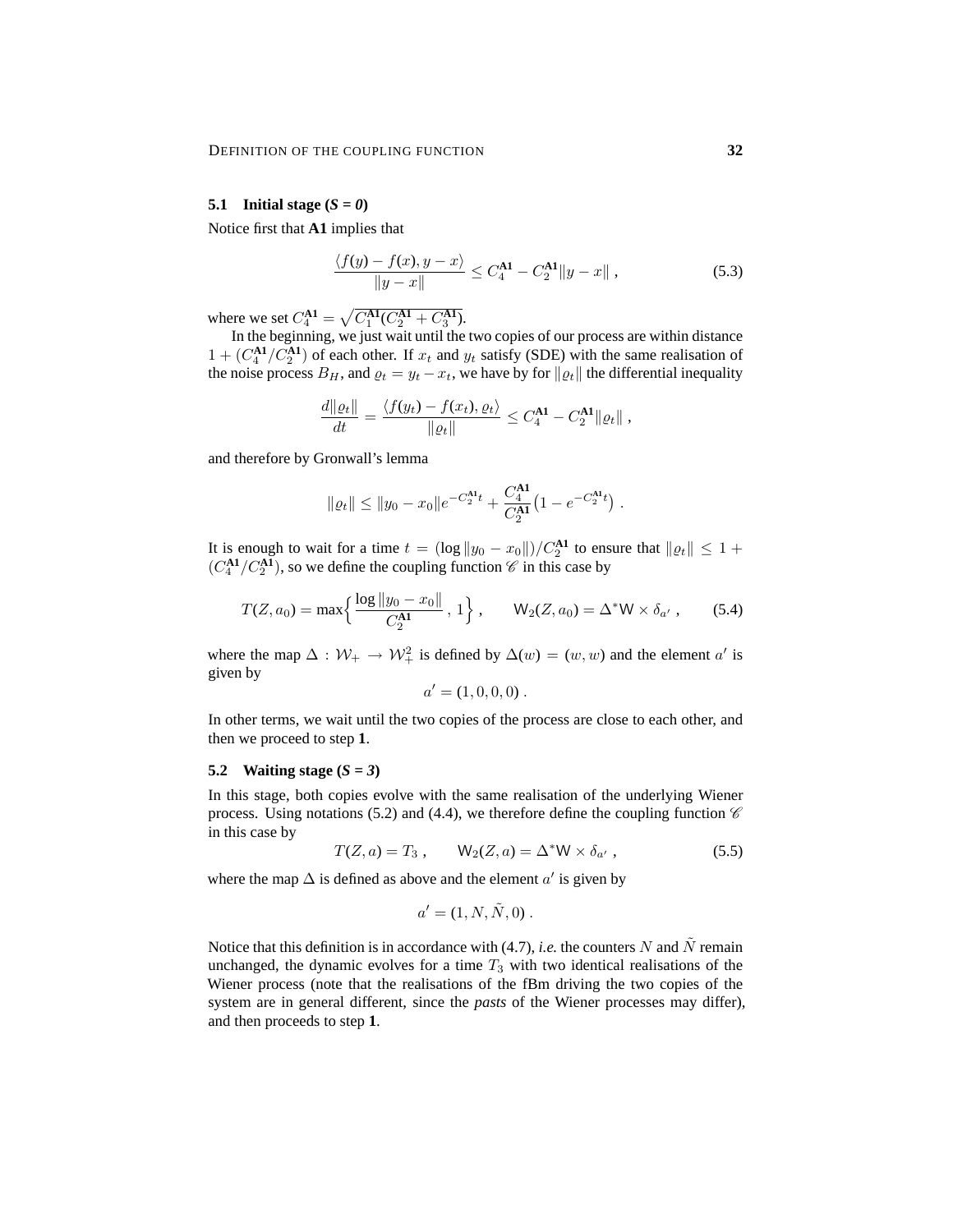### 5.1 Initial stage (*S = 0*)

Notice first that **A1** implies that

$$\frac{\langle f(y) - f(x), y - x\rangle}{\|y - x\|} \le C_4^{\mathbf{A1}} - C_2^{\mathbf{A1}}\|y - x\| \;, \tag{5.3}$$

where we set $C_4^{\mathbf{A1}} = \sqrt{C_1^{\mathbf{A1}}(C_2^{\mathbf{A1}} + C_3^{\mathbf{A1}})}$.

In the beginning, we just wait until the two copies of our process are within distance $1 + (C_4^{\mathbf{A1}}/C_2^{\mathbf{A1}})$ of each other. If $x_t$ and $y_t$ satisfy (SDE) with the same realisation of the noise process $B_H$, and $\varrho_t = y_t - x_t$, we have by for $\|\varrho_t\|$ the differential inequality

$$\frac{d\|\varrho_t\|}{dt} = \frac{\langle f(y_t) - f(x_t), \varrho_t\rangle}{\|\varrho_t\|} \le C_4^{\mathbf{A1}} - C_2^{\mathbf{A1}}\|\varrho_t\| \;,$$

and therefore by Gronwall's lemma

$$\|\varrho_t\| \le \|y_0 - x_0\| e^{-C_2^{\mathbf{A1}}t} + \frac{C_4^{\mathbf{A1}}}{C_2^{\mathbf{A1}}}\big(1 - e^{-C_2^{\mathbf{A1}}t}\big) \;.$$

It is enough to wait for a time $t = (\log\|y_0 - x_0\|)/C_2^{\mathbf{A1}}$ to ensure that $\|\varrho_t\| \le 1 + (C_4^{\mathbf{A1}}/C_2^{\mathbf{A1}})$, so we define the coupling function $\mathscr{C}$ in this case by

$$T(Z, a_0) = \max\Big\{\frac{\log\|y_0 - x_0\|}{C_2^{\mathbf{A1}}}\,,\, 1\Big\}\;, \qquad \mathsf{W}_2(Z, a_0) = \Delta^*\mathsf{W} \times \delta_{a'}\;, \tag{5.4}$$

where the map $\Delta : \mathcal{W}_+ \to \mathcal{W}_+^2$ is defined by $\Delta(w) = (w, w)$ and the element $a'$ is given by

$$a' = (1, 0, 0, 0)\;.$$

In other terms, we wait until the two copies of the process are close to each other, and then we proceed to step **1**.

### 5.2 Waiting stage (*S = 3*)

In this stage, both copies evolve with the same realisation of the underlying Wiener process. Using notations (5.2) and (4.4), we therefore define the coupling function $\mathscr{C}$ in this case by

$$T(Z, a) = T_3\;, \qquad \mathsf{W}_2(Z, a) = \Delta^*\mathsf{W} \times \delta_{a'}\;, \tag{5.5}$$

where the map $\Delta$ is defined as above and the element $a'$ is given by

$$a' = (1, N, \tilde{N}, 0)\;.$$

Notice that this definition is in accordance with (4.7), *i.e.* the counters $N$ and $\tilde{N}$ remain unchanged, the dynamic evolves for a time $T_3$ with two identical realisations of the Wiener process (note that the realisations of the fBm driving the two copies of the system are in general different, since the *pasts* of the Wiener processes may differ), and then proceeds to step **1**.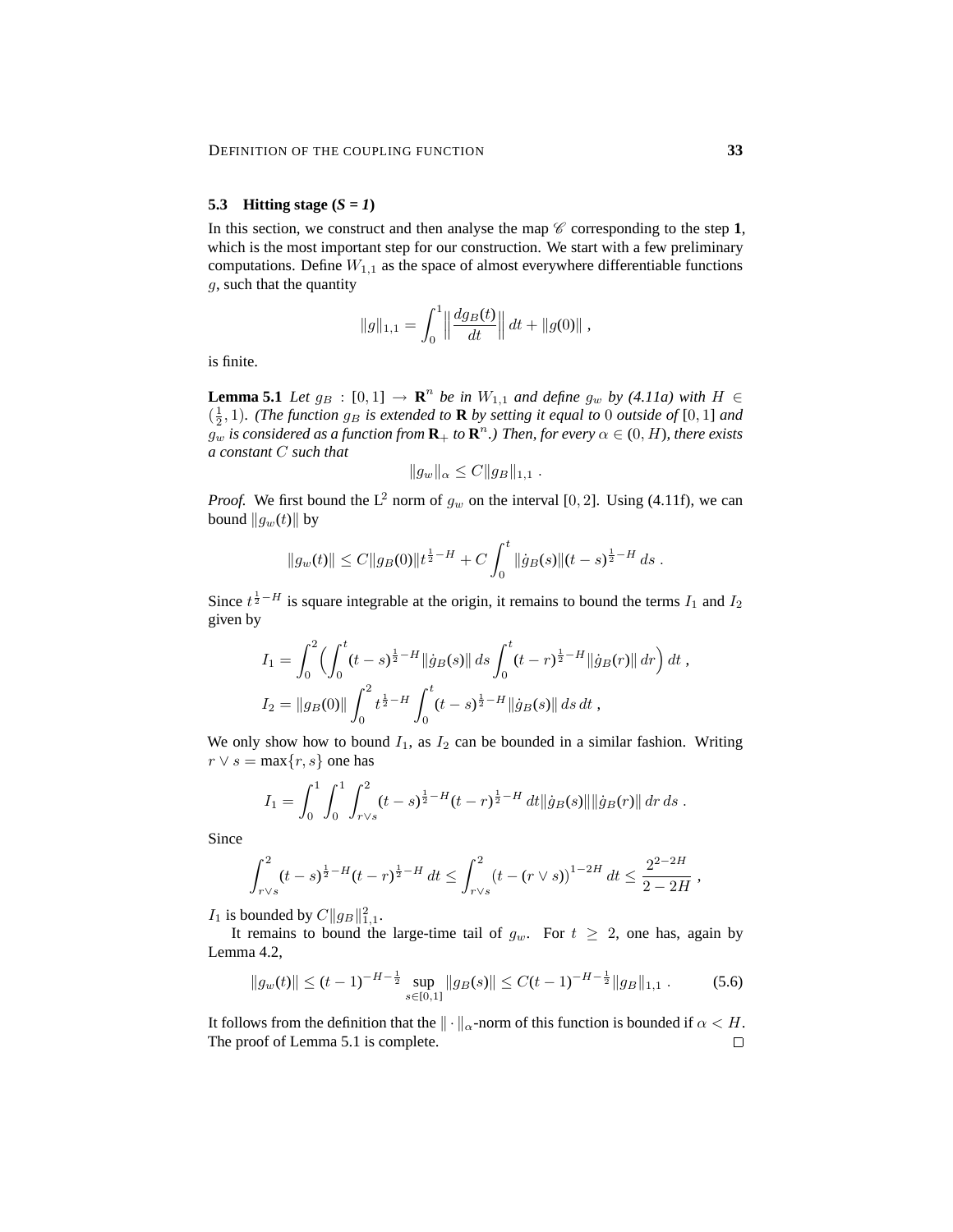### 5.3 Hitting stage (*S = 1*)

In this section, we construct and then analyse the map $\mathscr{C}$ corresponding to the step **1**, which is the most important step for our construction. We start with a few preliminary computations. Define $W_{1,1}$ as the space of almost everywhere differentiable functions $g$, such that the quantity

$$\|g\|_{1,1} = \int_0^1 \Big\| \frac{dg_B(t)}{dt} \Big\| \, dt + \|g(0)\| \;,$$

is finite.

**Lemma 5.1** *Let $g_B : [0,1] \to \mathbf{R}^n$ be in $W_{1,1}$ and define $g_w$ by (4.11a) with $H \in (\frac{1}{2}, 1)$. (The function $g_B$ is extended to $\mathbf{R}$ by setting it equal to $0$ outside of $[0,1]$ and $g_w$ is considered as a function from $\mathbf{R}_+$ to $\mathbf{R}^n$.) Then, for every $\alpha \in (0, H)$, there exists a constant $C$ such that*

$$\|g_w\|_\alpha \le C \|g_B\|_{1,1} \;.$$

*Proof.* We first bound the $L^2$ norm of $g_w$ on the interval $[0,2]$. Using (4.11f), we can bound $\|g_w(t)\|$ by

$$\|g_w(t)\| \le C\|g_B(0)\| t^{\frac{1}{2}-H} + C \int_0^t \|\dot g_B(s)\| (t-s)^{\frac{1}{2}-H} \, ds \;.$$

Since $t^{\frac{1}{2}-H}$ is square integrable at the origin, it remains to bound the terms $I_1$ and $I_2$ given by

$$\begin{aligned}
I_1 &= \int_0^2 \Big( \int_0^t (t-s)^{\frac{1}{2}-H} \|\dot g_B(s)\| \, ds \int_0^t (t-r)^{\frac{1}{2}-H} \|\dot g_B(r)\| \, dr \Big) \, dt \;, \\
I_2 &= \|g_B(0)\| \int_0^2 t^{\frac{1}{2}-H} \int_0^t (t-s)^{\frac{1}{2}-H} \|\dot g_B(s)\| \, ds \, dt \;,
\end{aligned}$$

We only show how to bound $I_1$, as $I_2$ can be bounded in a similar fashion. Writing $r \vee s = \max\{r, s\}$ one has

$$I_1 = \int_0^1 \int_0^1 \int_{r\vee s}^2 (t-s)^{\frac{1}{2}-H} (t-r)^{\frac{1}{2}-H} \, dt \|\dot g_B(s)\| \|\dot g_B(r)\| \, dr \, ds \;.$$

Since

$$\int_{r\vee s}^2 (t-s)^{\frac{1}{2}-H} (t-r)^{\frac{1}{2}-H} \, dt \le \int_{r\vee s}^2 \big(t - (r\vee s)\big)^{1-2H} \, dt \le \frac{2^{2-2H}}{2-2H} \;,$$

$I_1$ is bounded by $C\|g_B\|_{1,1}^2$.

It remains to bound the large-time tail of $g_w$. For $t \ge 2$, one has, again by Lemma 4.2,

$$\|g_w(t)\| \le (t-1)^{-H-\frac{1}{2}} \sup_{s\in[0,1]} \|g_B(s)\| \le C(t-1)^{-H-\frac{1}{2}} \|g_B\|_{1,1} \;. \tag{5.6}$$

It follows from the definition that the $\|\cdot\|_\alpha$-norm of this function is bounded if $\alpha < H$. The proof of Lemma 5.1 is complete. □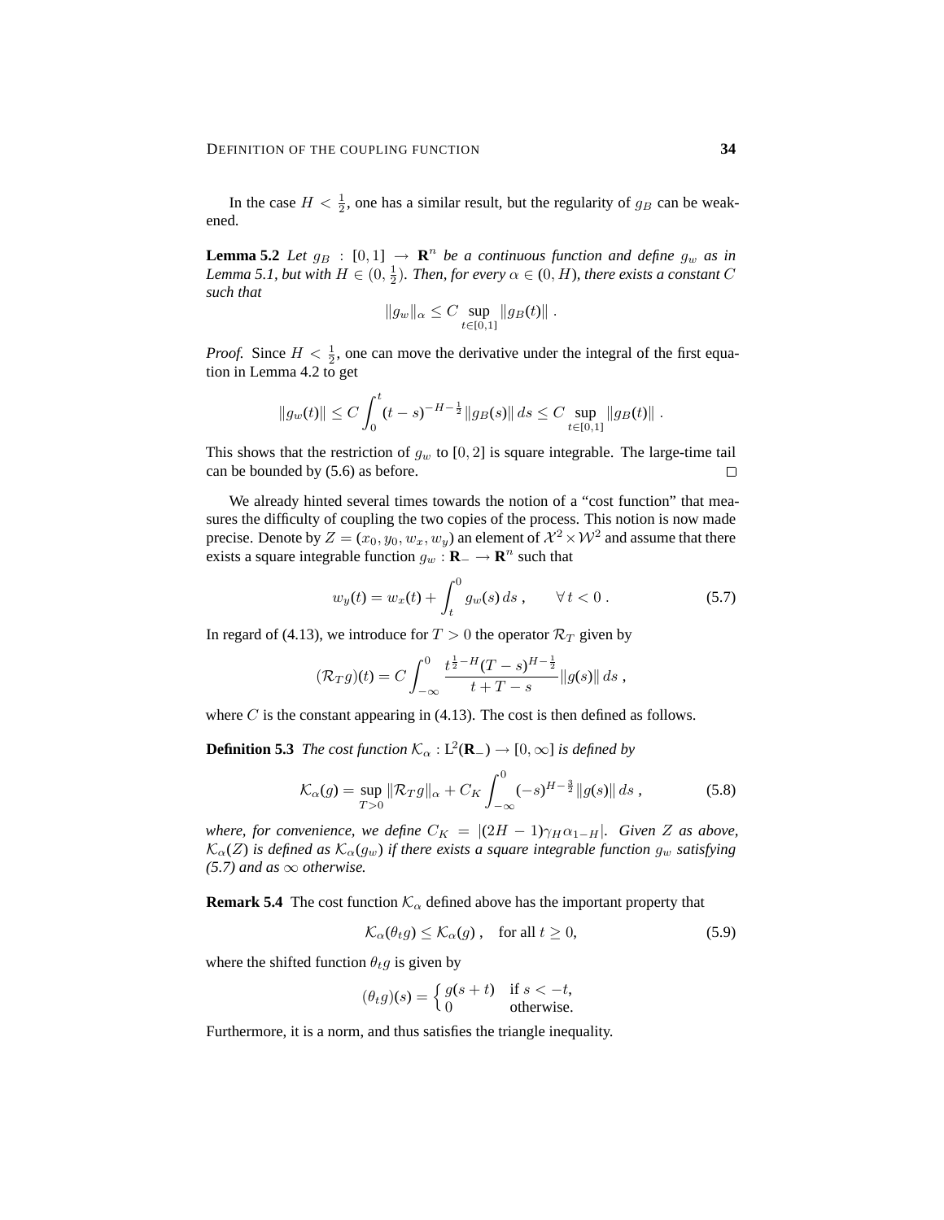In the case $H < \frac{1}{2}$, one has a similar result, but the regularity of $g_B$ can be weakened.

**Lemma 5.2** *Let $g_B : [0,1] \to \mathbf{R}^n$ be a continuous function and define $g_w$ as in Lemma 5.1, but with $H \in (0, \frac{1}{2})$. Then, for every $\alpha \in (0, H)$, there exists a constant $C$ such that*

$$\|g_w\|_\alpha \le C \sup_{t\in[0,1]} \|g_B(t)\| \;.$$

*Proof.* Since $H < \frac{1}{2}$, one can move the derivative under the integral of the first equation in Lemma 4.2 to get

$$\|g_w(t)\| \le C \int_0^t (t-s)^{-H-\frac{1}{2}} \|g_B(s)\|\, ds \le C \sup_{t\in[0,1]} \|g_B(t)\| \;.$$

This shows that the restriction of $g_w$ to $[0,2]$ is square integrable. The large-time tail can be bounded by (5.6) as before. □

We already hinted several times towards the notion of a "cost function" that measures the difficulty of coupling the two copies of the process. This notion is now made precise. Denote by $Z = (x_0, y_0, w_x, w_y)$ an element of $\mathcal{X}^2 \times \mathcal{W}^2$ and assume that there exists a square integrable function $g_w : \mathbf{R}_- \to \mathbf{R}^n$ such that

$$w_y(t) = w_x(t) + \int_t^0 g_w(s)\, ds \;, \qquad \forall\, t < 0 \;. \tag{5.7}$$

In regard of (4.13), we introduce for $T > 0$ the operator $\mathcal{R}_T$ given by

$$(\mathcal{R}_T g)(t) = C \int_{-\infty}^0 \frac{t^{\frac{1}{2}-H}(T-s)^{H-\frac{1}{2}}}{t+T-s} \|g(s)\|\, ds \;,$$

where $C$ is the constant appearing in (4.13). The cost is then defined as follows.

**Definition 5.3** *The cost function $\mathcal{K}_\alpha : \mathrm{L}^2(\mathbf{R}_-) \to [0,\infty]$ is defined by*

$$\mathcal{K}_\alpha(g) = \sup_{T>0} \|\mathcal{R}_T g\|_\alpha + C_K \int_{-\infty}^0 (-s)^{H-\frac{3}{2}} \|g(s)\|\, ds \;, \tag{5.8}$$

*where, for convenience, we define $C_K = |(2H-1)\gamma_H \alpha_{1-H}|$. Given $Z$ as above, $\mathcal{K}_\alpha(Z)$ is defined as $\mathcal{K}_\alpha(g_w)$ if there exists a square integrable function $g_w$ satisfying (5.7) and as $\infty$ otherwise.*

**Remark 5.4** The cost function $\mathcal{K}_\alpha$ defined above has the important property that

$$\mathcal{K}_\alpha(\theta_t g) \le \mathcal{K}_\alpha(g) \;, \quad \text{for all } t \ge 0, \tag{5.9}$$

where the shifted function $\theta_t g$ is given by

$$(\theta_t g)(s) = \begin{cases} g(s+t) & \text{if } s < -t, \\ 0 & \text{otherwise.} \end{cases}$$

Furthermore, it is a norm, and thus satisfies the triangle inequality.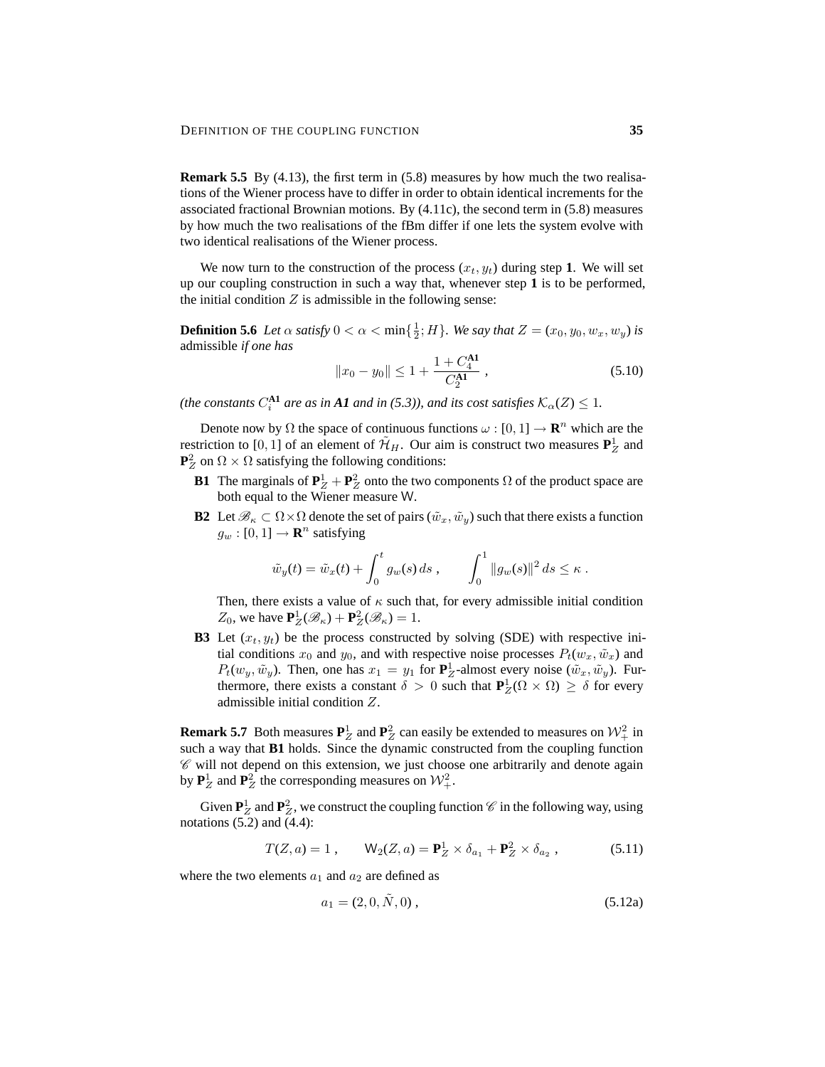**Remark 5.5** By (4.13), the first term in (5.8) measures by how much the two realisations of the Wiener process have to differ in order to obtain identical increments for the associated fractional Brownian motions. By (4.11c), the second term in (5.8) measures by how much the two realisations of the fBm differ if one lets the system evolve with two identical realisations of the Wiener process.

We now turn to the construction of the process $(x_t, y_t)$ during step **1**. We will set up our coupling construction in such a way that, whenever step **1** is to be performed, the initial condition $Z$ is admissible in the following sense:

**Definition 5.6** *Let $\alpha$ satisfy $0 < \alpha < \min\{\frac{1}{2}; H\}$. We say that $Z = (x_0, y_0, w_x, w_y)$ is* admissible *if one has*

$$\|x_0 - y_0\| \leq 1 + \frac{1 + C_4^{\mathbf{A1}}}{C_2^{\mathbf{A1}}} \;, \tag{5.10}$$

*(the constants $C_i^{\mathbf{A1}}$ are as in **A1** and in (5.3)), and its cost satisfies $\mathcal{K}_\alpha(Z) \leq 1$.*

Denote now by $\Omega$ the space of continuous functions $\omega : [0,1] \to \mathbf{R}^n$ which are the restriction to $[0,1]$ of an element of $\tilde{\mathcal{H}}_H$. Our aim is construct two measures $\mathbf{P}_Z^1$ and $\mathbf{P}_Z^2$ on $\Omega \times \Omega$ satisfying the following conditions:

- **B1** The marginals of $\mathbf{P}_Z^1 + \mathbf{P}_Z^2$ onto the two components $\Omega$ of the product space are both equal to the Wiener measure $\mathsf{W}$.
- **B2** Let $\mathscr{B}_\kappa \subset \Omega \times \Omega$ denote the set of pairs $(\tilde{w}_x, \tilde{w}_y)$ such that there exists a function $g_w : [0,1] \to \mathbf{R}^n$ satisfying

  $$\tilde{w}_y(t) = \tilde{w}_x(t) + \int_0^t g_w(s)\, ds \;, \qquad \int_0^1 \|g_w(s)\|^2\, ds \leq \kappa \;.$$

  Then, there exists a value of $\kappa$ such that, for every admissible initial condition $Z_0$, we have $\mathbf{P}_Z^1(\mathscr{B}_\kappa) + \mathbf{P}_Z^2(\mathscr{B}_\kappa) = 1$.
- **B3** Let $(x_t, y_t)$ be the process constructed by solving (SDE) with respective initial conditions $x_0$ and $y_0$, and with respective noise processes $P_t(w_x, \tilde{w}_x)$ and $P_t(w_y, \tilde{w}_y)$. Then, one has $x_1 = y_1$ for $\mathbf{P}_Z^1$-almost every noise $(\tilde{w}_x, \tilde{w}_y)$. Furthermore, there exists a constant $\delta > 0$ such that $\mathbf{P}_Z^1(\Omega \times \Omega) \geq \delta$ for every admissible initial condition $Z$.

**Remark 5.7** Both measures $\mathbf{P}_Z^1$ and $\mathbf{P}_Z^2$ can easily be extended to measures on $\mathcal{W}_+^2$ in such a way that **B1** holds. Since the dynamic constructed from the coupling function $\mathscr{C}$ will not depend on this extension, we just choose one arbitrarily and denote again by $\mathbf{P}_Z^1$ and $\mathbf{P}_Z^2$ the corresponding measures on $\mathcal{W}_+^2$.

Given $\mathbf{P}_Z^1$ and $\mathbf{P}_Z^2$, we construct the coupling function $\mathscr{C}$ in the following way, using notations (5.2) and (4.4):

$$T(Z, a) = 1 \;, \qquad \mathsf{W}_2(Z, a) = \mathbf{P}_Z^1 \times \delta_{a_1} + \mathbf{P}_Z^2 \times \delta_{a_2} \;, \tag{5.11}$$

where the two elements $a_1$ and $a_2$ are defined as

$$a_1 = (2, 0, \tilde{N}, 0) \;, \tag{5.12a}$$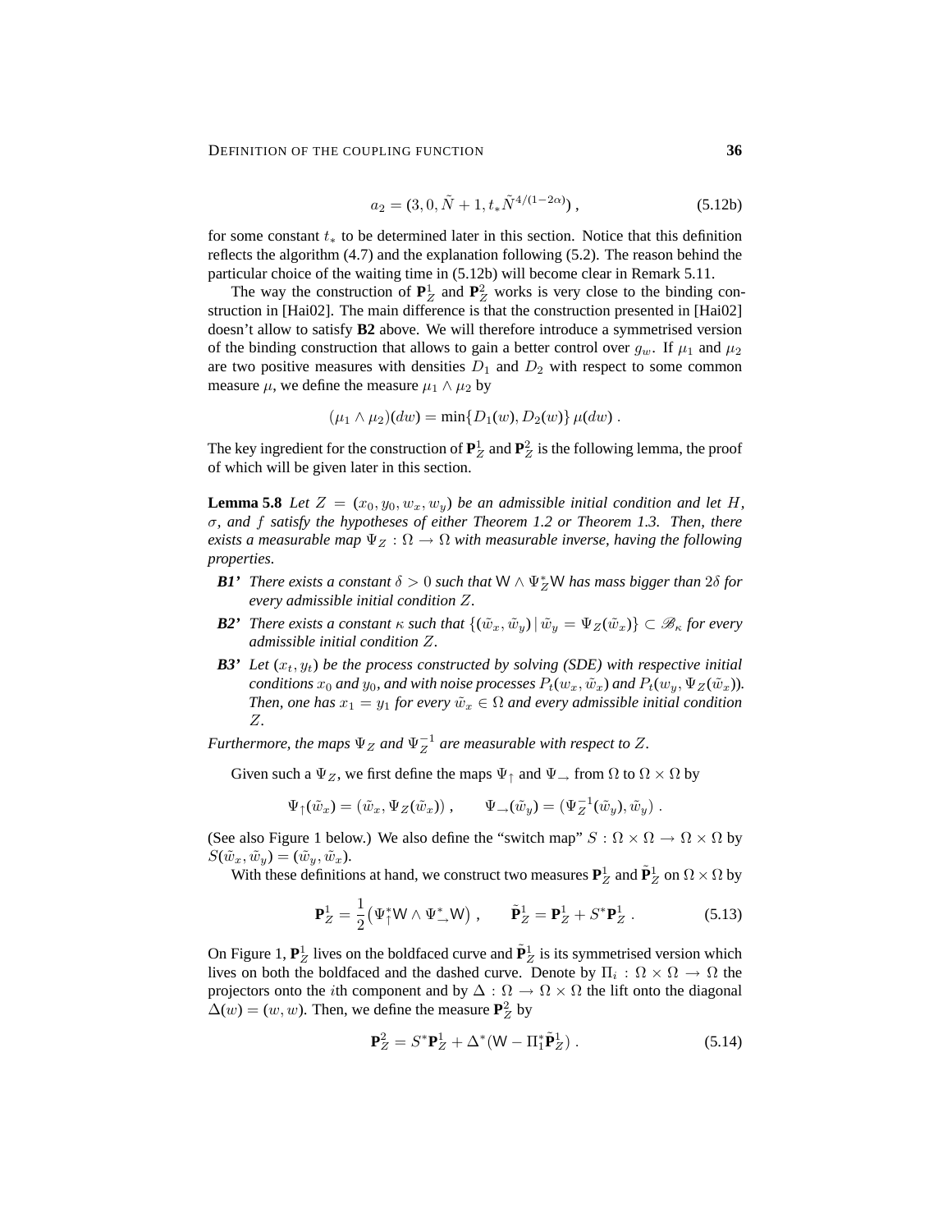$$a_2 = (3, 0, \tilde{N} + 1, t_* \tilde{N}^{4/(1-2\alpha)}) , \tag{5.12b}$$

for some constant $t_*$ to be determined later in this section. Notice that this definition reflects the algorithm (4.7) and the explanation following (5.2). The reason behind the particular choice of the waiting time in (5.12b) will become clear in Remark 5.11.

The way the construction of $\mathbf{P}_Z^1$ and $\mathbf{P}_Z^2$ works is very close to the binding construction in [Hai02]. The main difference is that the construction presented in [Hai02] doesn't allow to satisfy **B2** above. We will therefore introduce a symmetrised version of the binding construction that allows to gain a better control over $g_w$. If $\mu_1$ and $\mu_2$ are two positive measures with densities $D_1$ and $D_2$ with respect to some common measure $\mu$, we define the measure $\mu_1 \wedge \mu_2$ by

$$(\mu_1 \wedge \mu_2)(dw) = \min\{D_1(w), D_2(w)\}\, \mu(dw) .$$

The key ingredient for the construction of $\mathbf{P}_Z^1$ and $\mathbf{P}_Z^2$ is the following lemma, the proof of which will be given later in this section.

**Lemma 5.8** *Let $Z = (x_0, y_0, w_x, w_y)$ be an admissible initial condition and let $H$, $\sigma$, and $f$ satisfy the hypotheses of either Theorem 1.2 or Theorem 1.3. Then, there exists a measurable map $\Psi_Z : \Omega \to \Omega$ with measurable inverse, having the following properties.*

- ***B1'*** *There exists a constant $\delta > 0$ such that $\mathsf{W} \wedge \Psi_Z^* \mathsf{W}$ has mass bigger than $2\delta$ for every admissible initial condition $Z$.*
- ***B2'*** *There exists a constant $\kappa$ such that $\{(\tilde{w}_x, \tilde{w}_y) \,|\, \tilde{w}_y = \Psi_Z(\tilde{w}_x)\} \subset \mathscr{B}_\kappa$ for every admissible initial condition $Z$.*
- ***B3'*** *Let $(x_t, y_t)$ be the process constructed by solving (SDE) with respective initial conditions $x_0$ and $y_0$, and with noise processes $P_t(w_x, \tilde{w}_x)$ and $P_t(w_y, \Psi_Z(\tilde{w}_x))$. Then, one has $x_1 = y_1$ for every $\tilde{w}_x \in \Omega$ and every admissible initial condition $Z$.*

*Furthermore, the maps $\Psi_Z$ and $\Psi_Z^{-1}$ are measurable with respect to $Z$.*

Given such a $\Psi_Z$, we first define the maps $\Psi_\uparrow$ and $\Psi_\rightarrow$ from $\Omega$ to $\Omega \times \Omega$ by

$$\Psi_\uparrow(\tilde{w}_x) = (\tilde{w}_x, \Psi_Z(\tilde{w}_x)) , \qquad \Psi_\rightarrow(\tilde{w}_y) = (\Psi_Z^{-1}(\tilde{w}_y), \tilde{w}_y) .$$

(See also Figure 1 below.) We also define the "switch map" $S : \Omega \times \Omega \to \Omega \times \Omega$ by $S(\tilde{w}_x, \tilde{w}_y) = (\tilde{w}_y, \tilde{w}_x)$.

With these definitions at hand, we construct two measures $\mathbf{P}_Z^1$ and $\tilde{\mathbf{P}}_Z^1$ on $\Omega \times \Omega$ by

$$\mathbf{P}_Z^1 = \frac{1}{2}\big(\Psi_\uparrow^* \mathsf{W} \wedge \Psi_\rightarrow^* \mathsf{W}\big) , \qquad \tilde{\mathbf{P}}_Z^1 = \mathbf{P}_Z^1 + S^* \mathbf{P}_Z^1 . \tag{5.13}$$

On Figure 1, $\mathbf{P}_Z^1$ lives on the boldfaced curve and $\tilde{\mathbf{P}}_Z^1$ is its symmetrised version which lives on both the boldfaced and the dashed curve. Denote by $\Pi_i : \Omega \times \Omega \to \Omega$ the projectors onto the $i$th component and by $\Delta : \Omega \to \Omega \times \Omega$ the lift onto the diagonal $\Delta(w) = (w, w)$. Then, we define the measure $\mathbf{P}_Z^2$ by

$$\mathbf{P}_Z^2 = S^* \mathbf{P}_Z^1 + \Delta^*(\mathsf{W} - \Pi_1^* \tilde{\mathbf{P}}_Z^1) . \tag{5.14}$$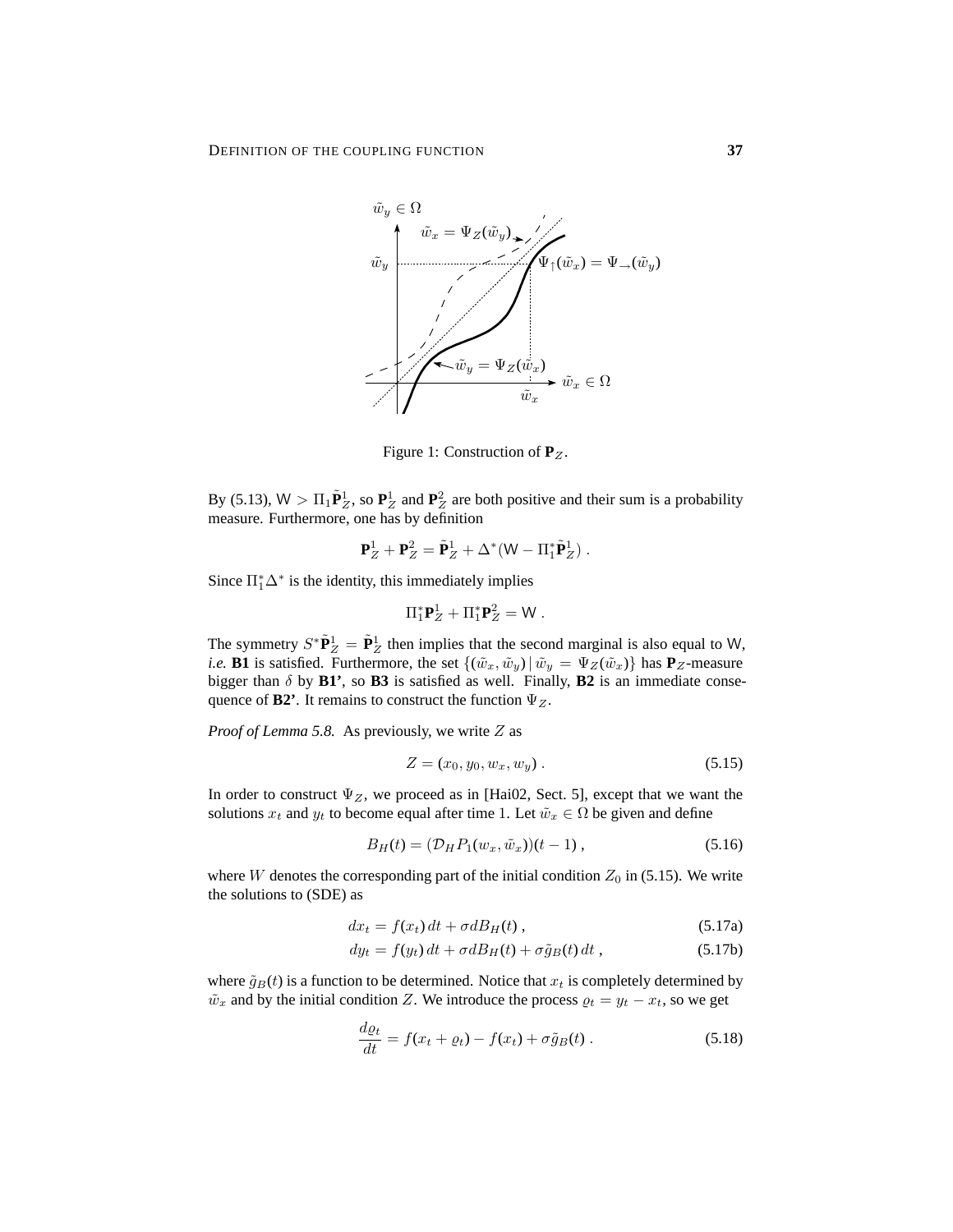Figure 1: Construction of $\mathbf{P}_Z$.

By (5.13), $\mathsf{W} > \Pi_1 \tilde{\mathbf{P}}_Z^1$, so $\mathbf{P}_Z^1$ and $\mathbf{P}_Z^2$ are both positive and their sum is a probability measure. Furthermore, one has by definition

$$\mathbf{P}_Z^1 + \mathbf{P}_Z^2 = \tilde{\mathbf{P}}_Z^1 + \Delta^*(\mathsf{W} - \Pi_1^* \tilde{\mathbf{P}}_Z^1) .$$

Since $\Pi_1^* \Delta^*$ is the identity, this immediately implies

$$\Pi_1^* \mathbf{P}_Z^1 + \Pi_1^* \mathbf{P}_Z^2 = \mathsf{W} .$$

The symmetry $S^* \tilde{\mathbf{P}}_Z^1 = \tilde{\mathbf{P}}_Z^1$ then implies that the second marginal is also equal to W, *i.e.* **B1** is satisfied. Furthermore, the set $\{(\tilde{w}_x, \tilde{w}_y) \,|\, \tilde{w}_y = \Psi_Z(\tilde{w}_x)\}$ has $\mathbf{P}_Z$-measure bigger than $\delta$ by **B1'**, so **B3** is satisfied as well. Finally, **B2** is an immediate consequence of **B2'**. It remains to construct the function $\Psi_Z$.

*Proof of Lemma 5.8.* As previously, we write $Z$ as

$$Z = (x_0, y_0, w_x, w_y) . \tag{5.15}$$

In order to construct $\Psi_Z$, we proceed as in [Hai02, Sect. 5], except that we want the solutions $x_t$ and $y_t$ to become equal after time 1. Let $\tilde{w}_x \in \Omega$ be given and define

$$B_H(t) = (\mathcal{D}_H P_1(w_x, \tilde{w}_x))(t-1) , \tag{5.16}$$

where $W$ denotes the corresponding part of the initial condition $Z_0$ in (5.15). We write the solutions to (SDE) as

$$dx_t = f(x_t)\, dt + \sigma dB_H(t) , \tag{5.17a}$$

$$dy_t = f(y_t)\, dt + \sigma dB_H(t) + \sigma \tilde{g}_B(t)\, dt , \tag{5.17b}$$

where $\tilde{g}_B(t)$ is a function to be determined. Notice that $x_t$ is completely determined by $\tilde{w}_x$ and by the initial condition $Z$. We introduce the process $\varrho_t = y_t - x_t$, so we get

$$\frac{d\varrho_t}{dt} = f(x_t + \varrho_t) - f(x_t) + \sigma \tilde{g}_B(t) . \tag{5.18}$$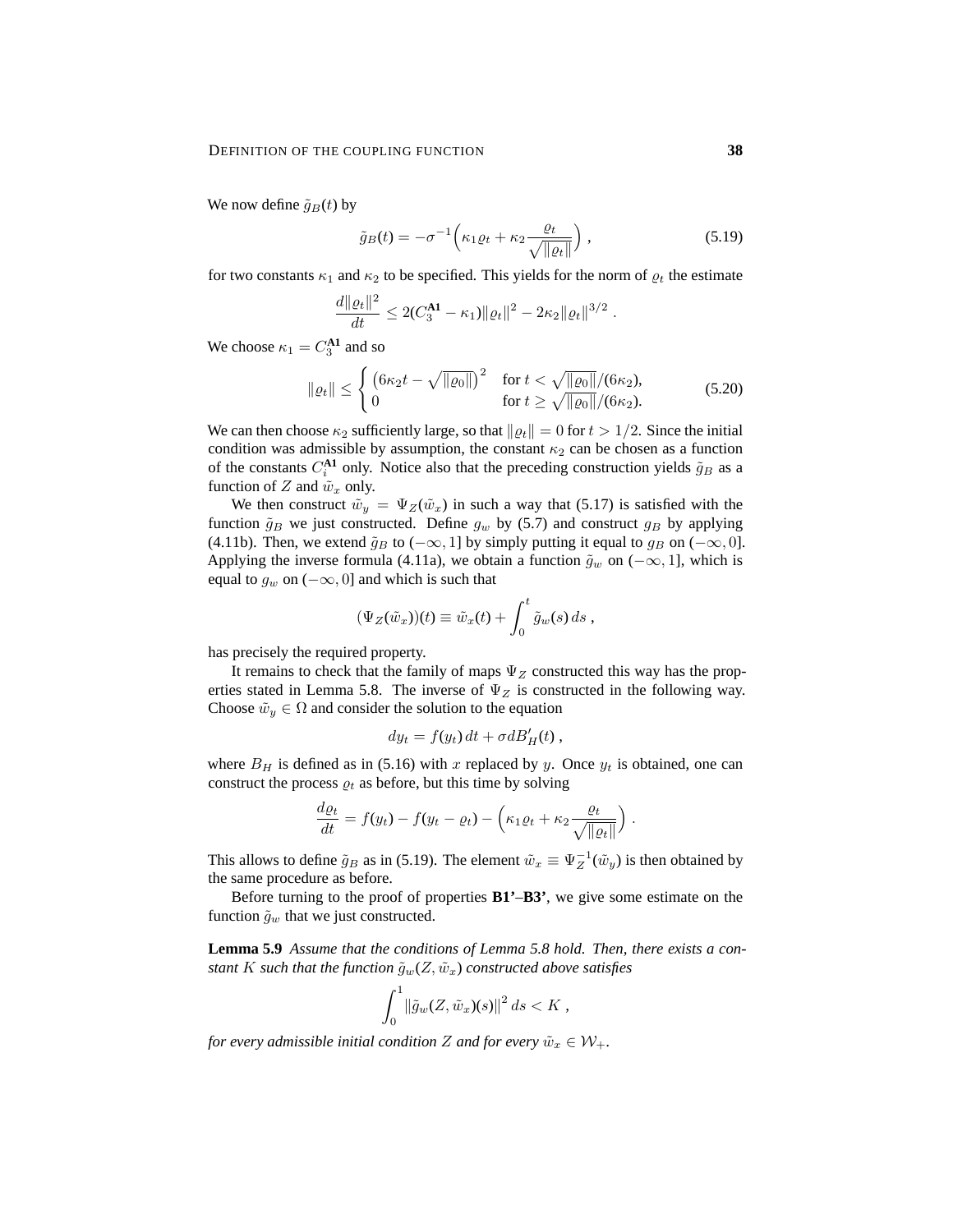We now define $\tilde{g}_B(t)$ by

$$\tilde{g}_B(t) = -\sigma^{-1}\Big(\kappa_1 \varrho_t + \kappa_2 \frac{\varrho_t}{\sqrt{\|\varrho_t\|}}\Big)\;, \tag{5.19}$$

for two constants $\kappa_1$ and $\kappa_2$ to be specified. This yields for the norm of $\varrho_t$ the estimate

$$\frac{d\|\varrho_t\|^2}{dt} \le 2(C_3^{\mathbf{A1}} - \kappa_1)\|\varrho_t\|^2 - 2\kappa_2 \|\varrho_t\|^{3/2}\;.$$

We choose $\kappa_1 = C_3^{\mathbf{A1}}$ and so

$$\|\varrho_t\| \le \begin{cases} \big(6\kappa_2 t - \sqrt{\|\varrho_0\|}\big)^2 & \text{for } t < \sqrt{\|\varrho_0\|}/(6\kappa_2), \\ 0 & \text{for } t \ge \sqrt{\|\varrho_0\|}/(6\kappa_2). \end{cases} \tag{5.20}$$

We can then choose $\kappa_2$ sufficiently large, so that $\|\varrho_t\| = 0$ for $t > 1/2$. Since the initial condition was admissible by assumption, the constant $\kappa_2$ can be chosen as a function of the constants $C_i^{\mathbf{A1}}$ only. Notice also that the preceding construction yields $\tilde{g}_B$ as a function of $Z$ and $\tilde{w}_x$ only.

We then construct $\tilde{w}_y = \Psi_Z(\tilde{w}_x)$ in such a way that (5.17) is satisfied with the function $\tilde{g}_B$ we just constructed. Define $g_w$ by (5.7) and construct $g_B$ by applying (4.11b). Then, we extend $\tilde{g}_B$ to $(-\infty, 1]$ by simply putting it equal to $g_B$ on $(-\infty, 0]$. Applying the inverse formula (4.11a), we obtain a function $\tilde{g}_w$ on $(-\infty, 1]$, which is equal to $g_w$ on $(-\infty, 0]$ and which is such that

$$(\Psi_Z(\tilde{w}_x))(t) \equiv \tilde{w}_x(t) + \int_0^t \tilde{g}_w(s)\, ds\;,$$

has precisely the required property.

It remains to check that the family of maps $\Psi_Z$ constructed this way has the properties stated in Lemma 5.8. The inverse of $\Psi_Z$ is constructed in the following way. Choose $\tilde{w}_y \in \Omega$ and consider the solution to the equation

$$dy_t = f(y_t)\, dt + \sigma dB'_H(t)\;,$$

where $B_H$ is defined as in (5.16) with $x$ replaced by $y$. Once $y_t$ is obtained, one can construct the process $\varrho_t$ as before, but this time by solving

$$\frac{d\varrho_t}{dt} = f(y_t) - f(y_t - \varrho_t) - \Big(\kappa_1 \varrho_t + \kappa_2 \frac{\varrho_t}{\sqrt{\|\varrho_t\|}}\Big)\;.$$

This allows to define $\tilde{g}_B$ as in (5.19). The element $\tilde{w}_x \equiv \Psi_Z^{-1}(\tilde{w}_y)$ is then obtained by the same procedure as before.

Before turning to the proof of properties **B1'**–**B3'**, we give some estimate on the function $\tilde{g}_w$ that we just constructed.

**Lemma 5.9** *Assume that the conditions of Lemma 5.8 hold. Then, there exists a constant $K$ such that the function $\tilde{g}_w(Z, \tilde{w}_x)$ constructed above satisfies*

$$\int_0^1 \|\tilde{g}_w(Z, \tilde{w}_x)(s)\|^2\, ds < K\;,$$

*for every admissible initial condition $Z$ and for every $\tilde{w}_x \in \mathcal{W}_+$.*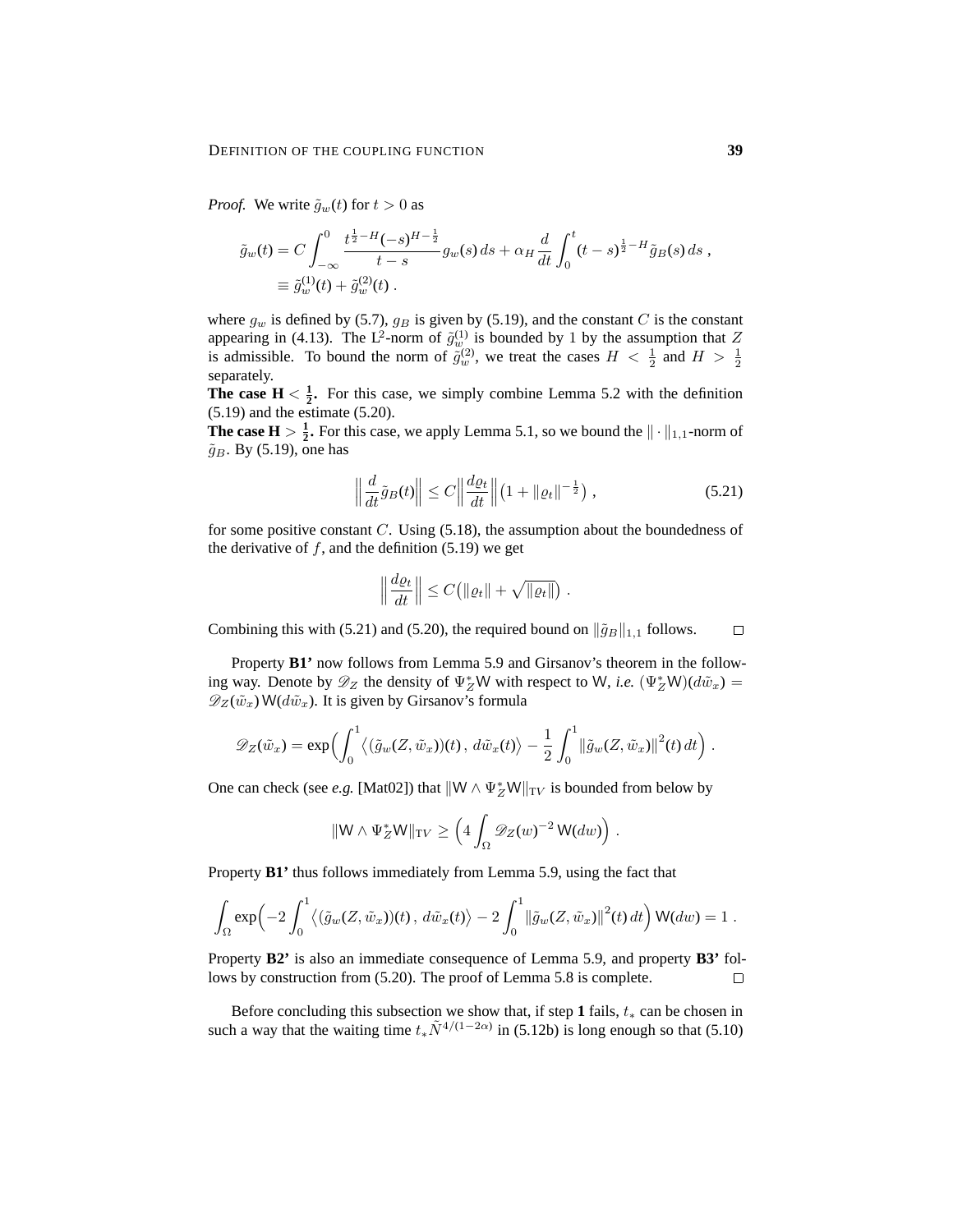*Proof.* We write $\tilde{g}_w(t)$ for $t > 0$ as

$$
\begin{aligned}
\tilde{g}_w(t) &= C \int_{-\infty}^{0} \frac{t^{\frac{1}{2}-H}(-s)^{H-\frac{1}{2}}}{t-s} g_w(s)\, ds + \alpha_H \frac{d}{dt} \int_0^t (t-s)^{\frac{1}{2}-H} \tilde{g}_B(s)\, ds \;, \\
&\equiv \tilde{g}_w^{(1)}(t) + \tilde{g}_w^{(2)}(t) \;.
\end{aligned}
$$

where $g_w$ is defined by (5.7), $g_B$ is given by (5.19), and the constant $C$ is the constant appearing in (4.13). The $L^2$-norm of $\tilde{g}_w^{(1)}$ is bounded by 1 by the assumption that $Z$ is admissible. To bound the norm of $\tilde{g}_w^{(2)}$, we treat the cases $H < \frac{1}{2}$ and $H > \frac{1}{2}$ separately.

**The case $\mathbf{H < \frac{1}{2}}$.** For this case, we simply combine Lemma 5.2 with the definition (5.19) and the estimate (5.20).

**The case $\mathbf{H > \frac{1}{2}}$.** For this case, we apply Lemma 5.1, so we bound the $\|\cdot\|_{1,1}$-norm of $\tilde{g}_B$. By (5.19), one has

$$
\Big\| \frac{d}{dt} \tilde{g}_B(t) \Big\| \le C \Big\| \frac{d\varrho_t}{dt} \Big\| \big(1 + \|\varrho_t\|^{-\frac{1}{2}}\big) \;, \tag{5.21}
$$

for some positive constant $C$. Using (5.18), the assumption about the boundedness of the derivative of $f$, and the definition (5.19) we get

$$
\Big\| \frac{d\varrho_t}{dt} \Big\| \le C\big(\|\varrho_t\| + \sqrt{\|\varrho_t\|}\big) \;.
$$

Combining this with (5.21) and (5.20), the required bound on $\|\tilde{g}_B\|_{1,1}$ follows. $\square$

Property **B1'** now follows from Lemma 5.9 and Girsanov's theorem in the following way. Denote by $\mathscr{D}_Z$ the density of $\Psi_Z^* \mathsf{W}$ with respect to $\mathsf{W}$, *i.e.* $(\Psi_Z^*\mathsf{W})(d\tilde{w}_x) = \mathscr{D}_Z(\tilde{w}_x)\,\mathsf{W}(d\tilde{w}_x)$. It is given by Girsanov's formula

$$
\mathscr{D}_Z(\tilde{w}_x) = \exp\Big( \int_0^1 \big\langle (\tilde{g}_w(Z, \tilde{w}_x))(t)\,,\, d\tilde{w}_x(t) \big\rangle - \frac{1}{2} \int_0^1 \|\tilde{g}_w(Z, \tilde{w}_x)\|^2(t)\, dt \Big) \;.
$$

One can check (see *e.g.* [Mat02]) that $\|\mathsf{W} \wedge \Psi_Z^*\mathsf{W}\|_{TV}$ is bounded from below by

$$
\|\mathsf{W} \wedge \Psi_Z^*\mathsf{W}\|_{TV} \ge \Big( 4 \int_\Omega \mathscr{D}_Z(w)^{-2}\, \mathsf{W}(dw) \Big) \;.
$$

Property **B1'** thus follows immediately from Lemma 5.9, using the fact that

$$
\int_\Omega \exp\Big( -2 \int_0^1 \big\langle (\tilde{g}_w(Z, \tilde{w}_x))(t)\,,\, d\tilde{w}_x(t) \big\rangle - 2 \int_0^1 \|\tilde{g}_w(Z, \tilde{w}_x)\|^2(t)\, dt \Big)\, \mathsf{W}(dw) = 1 \;.
$$

Property **B2'** is also an immediate consequence of Lemma 5.9, and property **B3'** follows by construction from (5.20). The proof of Lemma 5.8 is complete. $\square$

Before concluding this subsection we show that, if step **1** fails, $t_*$ can be chosen in such a way that the waiting time $t_* \tilde{N}^{4/(1-2\alpha)}$ in (5.12b) is long enough so that (5.10)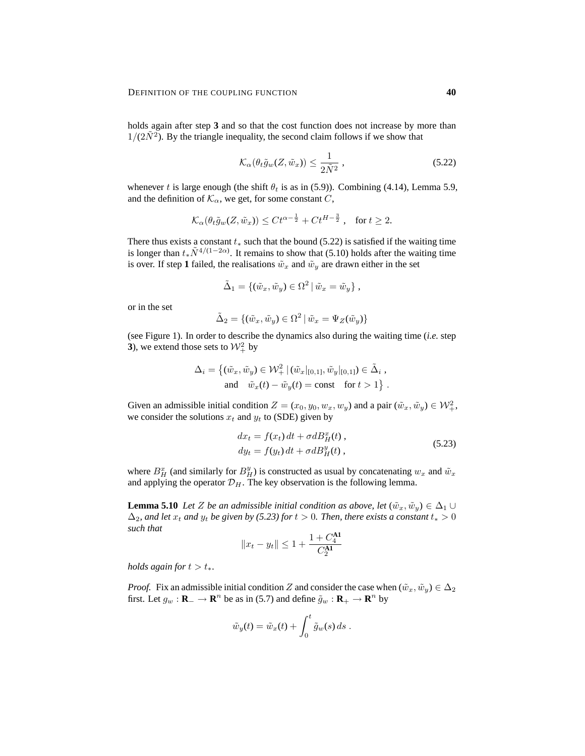holds again after step **3** and so that the cost function does not increase by more than $1/(2\tilde{N}^2)$. By the triangle inequality, the second claim follows if we show that

$$\mathcal{K}_\alpha(\theta_t \tilde{g}_w(Z, \tilde{w}_x)) \leq \frac{1}{2\tilde{N}^2} \;, \tag{5.22}$$

whenever $t$ is large enough (the shift $\theta_t$ is as in (5.9)). Combining (4.14), Lemma 5.9, and the definition of $\mathcal{K}_\alpha$, we get, for some constant $C$,

$$\mathcal{K}_\alpha(\theta_t \tilde{g}_w(Z, \tilde{w}_x)) \leq C t^{\alpha - \frac{1}{2}} + C t^{H - \frac{3}{2}} \;, \quad \text{for } t \geq 2.$$

There thus exists a constant $t_*$ such that the bound (5.22) is satisfied if the waiting time is longer than $t_* \tilde{N}^{4/(1-2\alpha)}$. It remains to show that (5.10) holds after the waiting time is over. If step **1** failed, the realisations $\tilde{w}_x$ and $\tilde{w}_y$ are drawn either in the set

$$\tilde{\Delta}_1 = \{(\tilde{w}_x, \tilde{w}_y) \in \Omega^2 \,|\, \tilde{w}_x = \tilde{w}_y\} \;,$$

or in the set

$$\tilde{\Delta}_2 = \{(\tilde{w}_x, \tilde{w}_y) \in \Omega^2 \,|\, \tilde{w}_x = \Psi_Z(\tilde{w}_y)\}$$

(see Figure 1). In order to describe the dynamics also during the waiting time (*i.e.* step **3**), we extend those sets to $\mathcal{W}_+^2$ by

$$\begin{aligned}\Delta_i = \big\{(\tilde{w}_x, \tilde{w}_y) \in \mathcal{W}_+^2 \,|\, (\tilde{w}_x|_{[0,1]}, \tilde{w}_y|_{[0,1]}) \in \tilde{\Delta}_i \;, \\ \text{and} \quad \tilde{w}_x(t) - \tilde{w}_y(t) = \text{const} \quad \text{for } t > 1\big\} \;.\end{aligned}$$

Given an admissible initial condition $Z = (x_0, y_0, w_x, w_y)$ and a pair $(\tilde{w}_x, \tilde{w}_y) \in \mathcal{W}_+^2$, we consider the solutions $x_t$ and $y_t$ to (SDE) given by

$$\begin{aligned} dx_t &= f(x_t)\,dt + \sigma dB_H^x(t) \;, \\ dy_t &= f(y_t)\,dt + \sigma dB_H^y(t) \;, \end{aligned} \tag{5.23}$$

where $B_H^x$ (and similarly for $B_H^y$) is constructed as usual by concatenating $w_x$ and $\tilde{w}_x$ and applying the operator $\mathcal{D}_H$. The key observation is the following lemma.

**Lemma 5.10** *Let $Z$ be an admissible initial condition as above, let $(\tilde{w}_x, \tilde{w}_y) \in \Delta_1 \cup \Delta_2$, and let $x_t$ and $y_t$ be given by (5.23) for $t > 0$. Then, there exists a constant $t_* > 0$ such that*

$$\|x_t - y_t\| \leq 1 + \frac{1 + C_4^{\mathbf{A1}}}{C_2^{\mathbf{A1}}}$$

*holds again for $t > t_*$.*

*Proof.* Fix an admissible initial condition $Z$ and consider the case when $(\tilde{w}_x, \tilde{w}_y) \in \Delta_2$ first. Let $g_w : \mathbf{R}_- \to \mathbf{R}^n$ be as in (5.7) and define $\tilde{g}_w : \mathbf{R}_+ \to \mathbf{R}^n$ by

$$\tilde{w}_y(t) = \tilde{w}_x(t) + \int_0^t \tilde{g}_w(s)\,ds \;.$$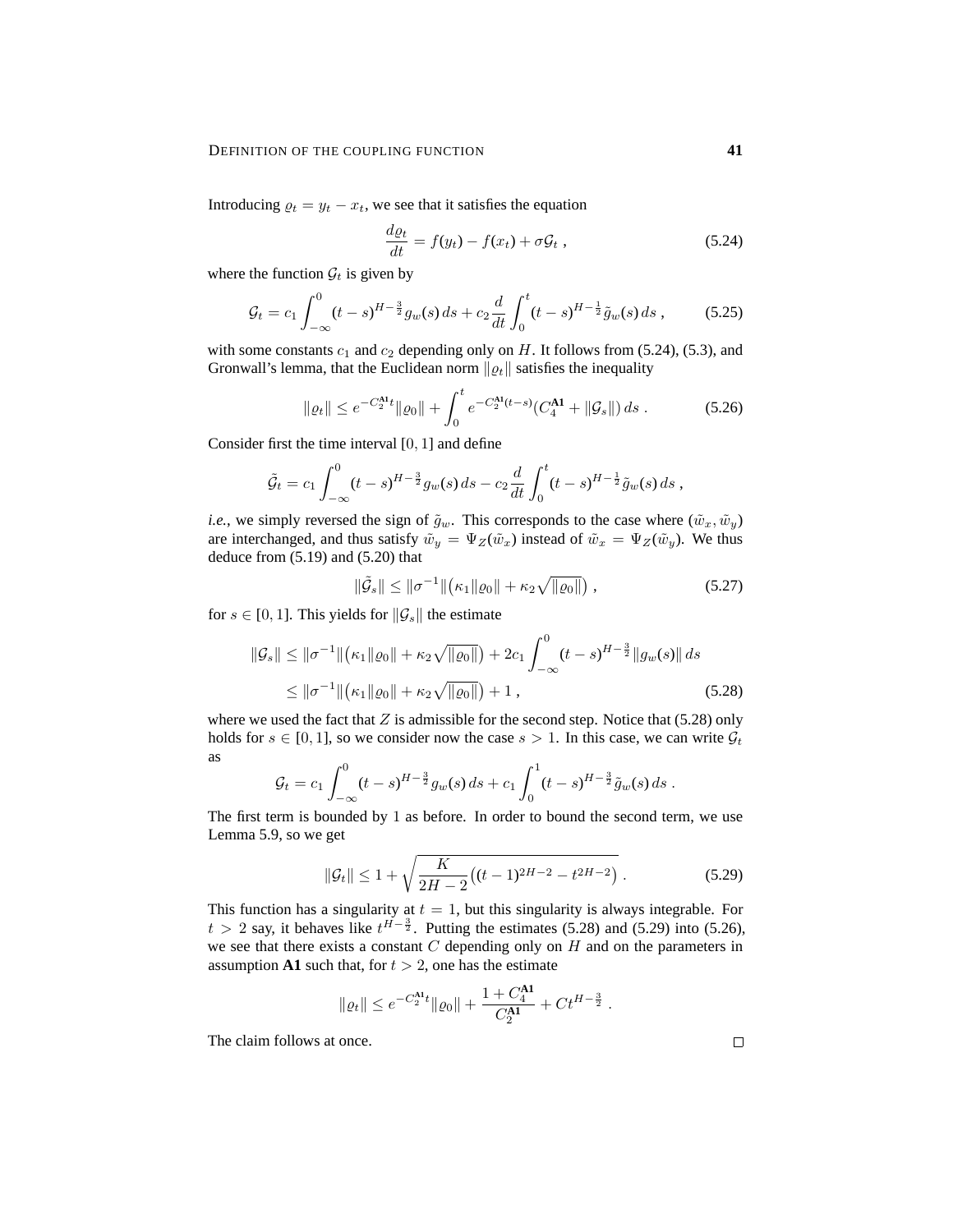Introducing $\varrho_t = y_t - x_t$, we see that it satisfies the equation

$$\frac{d\varrho_t}{dt} = f(y_t) - f(x_t) + \sigma \mathcal{G}_t \;, \tag{5.24}$$

where the function $\mathcal{G}_t$ is given by

$$\mathcal{G}_t = c_1 \int_{-\infty}^0 (t-s)^{H-\frac{3}{2}} g_w(s)\, ds + c_2 \frac{d}{dt} \int_0^t (t-s)^{H-\frac{1}{2}} \tilde{g}_w(s)\, ds \;, \tag{5.25}$$

with some constants $c_1$ and $c_2$ depending only on $H$. It follows from (5.24), (5.3), and Gronwall's lemma, that the Euclidean norm $\|\varrho_t\|$ satisfies the inequality

$$\|\varrho_t\| \le e^{-C_2^{\mathbf{A1}} t} \|\varrho_0\| + \int_0^t e^{-C_2^{\mathbf{A1}}(t-s)} (C_4^{\mathbf{A1}} + \|\mathcal{G}_s\|)\, ds \;. \tag{5.26}$$

Consider first the time interval $[0,1]$ and define

$$\tilde{\mathcal{G}}_t = c_1 \int_{-\infty}^0 (t-s)^{H-\frac{3}{2}} g_w(s)\, ds - c_2 \frac{d}{dt} \int_0^t (t-s)^{H-\frac{1}{2}} \tilde{g}_w(s)\, ds \;,$$

*i.e.*, we simply reversed the sign of $\tilde{g}_w$. This corresponds to the case where $(\tilde{w}_x, \tilde{w}_y)$ are interchanged, and thus satisfy $\tilde{w}_y = \Psi_Z(\tilde{w}_x)$ instead of $\tilde{w}_x = \Psi_Z(\tilde{w}_y)$. We thus deduce from (5.19) and (5.20) that

$$\|\tilde{\mathcal{G}}_s\| \le \|\sigma^{-1}\| \big(\kappa_1 \|\varrho_0\| + \kappa_2 \sqrt{\|\varrho_0\|}\big) \;, \tag{5.27}$$

for $s \in [0,1]$. This yields for $\|\mathcal{G}_s\|$ the estimate

$$\begin{aligned} \|\mathcal{G}_s\| &\le \|\sigma^{-1}\| \big(\kappa_1 \|\varrho_0\| + \kappa_2 \sqrt{\|\varrho_0\|}\big) + 2c_1 \int_{-\infty}^0 (t-s)^{H-\frac{3}{2}} \|g_w(s)\|\, ds \\ &\le \|\sigma^{-1}\| \big(\kappa_1 \|\varrho_0\| + \kappa_2 \sqrt{\|\varrho_0\|}\big) + 1 \;, \end{aligned} \tag{5.28}$$

where we used the fact that $Z$ is admissible for the second step. Notice that (5.28) only holds for $s \in [0,1]$, so we consider now the case $s > 1$. In this case, we can write $\mathcal{G}_t$ as

$$\mathcal{G}_t = c_1 \int_{-\infty}^0 (t-s)^{H-\frac{3}{2}} g_w(s)\, ds + c_1 \int_0^1 (t-s)^{H-\frac{3}{2}} \tilde{g}_w(s)\, ds \;.$$

The first term is bounded by $1$ as before. In order to bound the second term, we use Lemma 5.9, so we get

$$\|\mathcal{G}_t\| \le 1 + \sqrt{\frac{K}{2H-2}\big((t-1)^{2H-2} - t^{2H-2}\big)} \;. \tag{5.29}$$

This function has a singularity at $t=1$, but this singularity is always integrable. For $t > 2$ say, it behaves like $t^{H-\frac{3}{2}}$. Putting the estimates (5.28) and (5.29) into (5.26), we see that there exists a constant $C$ depending only on $H$ and on the parameters in assumption **A1** such that, for $t > 2$, one has the estimate

$$\|\varrho_t\| \le e^{-C_2^{\mathbf{A1}} t} \|\varrho_0\| + \frac{1 + C_4^{\mathbf{A1}}}{C_2^{\mathbf{A1}}} + C t^{H-\frac{3}{2}} \;.$$

The claim follows at once. $\square$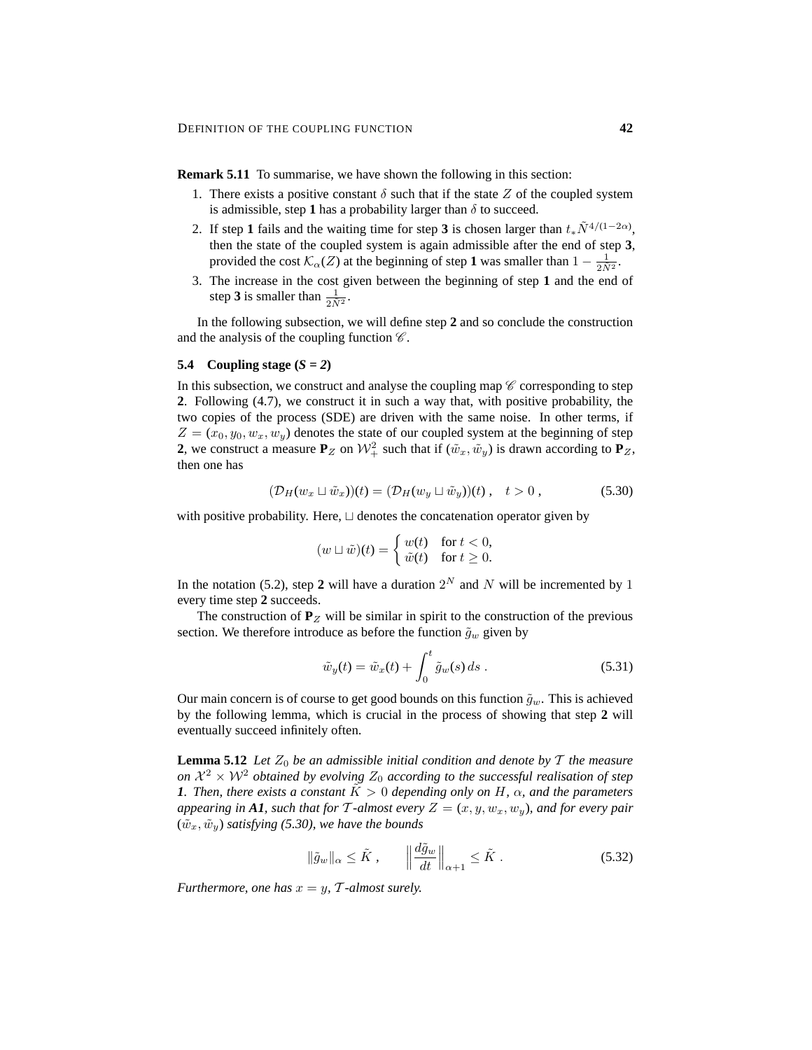**Remark 5.11** To summarise, we have shown the following in this section:

1. There exists a positive constant $\delta$ such that if the state $Z$ of the coupled system is admissible, step **1** has a probability larger than $\delta$ to succeed.
2. If step **1** fails and the waiting time for step **3** is chosen larger than $t_* \tilde{N}^{4/(1-2\alpha)}$, then the state of the coupled system is again admissible after the end of step **3**, provided the cost $\mathcal{K}_\alpha(Z)$ at the beginning of step **1** was smaller than $1 - \frac{1}{2N^2}$.
3. The increase in the cost given between the beginning of step **1** and the end of step **3** is smaller than $\frac{1}{2N^2}$.

In the following subsection, we will define step **2** and so conclude the construction and the analysis of the coupling function $\mathscr{C}$.

### 5.4 Coupling stage (*S = 2*)

In this subsection, we construct and analyse the coupling map $\mathscr{C}$ corresponding to step **2**. Following (4.7), we construct it in such a way that, with positive probability, the two copies of the process (SDE) are driven with the same noise. In other terms, if $Z = (x_0, y_0, w_x, w_y)$ denotes the state of our coupled system at the beginning of step **2**, we construct a measure $\mathbf{P}_Z$ on $\mathcal{W}_+^2$ such that if $(\tilde{w}_x, \tilde{w}_y)$ is drawn according to $\mathbf{P}_Z$, then one has

$$(\mathcal{D}_H(w_x \sqcup \tilde{w}_x))(t) = (\mathcal{D}_H(w_y \sqcup \tilde{w}_y))(t) , \quad t > 0 , \tag{5.30}$$

with positive probability. Here, $\sqcup$ denotes the concatenation operator given by

$$(w \sqcup \tilde{w})(t) = \begin{cases} w(t) & \text{for } t < 0, \\ \tilde{w}(t) & \text{for } t \geq 0. \end{cases}$$

In the notation (5.2), step **2** will have a duration $2^N$ and $N$ will be incremented by $1$ every time step **2** succeeds.

The construction of $\mathbf{P}_Z$ will be similar in spirit to the construction of the previous section. We therefore introduce as before the function $\tilde{g}_w$ given by

$$\tilde{w}_y(t) = \tilde{w}_x(t) + \int_0^t \tilde{g}_w(s)\, ds . \tag{5.31}$$

Our main concern is of course to get good bounds on this function $\tilde{g}_w$. This is achieved by the following lemma, which is crucial in the process of showing that step **2** will eventually succeed infinitely often.

**Lemma 5.12** *Let $Z_0$ be an admissible initial condition and denote by $\mathcal{T}$ the measure on $\mathcal{X}^2 \times \mathcal{W}^2$ obtained by evolving $Z_0$ according to the successful realisation of step **1**. Then, there exists a constant $\tilde{K} > 0$ depending only on $H$, $\alpha$, and the parameters appearing in **A1**, such that for $\mathcal{T}$-almost every $Z = (x, y, w_x, w_y)$, and for every pair $(\tilde{w}_x, \tilde{w}_y)$ satisfying (5.30), we have the bounds*

$$\|\tilde{g}_w\|_\alpha \leq \tilde{K} , \qquad \Big\| \frac{d\tilde{g}_w}{dt} \Big\|_{\alpha+1} \leq \tilde{K} . \tag{5.32}$$

*Furthermore, one has $x = y$, $\mathcal{T}$-almost surely.*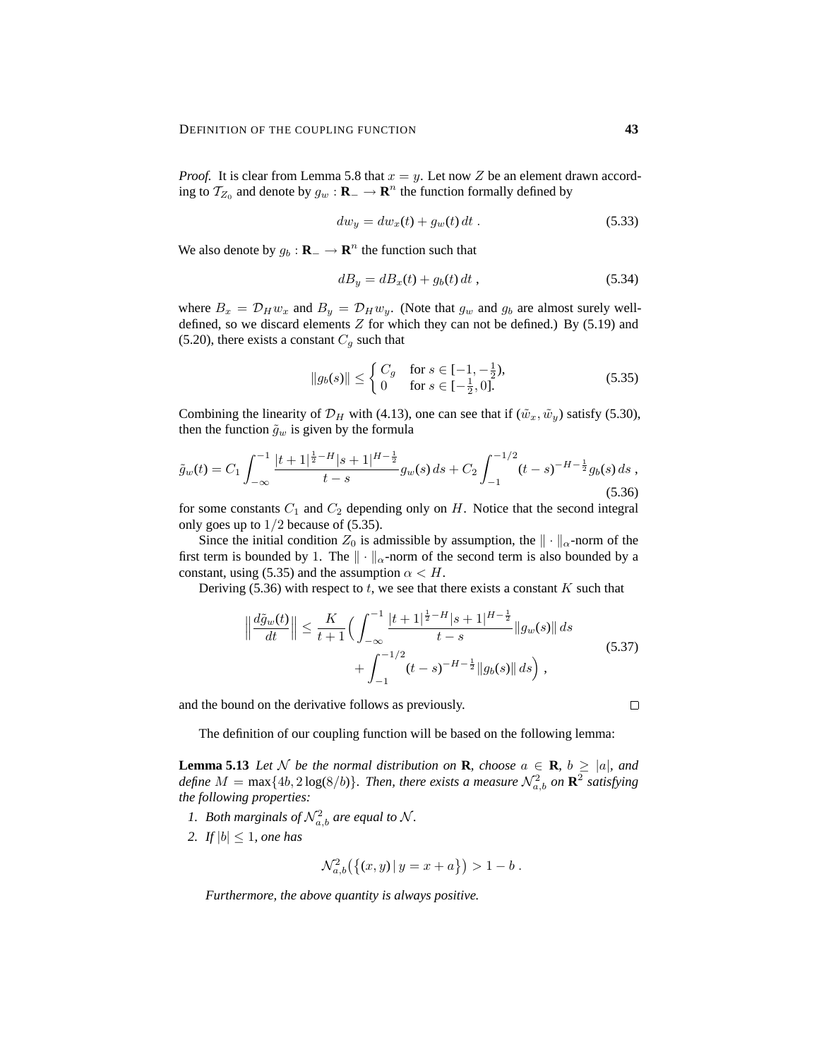*Proof.* It is clear from Lemma 5.8 that $x = y$. Let now $Z$ be an element drawn according to $\mathcal{T}_{Z_0}$ and denote by $g_w : \mathbf{R}_- \to \mathbf{R}^n$ the function formally defined by

$$dw_y = dw_x(t) + g_w(t)\,dt\;. \tag{5.33}$$

We also denote by $g_b : \mathbf{R}_- \to \mathbf{R}^n$ the function such that

$$dB_y = dB_x(t) + g_b(t)\,dt\;, \tag{5.34}$$

where $B_x = \mathcal{D}_H w_x$ and $B_y = \mathcal{D}_H w_y$. (Note that $g_w$ and $g_b$ are almost surely well-defined, so we discard elements $Z$ for which they can not be defined.) By (5.19) and (5.20), there exists a constant $C_g$ such that

$$\|g_b(s)\| \le \begin{cases} C_g & \text{for } s \in [-1, -\frac{1}{2}),\\ 0 & \text{for } s \in [-\frac{1}{2}, 0]. \end{cases} \tag{5.35}$$

Combining the linearity of $\mathcal{D}_H$ with (4.13), one can see that if $(\tilde w_x, \tilde w_y)$ satisfy (5.30), then the function $\tilde g_w$ is given by the formula

$$\tilde g_w(t) = C_1 \int_{-\infty}^{-1} \frac{|t+1|^{\frac{1}{2}-H}|s+1|^{H-\frac{1}{2}}}{t-s} g_w(s)\,ds + C_2 \int_{-1}^{-1/2} (t-s)^{-H-\frac{1}{2}} g_b(s)\,ds\;, \tag{5.36}$$

for some constants $C_1$ and $C_2$ depending only on $H$. Notice that the second integral only goes up to $1/2$ because of (5.35).

Since the initial condition $Z_0$ is admissible by assumption, the $\|\cdot\|_\alpha$-norm of the first term is bounded by 1. The $\|\cdot\|_\alpha$-norm of the second term is also bounded by a constant, using (5.35) and the assumption $\alpha < H$.

Deriving (5.36) with respect to $t$, we see that there exists a constant $K$ such that

$$\begin{aligned}\Big\|\frac{d\tilde g_w(t)}{dt}\Big\| \le \frac{K}{t+1}\Big(&\int_{-\infty}^{-1} \frac{|t+1|^{\frac{1}{2}-H}|s+1|^{H-\frac{1}{2}}}{t-s}\|g_w(s)\|\,ds \\ &+ \int_{-1}^{-1/2} (t-s)^{-H-\frac{1}{2}}\|g_b(s)\|\,ds\Big)\;,\end{aligned} \tag{5.37}$$

and the bound on the derivative follows as previously. $\square$

The definition of our coupling function will be based on the following lemma:

**Lemma 5.13** *Let $\mathcal{N}$ be the normal distribution on $\mathbf{R}$, choose $a \in \mathbf{R}$, $b \ge |a|$, and define $M = \max\{4b, 2\log(8/b)\}$. Then, there exists a measure $\mathcal{N}^2_{a,b}$ on $\mathbf{R}^2$ satisfying the following properties:*

1. *Both marginals of $\mathcal{N}^2_{a,b}$ are equal to $\mathcal{N}$.*
2. *If $|b| \le 1$, one has*

$$\mathcal{N}^2_{a,b}\big(\{(x,y)\,|\,y = x + a\}\big) > 1 - b\;.$$

*Furthermore, the above quantity is always positive.*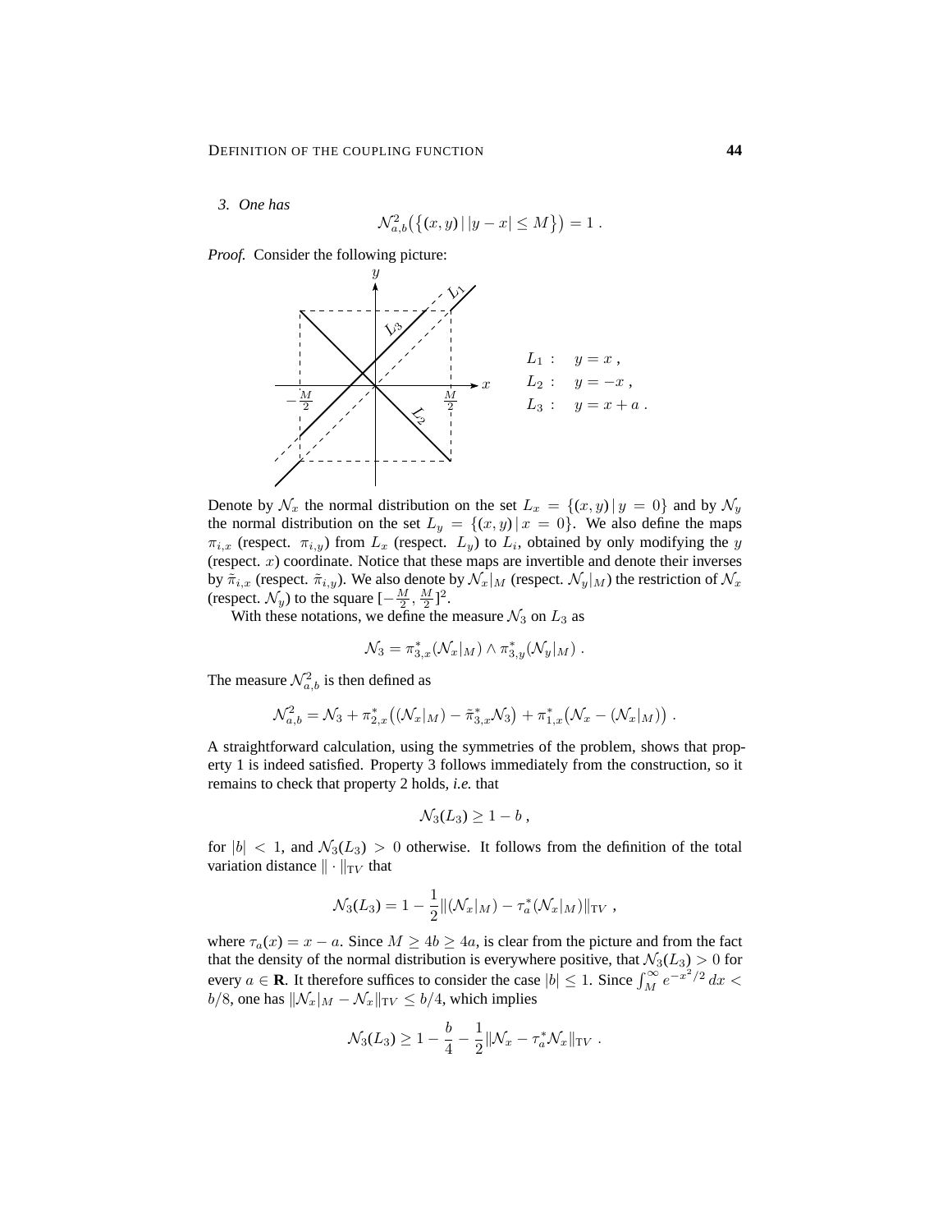*3. One has*

$$\mathcal{N}^2_{a,b}\big(\{(x,y)\,|\,|y-x|\le M\}\big) = 1\;.$$

*Proof.* Consider the following picture:

$$L_1:\quad y = x\;,\qquad L_2:\quad y=-x\;,\qquad L_3:\quad y = x+a\;.$$

Denote by $\mathcal{N}_x$ the normal distribution on the set $L_x = \{(x,y)\,|\,y=0\}$ and by $\mathcal{N}_y$ the normal distribution on the set $L_y = \{(x,y)\,|\,x=0\}$. We also define the maps $\pi_{i,x}$ (respect. $\pi_{i,y}$) from $L_x$ (respect. $L_y$) to $L_i$, obtained by only modifying the $y$ (respect. $x$) coordinate. Notice that these maps are invertible and denote their inverses by $\tilde\pi_{i,x}$ (respect. $\tilde\pi_{i,y}$). We also denote by $\mathcal{N}_x|_M$ (respect. $\mathcal{N}_y|_M$) the restriction of $\mathcal{N}_x$ (respect. $\mathcal{N}_y$) to the square $[-\frac{M}{2},\frac{M}{2}]^2$.

With these notations, we define the measure $\mathcal{N}_3$ on $L_3$ as

$$\mathcal{N}_3 = \pi^*_{3,x}(\mathcal{N}_x|_M)\wedge \pi^*_{3,y}(\mathcal{N}_y|_M)\;.$$

The measure $\mathcal{N}^2_{a,b}$ is then defined as

$$\mathcal{N}^2_{a,b} = \mathcal{N}_3 + \pi^*_{2,x}\big((\mathcal{N}_x|_M) - \tilde\pi^*_{3,x}\mathcal{N}_3\big) + \pi^*_{1,x}\big(\mathcal{N}_x - (\mathcal{N}_x|_M)\big)\;.$$

A straightforward calculation, using the symmetries of the problem, shows that property 1 is indeed satisfied. Property 3 follows immediately from the construction, so it remains to check that property 2 holds, *i.e.* that

$$\mathcal{N}_3(L_3)\ge 1-b\;,$$

for $|b|<1$, and $\mathcal{N}_3(L_3)>0$ otherwise. It follows from the definition of the total variation distance $\|\cdot\|_{\mathrm{TV}}$ that

$$\mathcal{N}_3(L_3) = 1-\frac{1}{2}\|(\mathcal{N}_x|_M) - \tau^*_a(\mathcal{N}_x|_M)\|_{\mathrm{TV}}\;,$$

where $\tau_a(x) = x-a$. Since $M\ge 4b\ge 4a$, is clear from the picture and from the fact that the density of the normal distribution is everywhere positive, that $\mathcal{N}_3(L_3)>0$ for every $a\in\mathbf{R}$. It therefore suffices to consider the case $|b|\le 1$. Since $\int_M^\infty e^{-x^2/2}\,dx < b/8$, one has $\|\mathcal{N}_x|_M - \mathcal{N}_x\|_{\mathrm{TV}}\le b/4$, which implies

$$\mathcal{N}_3(L_3)\ge 1-\frac{b}{4}-\frac{1}{2}\|\mathcal{N}_x - \tau^*_a\mathcal{N}_x\|_{\mathrm{TV}}\;.$$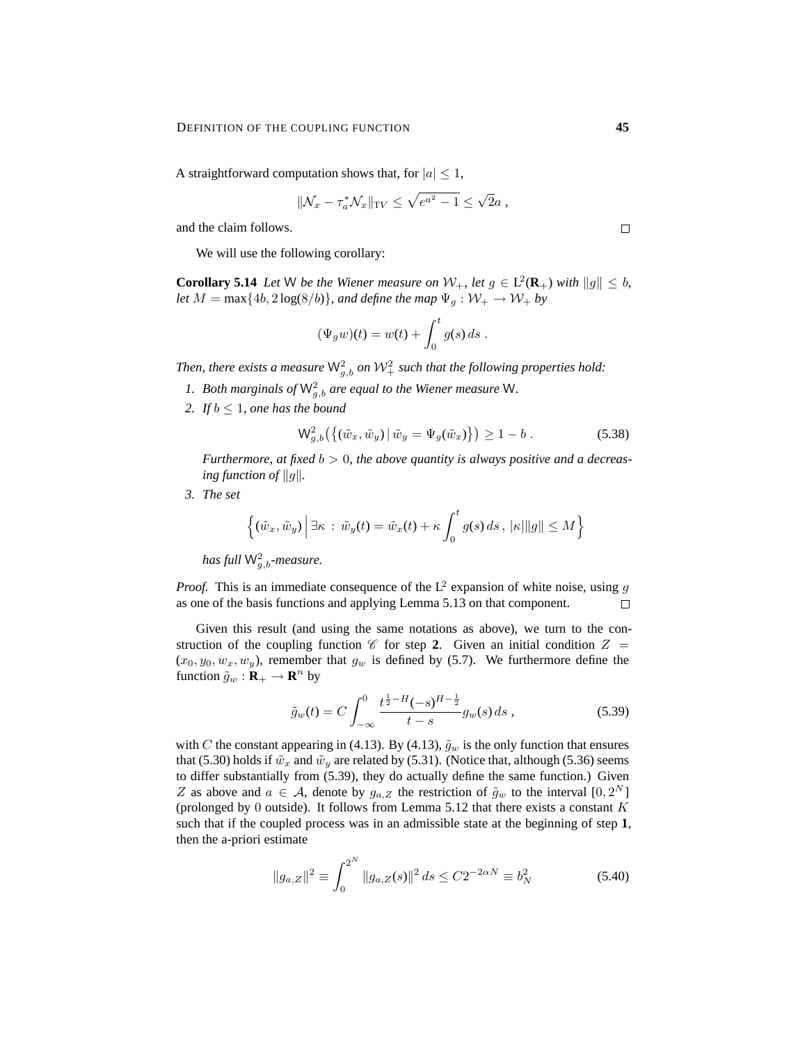A straightforward computation shows that, for $|a| \leq 1$,

$$\|\mathcal{N}_x - \tau_a^* \mathcal{N}_x\|_{\mathrm{TV}} \leq \sqrt{e^{a^2} - 1} \leq \sqrt{2} a \;,$$

and the claim follows. □

We will use the following corollary:

**Corollary 5.14** *Let* $\mathsf{W}$ *be the Wiener measure on* $\mathcal{W}_+$*, let* $g \in \mathrm{L}^2(\mathbf{R}_+)$ *with* $\|g\| \leq b$*, let* $M = \max\{4b, 2\log(8/b)\}$*, and define the map* $\Psi_g : \mathcal{W}_+ \to \mathcal{W}_+$ *by*

$$(\Psi_g w)(t) = w(t) + \int_0^t g(s)\, ds \;.$$

*Then, there exists a measure* $\mathsf{W}^2_{g,b}$ *on* $\mathcal{W}^2_+$ *such that the following properties hold:*

1. *Both marginals of* $\mathsf{W}^2_{g,b}$ *are equal to the Wiener measure* $\mathsf{W}$*.*
2. *If* $b \leq 1$*, one has the bound*

$$\mathsf{W}^2_{g,b}\big(\{(\tilde w_x, \tilde w_y) \,|\, \tilde w_y = \Psi_g(\tilde w_x)\}\big) \geq 1 - b \;. \tag{5.38}$$

   *Furthermore, at fixed* $b > 0$*, the above quantity is always positive and a decreasing function of* $\|g\|$*.*

3. *The set*

$$\Big\{(\tilde w_x, \tilde w_y) \,\Big|\, \exists \kappa \,:\, \tilde w_y(t) = \tilde w_x(t) + \kappa \int_0^t g(s)\, ds \;,\; |\kappa|\|g\| \leq M\Big\}$$

   *has full* $\mathsf{W}^2_{g,b}$*-measure.*

*Proof.* This is an immediate consequence of the $\mathrm{L}^2$ expansion of white noise, using $g$ as one of the basis functions and applying Lemma 5.13 on that component. □

Given this result (and using the same notations as above), we turn to the construction of the coupling function $\mathscr{C}$ for step **2**. Given an initial condition $Z = (x_0, y_0, w_x, w_y)$, remember that $g_w$ is defined by (5.7). We furthermore define the function $\tilde g_w : \mathbf{R}_+ \to \mathbf{R}^n$ by

$$\tilde g_w(t) = C \int_{-\infty}^0 \frac{t^{\frac12 - H}(-s)^{H - \frac12}}{t - s} g_w(s)\, ds \;, \tag{5.39}$$

with $C$ the constant appearing in (4.13). By (4.13), $\tilde g_w$ is the only function that ensures that (5.30) holds if $\tilde w_x$ and $\tilde w_y$ are related by (5.31). (Notice that, although (5.36) seems to differ substantially from (5.39), they do actually define the same function.) Given $Z$ as above and $a \in \mathcal{A}$, denote by $g_{a,Z}$ the restriction of $\tilde g_w$ to the interval $[0, 2^N]$ (prolonged by $0$ outside). It follows from Lemma 5.12 that there exists a constant $K$ such that if the coupled process was in an admissible state at the beginning of step **1**, then the a-priori estimate

$$\|g_{a,Z}\|^2 \equiv \int_0^{2^N} \|g_{a,Z}(s)\|^2\, ds \leq C 2^{-2\alpha N} \equiv b_N^2 \tag{5.40}$$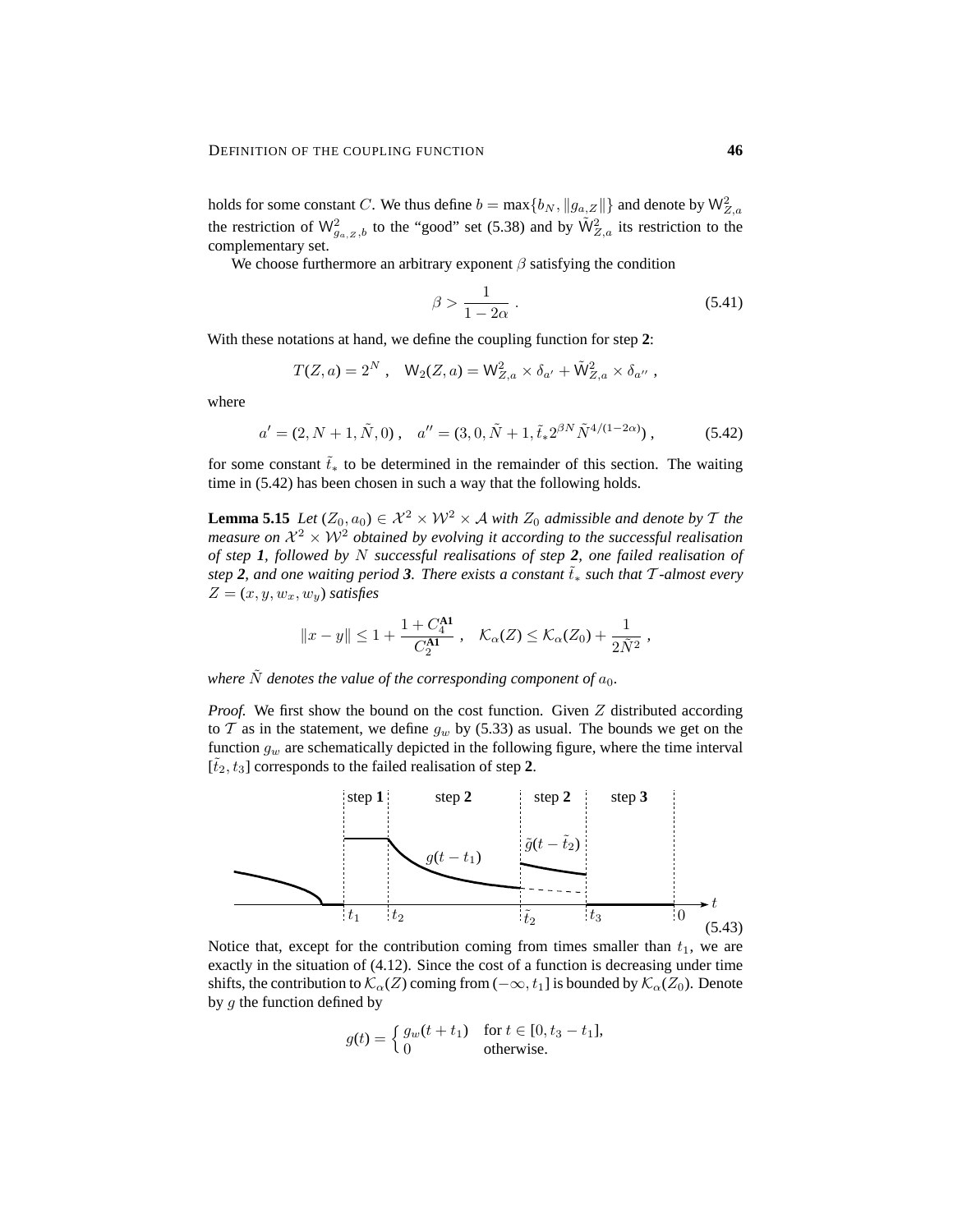holds for some constant $C$. We thus define $b = \max\{b_N, \|g_{a,Z}\|\}$ and denote by $\mathsf{W}^2_{Z,a}$ the restriction of $\mathsf{W}^2_{g_{a,Z},b}$ to the "good" set (5.38) and by $\tilde{\mathsf{W}}^2_{Z,a}$ its restriction to the complementary set.

We choose furthermore an arbitrary exponent $\beta$ satisfying the condition

$$\beta > \frac{1}{1-2\alpha} \; . \tag{5.41}$$

With these notations at hand, we define the coupling function for step **2**:

$$T(Z,a) = 2^N \; , \quad \mathsf{W}_2(Z,a) = \mathsf{W}^2_{Z,a} \times \delta_{a'} + \tilde{\mathsf{W}}^2_{Z,a} \times \delta_{a''} \; ,$$

where

$$a' = (2, N+1, \tilde{N}, 0) \; , \quad a'' = (3, 0, \tilde{N}+1, \tilde{t}_* 2^{\beta N} \tilde{N}^{4/(1-2\alpha)}) \; , \tag{5.42}$$

for some constant $\tilde{t}_*$ to be determined in the remainder of this section. The waiting time in (5.42) has been chosen in such a way that the following holds.

**Lemma 5.15** *Let $(Z_0, a_0) \in \mathcal{X}^2 \times \mathcal{W}^2 \times \mathcal{A}$ with $Z_0$ admissible and denote by $\mathcal{T}$ the measure on $\mathcal{X}^2 \times \mathcal{W}^2$ obtained by evolving it according to the successful realisation of step* ***1****, followed by $N$ successful realisations of step* ***2****, one failed realisation of step* ***2****, and one waiting period* ***3****. There exists a constant $\tilde{t}_*$ such that $\mathcal{T}$-almost every $Z = (x, y, w_x, w_y)$ satisfies*

$$\|x - y\| \le 1 + \frac{1 + C_4^{\mathbf{A1}}}{C_2^{\mathbf{A1}}} \; , \quad \mathcal{K}_\alpha(Z) \le \mathcal{K}_\alpha(Z_0) + \frac{1}{2\tilde{N}^2} \; ,$$

*where $\tilde{N}$ denotes the value of the corresponding component of $a_0$.*

*Proof.* We first show the bound on the cost function. Given $Z$ distributed according to $\mathcal{T}$ as in the statement, we define $g_w$ by (5.33) as usual. The bounds we get on the function $g_w$ are schematically depicted in the following figure, where the time interval $[\tilde{t}_2, t_3]$ corresponds to the failed realisation of step **2**.

(5.43)

Notice that, except for the contribution coming from times smaller than $t_1$, we are exactly in the situation of (4.12). Since the cost of a function is decreasing under time shifts, the contribution to $\mathcal{K}_\alpha(Z)$ coming from $(-\infty, t_1]$ is bounded by $\mathcal{K}_\alpha(Z_0)$. Denote by $g$ the function defined by

$$g(t) = \begin{cases} g_w(t + t_1) & \text{for } t \in [0, t_3 - t_1], \\ 0 & \text{otherwise.} \end{cases}$$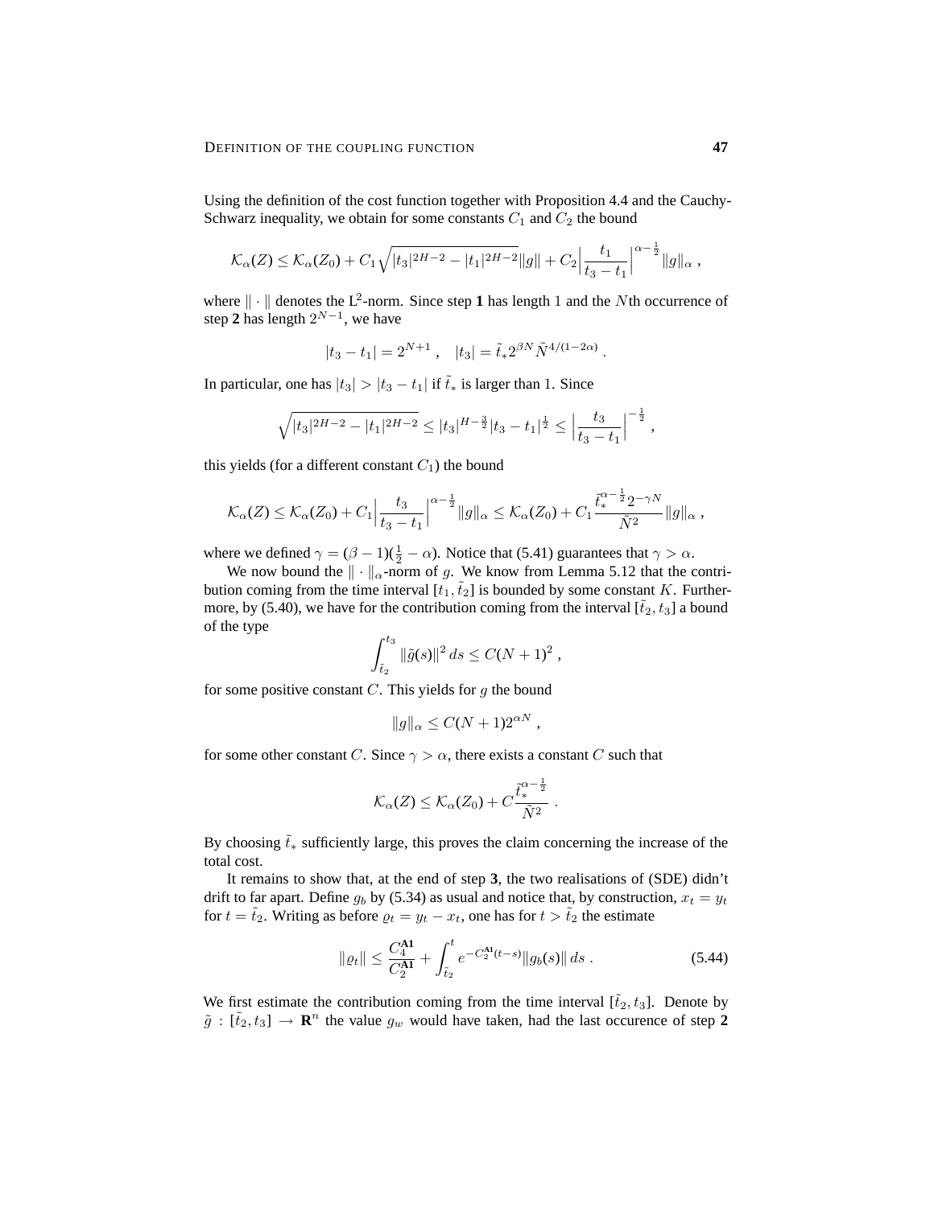Using the definition of the cost function together with Proposition 4.4 and the Cauchy-Schwarz inequality, we obtain for some constants $C_1$ and $C_2$ the bound

$$\mathcal{K}_\alpha(Z) \le \mathcal{K}_\alpha(Z_0) + C_1\sqrt{|t_3|^{2H-2} - |t_1|^{2H-2}}\|g\| + C_2\Big|\frac{t_1}{t_3 - t_1}\Big|^{\alpha-\frac{1}{2}}\|g\|_\alpha\;,$$

where $\|\cdot\|$ denotes the $\mathrm{L}^2$-norm. Since step **1** has length $1$ and the $N$th occurrence of step **2** has length $2^{N-1}$, we have

$$|t_3 - t_1| = 2^{N+1}\;,\quad |t_3| = \tilde{t}_* 2^{\beta N}\tilde{N}^{4/(1-2\alpha)}\;.$$

In particular, one has $|t_3| > |t_3 - t_1|$ if $\tilde{t}_*$ is larger than 1. Since

$$\sqrt{|t_3|^{2H-2} - |t_1|^{2H-2}} \le |t_3|^{H-\frac{3}{2}}|t_3 - t_1|^{\frac{1}{2}} \le \Big|\frac{t_3}{t_3 - t_1}\Big|^{-\frac{1}{2}}\;,$$

this yields (for a different constant $C_1$) the bound

$$\mathcal{K}_\alpha(Z) \le \mathcal{K}_\alpha(Z_0) + C_1\Big|\frac{t_3}{t_3 - t_1}\Big|^{\alpha-\frac{1}{2}}\|g\|_\alpha \le \mathcal{K}_\alpha(Z_0) + C_1\frac{\tilde{t}_*^{\alpha-\frac{1}{2}}2^{-\gamma N}}{\tilde{N}^2}\|g\|_\alpha\;,$$

where we defined $\gamma = (\beta-1)(\frac{1}{2}-\alpha)$. Notice that (5.41) guarantees that $\gamma > \alpha$.

We now bound the $\|\cdot\|_\alpha$-norm of $g$. We know from Lemma 5.12 that the contribution coming from the time interval $[t_1, \tilde{t}_2]$ is bounded by some constant $K$. Furthermore, by (5.40), we have for the contribution coming from the interval $[\tilde{t}_2, t_3]$ a bound of the type

$$\int_{\tilde{t}_2}^{t_3}\|\tilde{g}(s)\|^2\,ds \le C(N+1)^2\;,$$

for some positive constant $C$. This yields for $g$ the bound

$$\|g\|_\alpha \le C(N+1)2^{\alpha N}\;,$$

for some other constant $C$. Since $\gamma > \alpha$, there exists a constant $C$ such that

$$\mathcal{K}_\alpha(Z) \le \mathcal{K}_\alpha(Z_0) + C\frac{\tilde{t}_*^{\alpha-\frac{1}{2}}}{\tilde{N}^2}\;.$$

By choosing $\tilde{t}_*$ sufficiently large, this proves the claim concerning the increase of the total cost.

It remains to show that, at the end of step **3**, the two realisations of (SDE) didn't drift to far apart. Define $g_b$ by (5.34) as usual and notice that, by construction, $x_t = y_t$ for $t = \tilde{t}_2$. Writing as before $\varrho_t = y_t - x_t$, one has for $t > \tilde{t}_2$ the estimate

$$\|\varrho_t\| \le \frac{C_4^{\mathbf{A1}}}{C_2^{\mathbf{A1}}} + \int_{\tilde{t}_2}^{t} e^{-C_2^{\mathbf{A1}}(t-s)}\|g_b(s)\|\,ds\;. \tag{5.44}$$

We first estimate the contribution coming from the time interval $[\tilde{t}_2, t_3]$. Denote by $\tilde{g} : [\tilde{t}_2, t_3] \to \mathbf{R}^n$ the value $g_w$ would have taken, had the last occurence of step **2**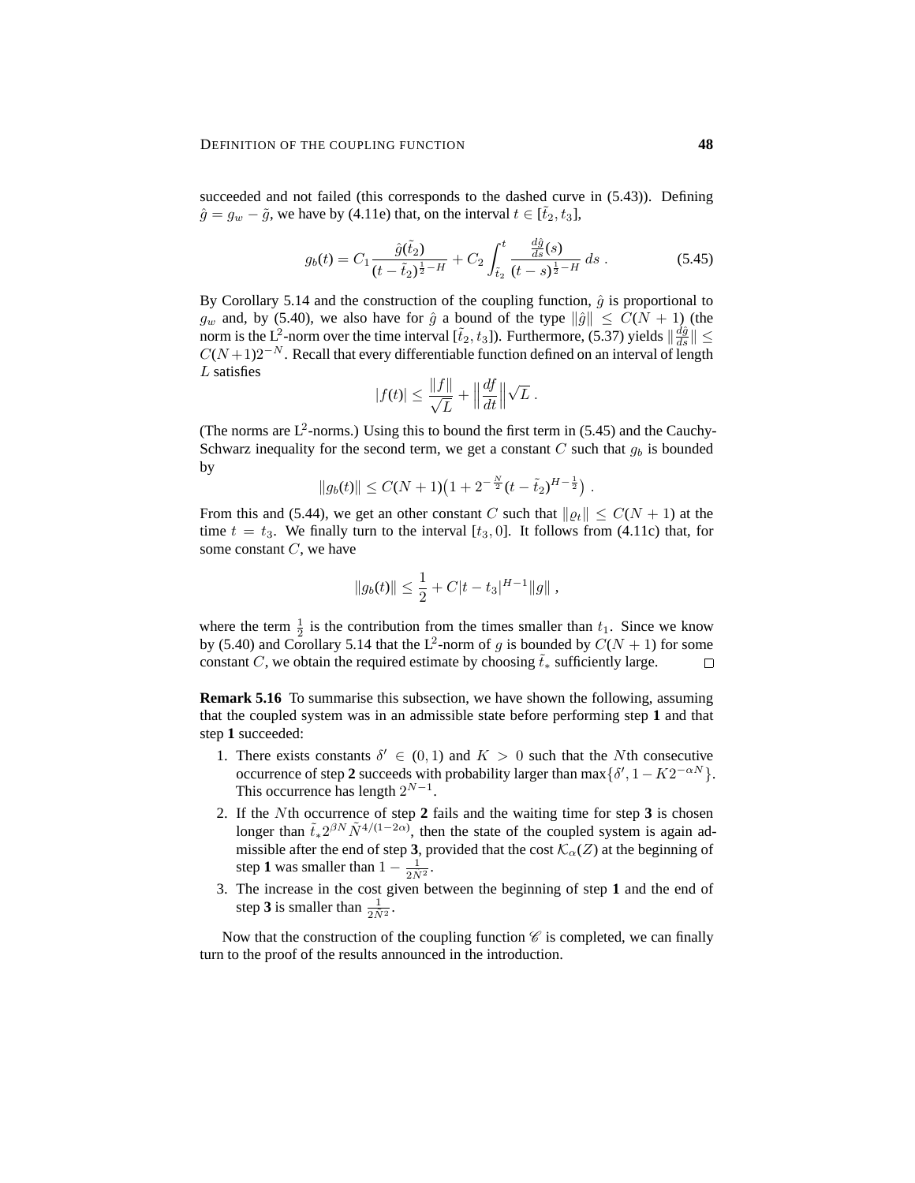succeeded and not failed (this corresponds to the dashed curve in (5.43)). Defining $\hat{g} = g_w - \tilde{g}$, we have by (4.11e) that, on the interval $t \in [\tilde{t}_2, t_3]$,

$$g_b(t) = C_1 \frac{\hat{g}(\tilde{t}_2)}{(t - \tilde{t}_2)^{\frac{1}{2}-H}} + C_2 \int_{\tilde{t}_2}^{t} \frac{\frac{d\hat{g}}{ds}(s)}{(t-s)^{\frac{1}{2}-H}}\, ds \;. \tag{5.45}$$

By Corollary 5.14 and the construction of the coupling function, $\hat{g}$ is proportional to $g_w$ and, by (5.40), we also have for $\hat{g}$ a bound of the type $\|\hat{g}\| \le C(N+1)$ (the norm is the L$^2$-norm over the time interval $[\tilde{t}_2, t_3]$). Furthermore, (5.37) yields $\|\frac{d\hat{g}}{ds}\| \le C(N+1)2^{-N}$. Recall that every differentiable function defined on an interval of length $L$ satisfies

$$|f(t)| \le \frac{\|f\|}{\sqrt{L}} + \Big\|\frac{df}{dt}\Big\|\sqrt{L} \;.$$

(The norms are L$^2$-norms.) Using this to bound the first term in (5.45) and the Cauchy-Schwarz inequality for the second term, we get a constant $C$ such that $g_b$ is bounded by

$$\|g_b(t)\| \le C(N+1)\big(1 + 2^{-\frac{N}{2}}(t - \tilde{t}_2)^{H-\frac{1}{2}}\big) \;.$$

From this and (5.44), we get an other constant $C$ such that $\|\varrho_t\| \le C(N+1)$ at the time $t = t_3$. We finally turn to the interval $[t_3, 0]$. It follows from (4.11c) that, for some constant $C$, we have

$$\|g_b(t)\| \le \frac{1}{2} + C|t - t_3|^{H-1}\|g\| \;,$$

where the term $\frac{1}{2}$ is the contribution from the times smaller than $t_1$. Since we know by (5.40) and Corollary 5.14 that the L$^2$-norm of $g$ is bounded by $C(N+1)$ for some constant $C$, we obtain the required estimate by choosing $\tilde{t}_*$ sufficiently large. □

**Remark 5.16** To summarise this subsection, we have shown the following, assuming that the coupled system was in an admissible state before performing step **1** and that step **1** succeeded:

1. There exists constants $\delta' \in (0,1)$ and $K > 0$ such that the $N$th consecutive occurrence of step **2** succeeds with probability larger than $\max\{\delta', 1 - K2^{-\alpha N}\}$. This occurrence has length $2^{N-1}$.
2. If the $N$th occurrence of step **2** fails and the waiting time for step **3** is chosen longer than $\tilde{t}_* 2^{\beta N}\tilde{N}^{4/(1-2\alpha)}$, then the state of the coupled system is again admissible after the end of step **3**, provided that the cost $\mathcal{K}_\alpha(Z)$ at the beginning of step **1** was smaller than $1 - \frac{1}{2N^2}$.
3. The increase in the cost given between the beginning of step **1** and the end of step **3** is smaller than $\frac{1}{2N^2}$.

Now that the construction of the coupling function $\mathscr{C}$ is completed, we can finally turn to the proof of the results announced in the introduction.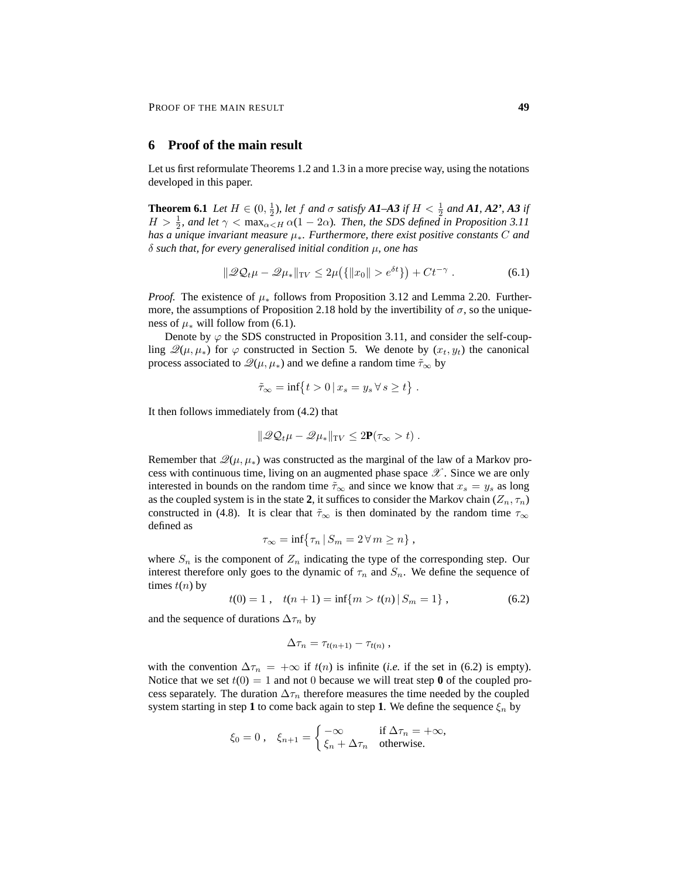## 6 Proof of the main result

Let us first reformulate Theorems 1.2 and 1.3 in a more precise way, using the notations developed in this paper.

**Theorem 6.1** *Let $H \in (0, \frac{1}{2})$, let $f$ and $\sigma$ satisfy* ***A1–A3*** *if $H < \frac{1}{2}$ and* ***A1, A2', A3*** *if $H > \frac{1}{2}$, and let $\gamma < \max_{\alpha < H} \alpha(1-2\alpha)$. Then, the SDS defined in Proposition 3.11 has a unique invariant measure $\mu_*$. Furthermore, there exist positive constants $C$ and $\delta$ such that, for every generalised initial condition $\mu$, one has*

$$\|\mathscr{Q}\mathcal{Q}_t\mu - \mathscr{Q}\mu_*\|_{\rm TV} \le 2\mu\big(\{\|x_0\| > e^{\delta t}\}\big) + Ct^{-\gamma} \;. \tag{6.1}$$

*Proof.* The existence of $\mu_*$ follows from Proposition 3.12 and Lemma 2.20. Furthermore, the assumptions of Proposition 2.18 hold by the invertibility of $\sigma$, so the uniqueness of $\mu_*$ will follow from (6.1).

Denote by $\varphi$ the SDS constructed in Proposition 3.11, and consider the self-coupling $\mathscr{Q}(\mu, \mu_*)$ for $\varphi$ constructed in Section 5. We denote by $(x_t, y_t)$ the canonical process associated to $\mathscr{Q}(\mu, \mu_*)$ and we define a random time $\tilde\tau_\infty$ by

$$\tilde\tau_\infty = \inf\big\{ t > 0 \,|\, x_s = y_s \,\forall\, s \ge t \big\} \;.$$

It then follows immediately from (4.2) that

$$\|\mathscr{Q}\mathcal{Q}_t\mu - \mathscr{Q}\mu_*\|_{\rm TV} \le 2\mathbf{P}(\tau_\infty > t) \;.$$

Remember that $\mathscr{Q}(\mu, \mu_*)$ was constructed as the marginal of the law of a Markov process with continuous time, living on an augmented phase space $\mathscr{X}$. Since we are only interested in bounds on the random time $\tilde\tau_\infty$ and since we know that $x_s = y_s$ as long as the coupled system is in the state **2**, it suffices to consider the Markov chain $(Z_n, \tau_n)$ constructed in (4.8). It is clear that $\tilde\tau_\infty$ is then dominated by the random time $\tau_\infty$ defined as

$$\tau_\infty = \inf\big\{ \tau_n \,|\, S_m = 2 \,\forall\, m \ge n \big\} \;,$$

where $S_n$ is the component of $Z_n$ indicating the type of the corresponding step. Our interest therefore only goes to the dynamic of $\tau_n$ and $S_n$. We define the sequence of times $t(n)$ by

$$t(0) = 1 \;,\quad t(n+1) = \inf\{ m > t(n) \,|\, S_m = 1 \} \;, \tag{6.2}$$

and the sequence of durations $\Delta\tau_n$ by

$$\Delta\tau_n = \tau_{t(n+1)} - \tau_{t(n)} \;,$$

with the convention $\Delta\tau_n = +\infty$ if $t(n)$ is infinite (*i.e.* if the set in (6.2) is empty). Notice that we set $t(0) = 1$ and not $0$ because we will treat step **0** of the coupled process separately. The duration $\Delta\tau_n$ therefore measures the time needed by the coupled system starting in step **1** to come back again to step **1**. We define the sequence $\xi_n$ by

$$\xi_0 = 0 \;,\quad \xi_{n+1} = \begin{cases} -\infty & \text{if } \Delta\tau_n = +\infty, \\ \xi_n + \Delta\tau_n & \text{otherwise.} \end{cases}$$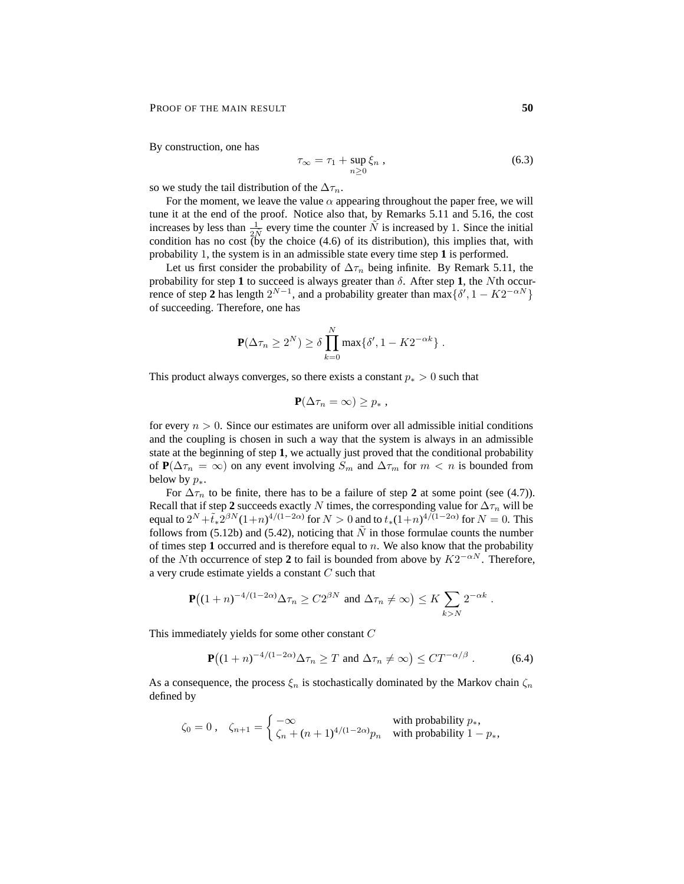By construction, one has

$$\tau_\infty = \tau_1 + \sup_{n\geq 0} \xi_n \;, \tag{6.3}$$

so we study the tail distribution of the $\Delta\tau_n$.

For the moment, we leave the value $\alpha$ appearing throughout the paper free, we will tune it at the end of the proof. Notice also that, by Remarks 5.11 and 5.16, the cost increases by less than $\frac{1}{2N}$ every time the counter $\tilde N$ is increased by $1$. Since the initial condition has no cost (by the choice (4.6) of its distribution), this implies that, with probability $1$, the system is in an admissible state every time step **1** is performed.

Let us first consider the probability of $\Delta\tau_n$ being infinite. By Remark 5.11, the probability for step **1** to succeed is always greater than $\delta$. After step **1**, the $N$th occurrence of step **2** has length $2^{N-1}$, and a probability greater than $\max\{\delta', 1 - K2^{-\alpha N}\}$ of succeeding. Therefore, one has

$$\mathbf{P}(\Delta\tau_n \geq 2^N) \geq \delta \prod_{k=0}^{N} \max\{\delta', 1 - K2^{-\alpha k}\} \;.$$

This product always converges, so there exists a constant $p_* > 0$ such that

$$\mathbf{P}(\Delta\tau_n = \infty) \geq p_* \;,$$

for every $n > 0$. Since our estimates are uniform over all admissible initial conditions and the coupling is chosen in such a way that the system is always in an admissible state at the beginning of step **1**, we actually just proved that the conditional probability of $\mathbf{P}(\Delta\tau_n = \infty)$ on any event involving $S_m$ and $\Delta\tau_m$ for $m < n$ is bounded from below by $p_*$.

For $\Delta\tau_n$ to be finite, there has to be a failure of step **2** at some point (see (4.7)). Recall that if step **2** succeeds exactly $N$ times, the corresponding value for $\Delta\tau_n$ will be equal to $2^N + \tilde t_* 2^{\beta N}(1+n)^{4/(1-2\alpha)}$ for $N > 0$ and to $t_*(1+n)^{4/(1-2\alpha)}$ for $N = 0$. This follows from (5.12b) and (5.42), noticing that $\tilde N$ in those formulae counts the number of times step **1** occurred and is therefore equal to $n$. We also know that the probability of the $N$th occurrence of step **2** to fail is bounded from above by $K2^{-\alpha N}$. Therefore, a very crude estimate yields a constant $C$ such that

$$\mathbf{P}\big((1+n)^{-4/(1-2\alpha)}\Delta\tau_n \geq C2^{\beta N} \text{ and } \Delta\tau_n \neq \infty\big) \leq K \sum_{k>N} 2^{-\alpha k} \;.$$

This immediately yields for some other constant $C$

$$\mathbf{P}\big((1+n)^{-4/(1-2\alpha)}\Delta\tau_n \geq T \text{ and } \Delta\tau_n \neq \infty\big) \leq CT^{-\alpha/\beta} \;. \tag{6.4}$$

As a consequence, the process $\xi_n$ is stochastically dominated by the Markov chain $\zeta_n$ defined by

$$\zeta_0 = 0 \;, \quad \zeta_{n+1} = \begin{cases} -\infty & \text{with probability } p_*, \\ \zeta_n + (n+1)^{4/(1-2\alpha)} p_n & \text{with probability } 1 - p_*, \end{cases}$$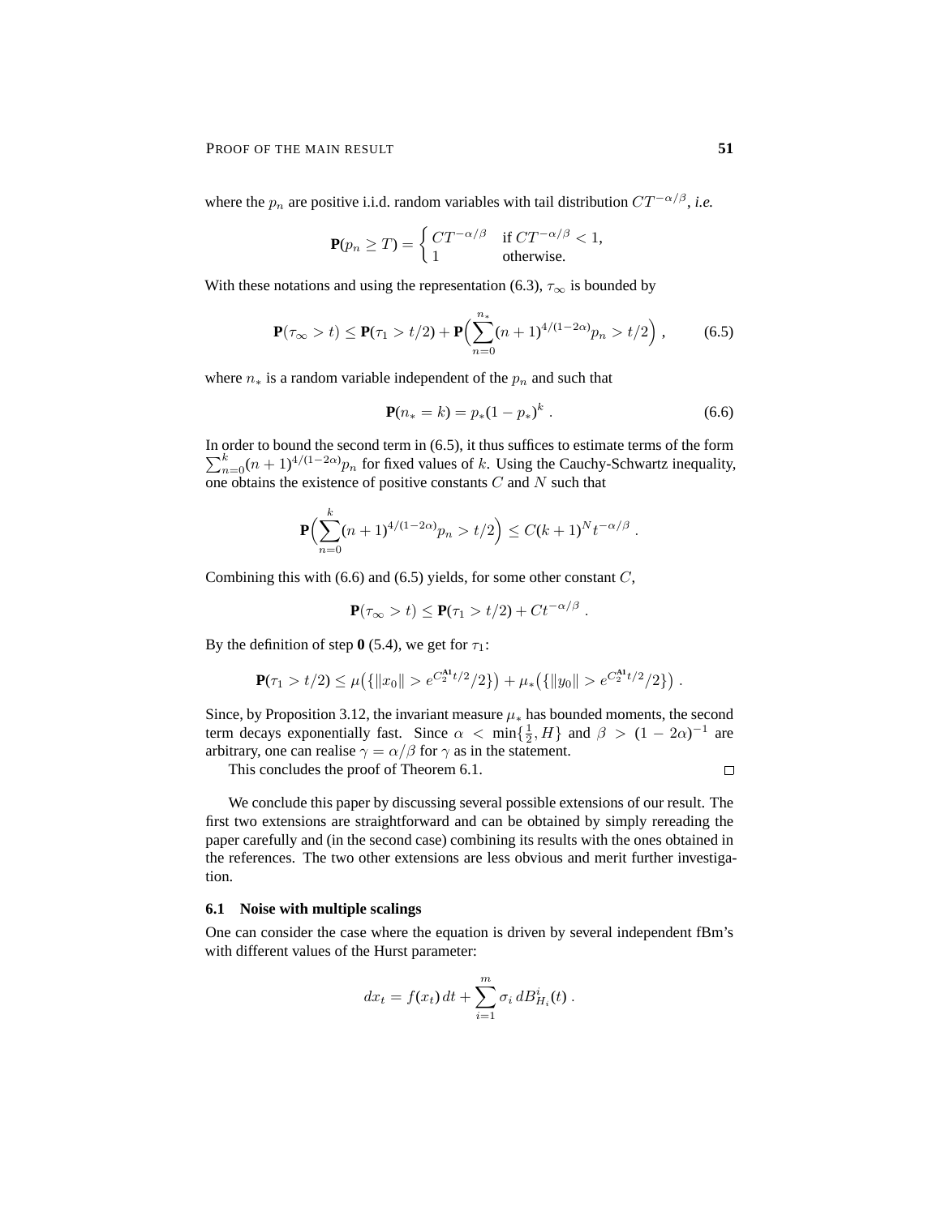where the $p_n$ are positive i.i.d. random variables with tail distribution $CT^{-\alpha/\beta}$, *i.e.*

$$\mathbf{P}(p_n \geq T) = \begin{cases} CT^{-\alpha/\beta} & \text{if } CT^{-\alpha/\beta} < 1, \\ 1 & \text{otherwise.} \end{cases}$$

With these notations and using the representation (6.3), $\tau_\infty$ is bounded by

$$\mathbf{P}(\tau_\infty > t) \leq \mathbf{P}(\tau_1 > t/2) + \mathbf{P}\Big(\sum_{n=0}^{n_*} (n+1)^{4/(1-2\alpha)} p_n > t/2\Big) , \tag{6.5}$$

where $n_*$ is a random variable independent of the $p_n$ and such that

$$\mathbf{P}(n_* = k) = p_*(1-p_*)^k . \tag{6.6}$$

In order to bound the second term in (6.5), it thus suffices to estimate terms of the form $\sum_{n=0}^{k} (n+1)^{4/(1-2\alpha)} p_n$ for fixed values of $k$. Using the Cauchy-Schwartz inequality, one obtains the existence of positive constants $C$ and $N$ such that

$$\mathbf{P}\Big(\sum_{n=0}^{k} (n+1)^{4/(1-2\alpha)} p_n > t/2\Big) \leq C(k+1)^N t^{-\alpha/\beta} .$$

Combining this with (6.6) and (6.5) yields, for some other constant $C$,

$$\mathbf{P}(\tau_\infty > t) \leq \mathbf{P}(\tau_1 > t/2) + Ct^{-\alpha/\beta} .$$

By the definition of step **0** (5.4), we get for $\tau_1$:

$$\mathbf{P}(\tau_1 > t/2) \leq \mu\big(\{\|x_0\| > e^{C_2^{\mathbf{A1}} t/2}/2\}\big) + \mu_*\big(\{\|y_0\| > e^{C_2^{\mathbf{A1}} t/2}/2\}\big) .$$

Since, by Proposition 3.12, the invariant measure $\mu_*$ has bounded moments, the second term decays exponentially fast. Since $\alpha < \min\{\frac{1}{2}, H\}$ and $\beta > (1-2\alpha)^{-1}$ are arbitrary, one can realise $\gamma = \alpha/\beta$ for $\gamma$ as in the statement.

This concludes the proof of Theorem 6.1. □

We conclude this paper by discussing several possible extensions of our result. The first two extensions are straightforward and can be obtained by simply rereading the paper carefully and (in the second case) combining its results with the ones obtained in the references. The two other extensions are less obvious and merit further investigation.

### 6.1 Noise with multiple scalings

One can consider the case where the equation is driven by several independent fBm's with different values of the Hurst parameter:

$$dx_t = f(x_t)\, dt + \sum_{i=1}^{m} \sigma_i \, dB_{H_i}^i(t) .$$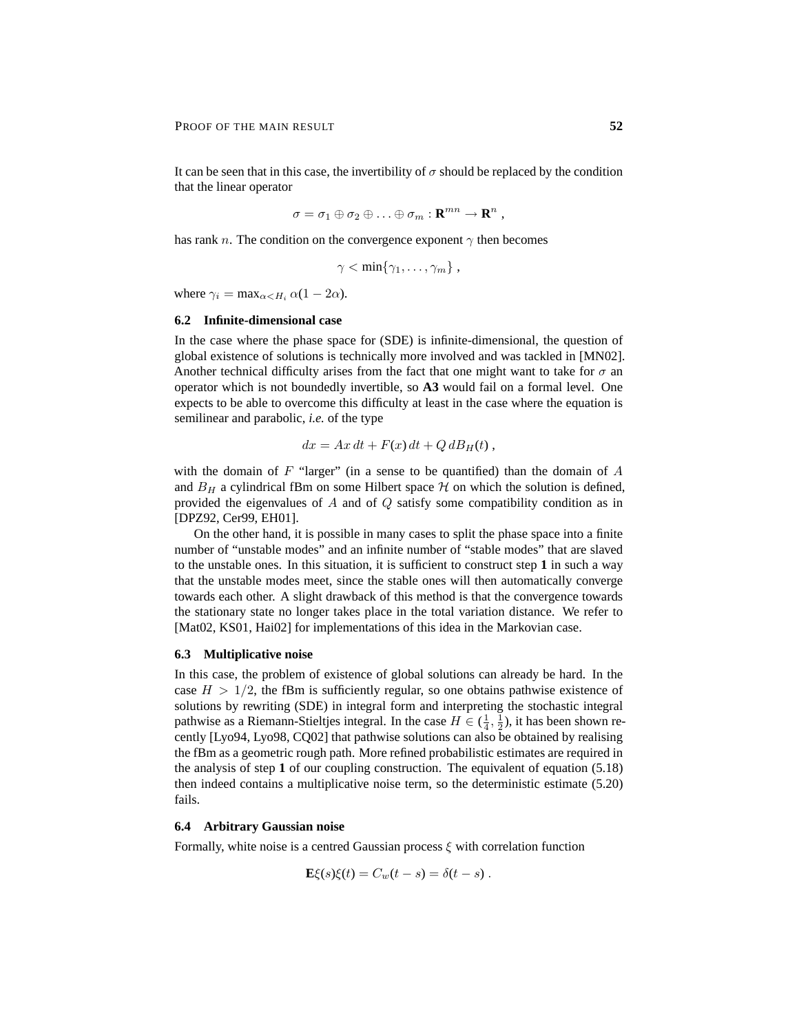It can be seen that in this case, the invertibility of $\sigma$ should be replaced by the condition that the linear operator

$$\sigma = \sigma_1 \oplus \sigma_2 \oplus \ldots \oplus \sigma_m : \mathbf{R}^{mn} \to \mathbf{R}^n \;,$$

has rank $n$. The condition on the convergence exponent $\gamma$ then becomes

$$\gamma < \min\{\gamma_1, \ldots, \gamma_m\} \;,$$

where $\gamma_i = \max_{\alpha < H_i} \alpha(1 - 2\alpha)$.

### 6.2 Infinite-dimensional case

In the case where the phase space for (SDE) is infinite-dimensional, the question of global existence of solutions is technically more involved and was tackled in [MN02]. Another technical difficulty arises from the fact that one might want to take for $\sigma$ an operator which is not boundedly invertible, so **A3** would fail on a formal level. One expects to be able to overcome this difficulty at least in the case where the equation is semilinear and parabolic, *i.e.* of the type

$$dx = Ax\,dt + F(x)\,dt + Q\,dB_H(t) \;,$$

with the domain of $F$ "larger" (in a sense to be quantified) than the domain of $A$ and $B_H$ a cylindrical fBm on some Hilbert space $\mathcal{H}$ on which the solution is defined, provided the eigenvalues of $A$ and of $Q$ satisfy some compatibility condition as in [DPZ92, Cer99, EH01].

On the other hand, it is possible in many cases to split the phase space into a finite number of "unstable modes" and an infinite number of "stable modes" that are slaved to the unstable ones. In this situation, it is sufficient to construct step **1** in such a way that the unstable modes meet, since the stable ones will then automatically converge towards each other. A slight drawback of this method is that the convergence towards the stationary state no longer takes place in the total variation distance. We refer to [Mat02, KS01, Hai02] for implementations of this idea in the Markovian case.

### 6.3 Multiplicative noise

In this case, the problem of existence of global solutions can already be hard. In the case $H > 1/2$, the fBm is sufficiently regular, so one obtains pathwise existence of solutions by rewriting (SDE) in integral form and interpreting the stochastic integral pathwise as a Riemann-Stieltjes integral. In the case $H \in (\frac{1}{4}, \frac{1}{2})$, it has been shown recently [Lyo94, Lyo98, CQ02] that pathwise solutions can also be obtained by realising the fBm as a geometric rough path. More refined probabilistic estimates are required in the analysis of step **1** of our coupling construction. The equivalent of equation (5.18) then indeed contains a multiplicative noise term, so the deterministic estimate (5.20) fails.

### 6.4 Arbitrary Gaussian noise

Formally, white noise is a centred Gaussian process $\xi$ with correlation function

$$\mathbf{E}\xi(s)\xi(t) = C_w(t - s) = \delta(t - s) \;.$$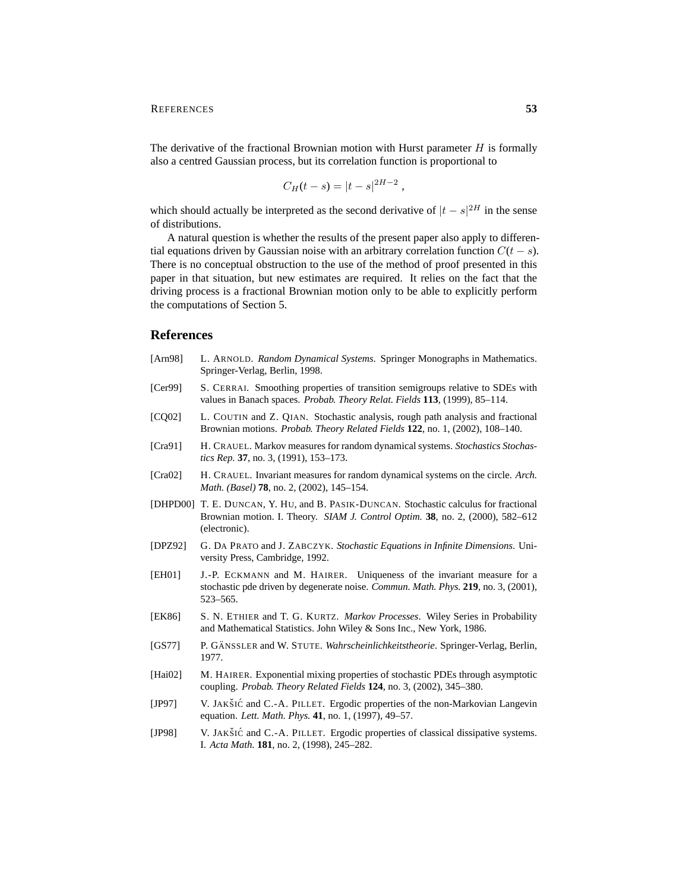The derivative of the fractional Brownian motion with Hurst parameter $H$ is formally also a centred Gaussian process, but its correlation function is proportional to

$$C_H(t-s) = |t-s|^{2H-2} ,$$

which should actually be interpreted as the second derivative of $|t-s|^{2H}$ in the sense of distributions.

A natural question is whether the results of the present paper also apply to differential equations driven by Gaussian noise with an arbitrary correlation function $C(t-s)$. There is no conceptual obstruction to the use of the method of proof presented in this paper in that situation, but new estimates are required. It relies on the fact that the driving process is a fractional Brownian motion only to be able to explicitly perform the computations of Section 5.

## References

[Arn98] L. ARNOLD. *Random Dynamical Systems*. Springer Monographs in Mathematics. Springer-Verlag, Berlin, 1998.

[Cer99] S. CERRAI. Smoothing properties of transition semigroups relative to SDEs with values in Banach spaces. *Probab. Theory Relat. Fields* **113**, (1999), 85–114.

[CQ02] L. COUTIN and Z. QIAN. Stochastic analysis, rough path analysis and fractional Brownian motions. *Probab. Theory Related Fields* **122**, no. 1, (2002), 108–140.

[Cra91] H. CRAUEL. Markov measures for random dynamical systems. *Stochastics Stochastics Rep.* **37**, no. 3, (1991), 153–173.

[Cra02] H. CRAUEL. Invariant measures for random dynamical systems on the circle. *Arch. Math. (Basel)* **78**, no. 2, (2002), 145–154.

[DHPD00] T. E. DUNCAN, Y. HU, and B. PASIK-DUNCAN. Stochastic calculus for fractional Brownian motion. I. Theory. *SIAM J. Control Optim.* **38**, no. 2, (2000), 582–612 (electronic).

[DPZ92] G. DA PRATO and J. ZABCZYK. *Stochastic Equations in Infinite Dimensions*. University Press, Cambridge, 1992.

[EH01] J.-P. ECKMANN and M. HAIRER. Uniqueness of the invariant measure for a stochastic pde driven by degenerate noise. *Commun. Math. Phys.* **219**, no. 3, (2001), 523–565.

[EK86] S. N. ETHIER and T. G. KURTZ. *Markov Processes*. Wiley Series in Probability and Mathematical Statistics. John Wiley & Sons Inc., New York, 1986.

[GS77] P. GÄNSSLER and W. STUTE. *Wahrscheinlichkeitstheorie*. Springer-Verlag, Berlin, 1977.

[Hai02] M. HAIRER. Exponential mixing properties of stochastic PDEs through asymptotic coupling. *Probab. Theory Related Fields* **124**, no. 3, (2002), 345–380.

[JP97] V. JAKŠIĆ and C.-A. PILLET. Ergodic properties of the non-Markovian Langevin equation. *Lett. Math. Phys.* **41**, no. 1, (1997), 49–57.

[JP98] V. JAKŠIĆ and C.-A. PILLET. Ergodic properties of classical dissipative systems. I. *Acta Math.* **181**, no. 2, (1998), 245–282.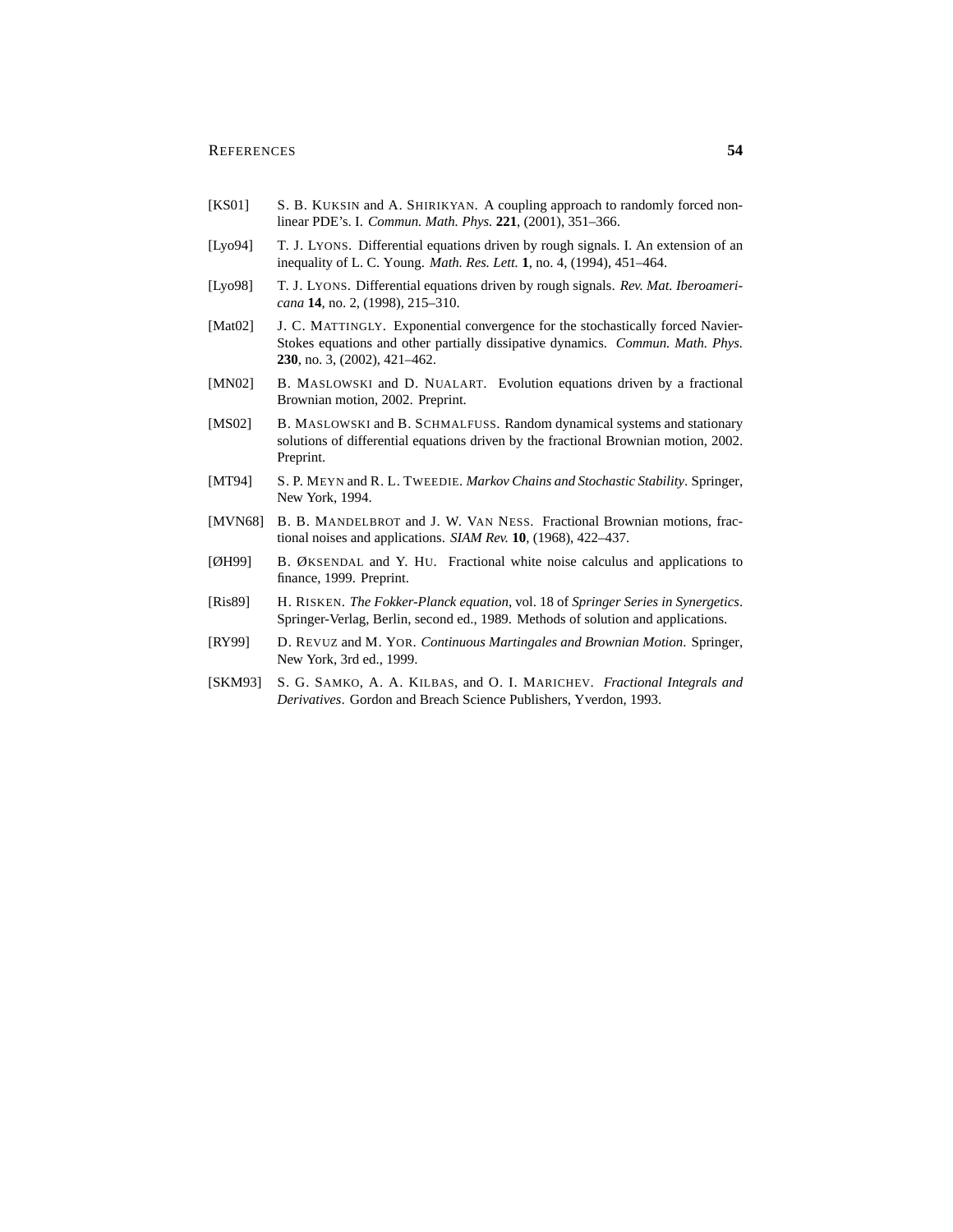[KS01] S. B. Kuksin and A. Shirikyan. A coupling approach to randomly forced nonlinear PDE's. I. *Commun. Math. Phys.* **221**, (2001), 351–366.

[Lyo94] T. J. Lyons. Differential equations driven by rough signals. I. An extension of an inequality of L. C. Young. *Math. Res. Lett.* **1**, no. 4, (1994), 451–464.

[Lyo98] T. J. Lyons. Differential equations driven by rough signals. *Rev. Mat. Iberoamericana* **14**, no. 2, (1998), 215–310.

[Mat02] J. C. Mattingly. Exponential convergence for the stochastically forced Navier-Stokes equations and other partially dissipative dynamics. *Commun. Math. Phys.* **230**, no. 3, (2002), 421–462.

[MN02] B. Maslowski and D. Nualart. Evolution equations driven by a fractional Brownian motion, 2002. Preprint.

[MS02] B. Maslowski and B. Schmalfuss. Random dynamical systems and stationary solutions of differential equations driven by the fractional Brownian motion, 2002. Preprint.

[MT94] S. P. Meyn and R. L. Tweedie. *Markov Chains and Stochastic Stability*. Springer, New York, 1994.

[MVN68] B. B. Mandelbrot and J. W. Van Ness. Fractional Brownian motions, fractional noises and applications. *SIAM Rev.* **10**, (1968), 422–437.

[ØH99] B. Øksendal and Y. Hu. Fractional white noise calculus and applications to finance, 1999. Preprint.

[Ris89] H. Risken. *The Fokker-Planck equation*, vol. 18 of *Springer Series in Synergetics*. Springer-Verlag, Berlin, second ed., 1989. Methods of solution and applications.

[RY99] D. Revuz and M. Yor. *Continuous Martingales and Brownian Motion*. Springer, New York, 3rd ed., 1999.

[SKM93] S. G. Samko, A. A. Kilbas, and O. I. Marichev. *Fractional Integrals and Derivatives*. Gordon and Breach Science Publishers, Yverdon, 1993.